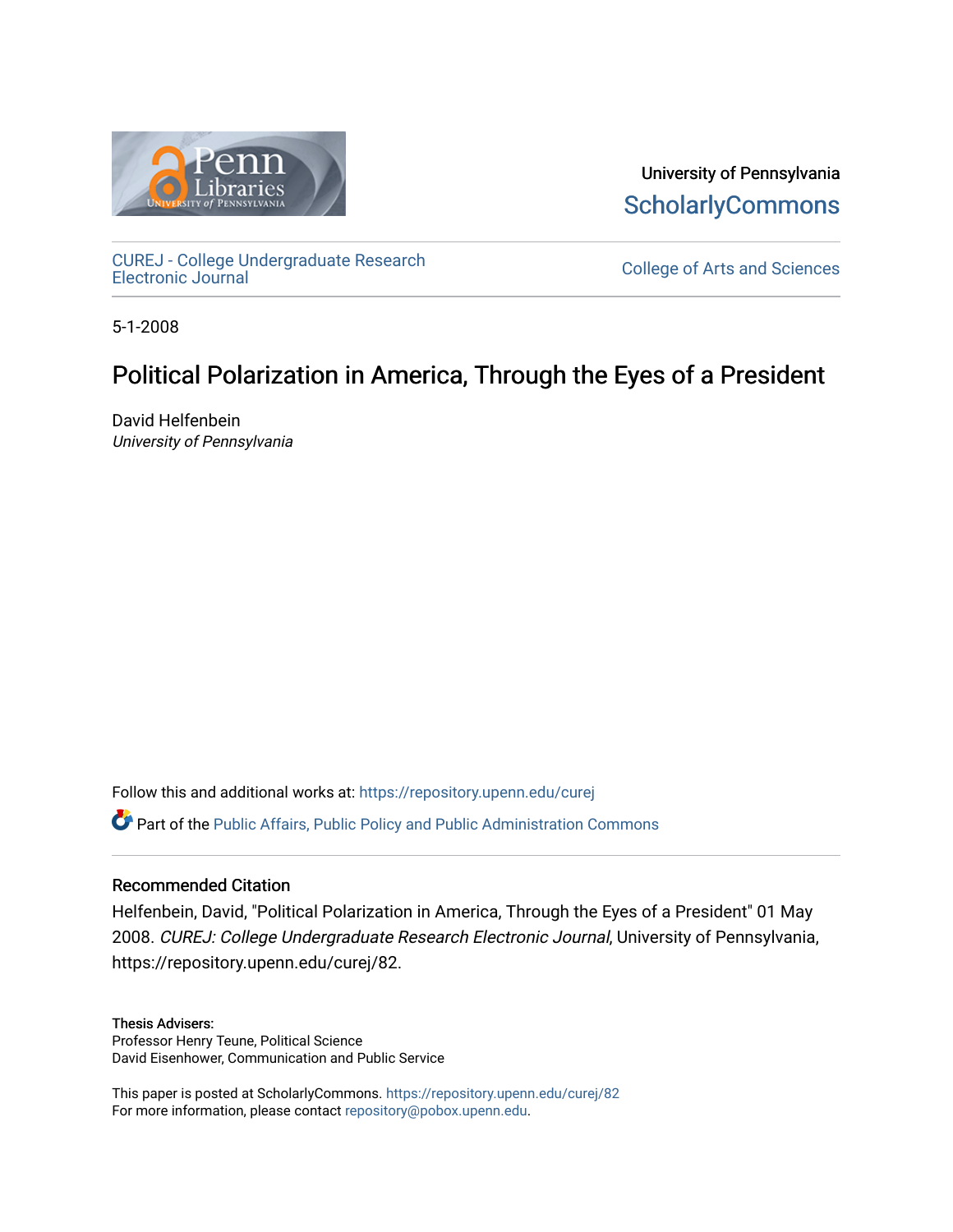University of Pennsylvania
ScholarlyCommons

CUREJ - College Undergraduate Research Electronic Journal

College of Arts and Sciences

5-1-2008

# Political Polarization in America, Through the Eyes of a President

David Helfenbein
*University of Pennsylvania*

Follow this and additional works at: https://repository.upenn.edu/curej

Part of the Public Affairs, Public Policy and Public Administration Commons

### Recommended Citation

Helfenbein, David, "Political Polarization in America, Through the Eyes of a President" 01 May 2008. *CUREJ: College Undergraduate Research Electronic Journal*, University of Pennsylvania, https://repository.upenn.edu/curej/82.

Thesis Advisers:
Professor Henry Teune, Political Science
David Eisenhower, Communication and Public Service

This paper is posted at ScholarlyCommons. https://repository.upenn.edu/curej/82
For more information, please contact repository@pobox.upenn.edu.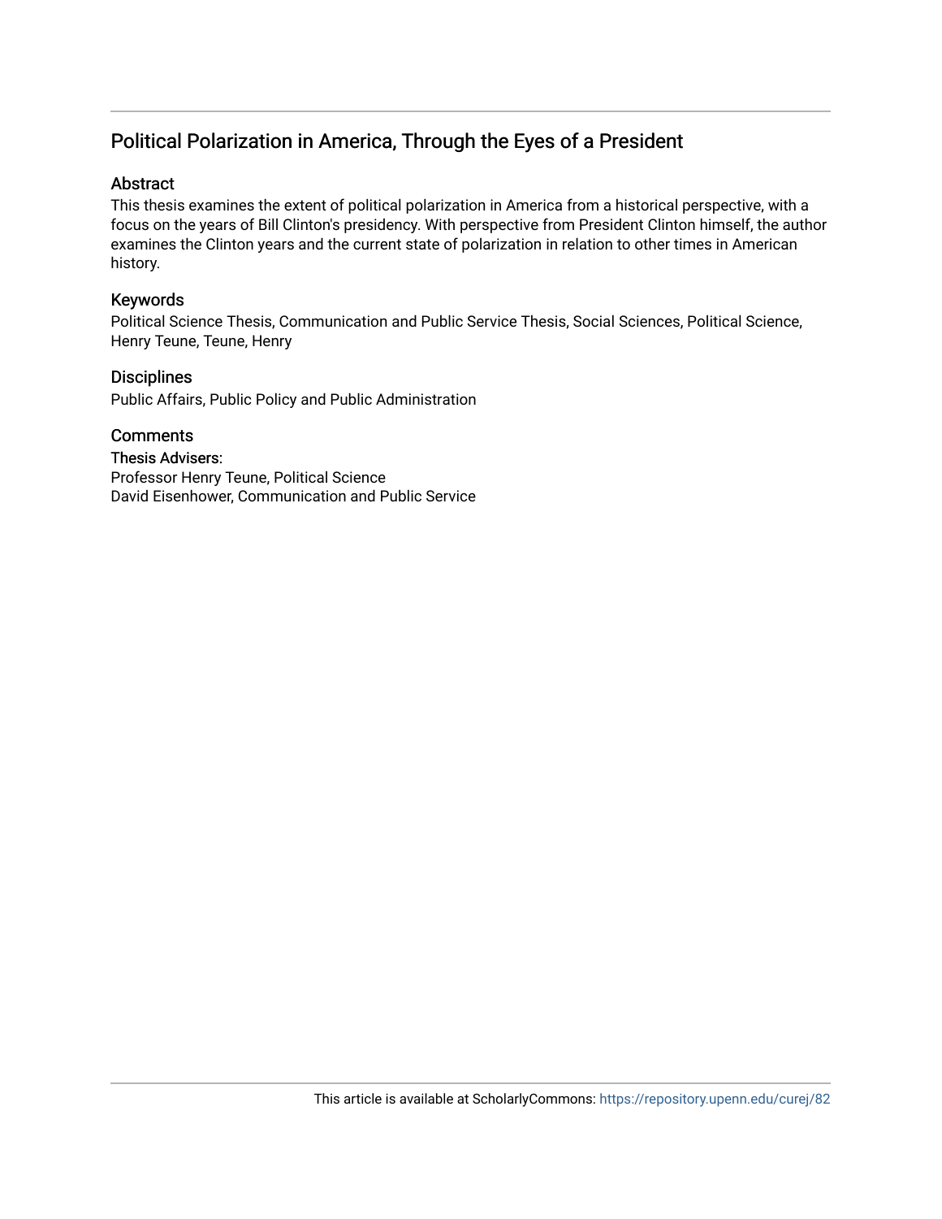## Political Polarization in America, Through the Eyes of a President

### Abstract

This thesis examines the extent of political polarization in America from a historical perspective, with a focus on the years of Bill Clinton's presidency. With perspective from President Clinton himself, the author examines the Clinton years and the current state of polarization in relation to other times in American history.

### Keywords

Political Science Thesis, Communication and Public Service Thesis, Social Sciences, Political Science, Henry Teune, Teune, Henry

### Disciplines

Public Affairs, Public Policy and Public Administration

### Comments

Thesis Advisers:
Professor Henry Teune, Political Science
David Eisenhower, Communication and Public Service

This article is available at ScholarlyCommons: https://repository.upenn.edu/curej/82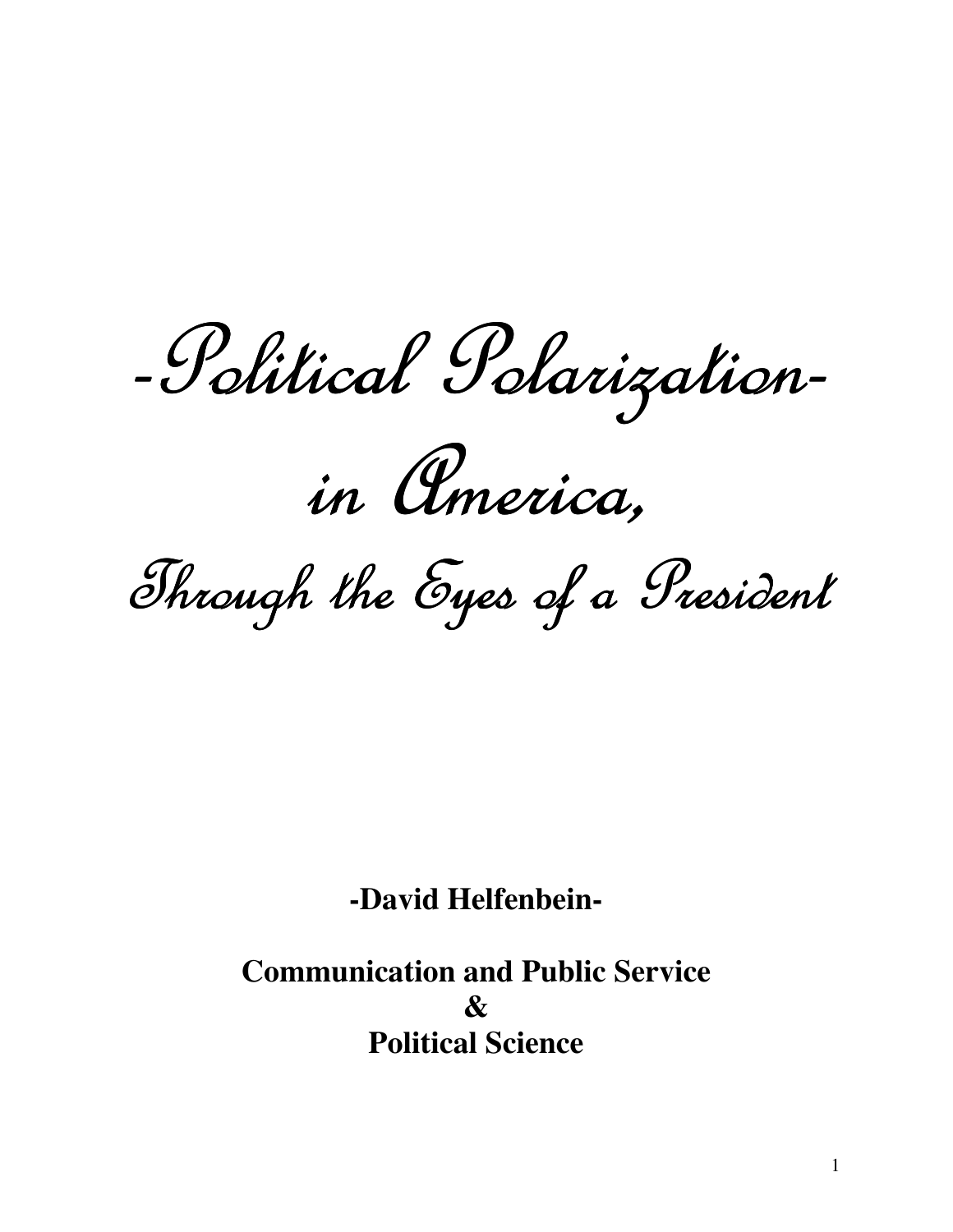# -Political Polarization- in America,

## Through the Eyes of a President

**-David Helfenbein-**

**Communication and Public Service**
**&**
**Political Science**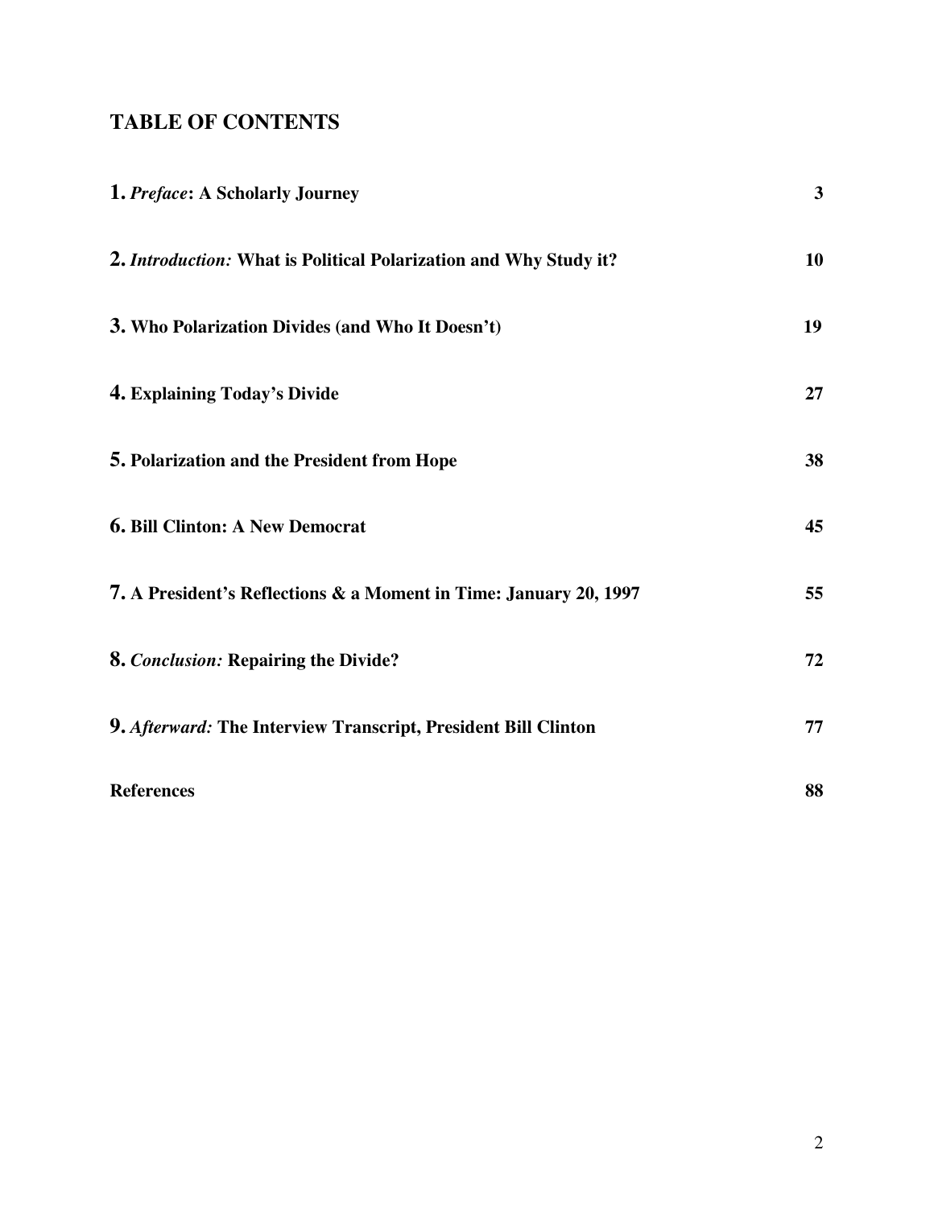## TABLE OF CONTENTS

| | |
|---|---|
| **1.** ***Preface*: A Scholarly Journey** | **3** |
| **2.** ***Introduction:* What is Political Polarization and Why Study it?** | **10** |
| **3. Who Polarization Divides (and Who It Doesn't)** | **19** |
| **4. Explaining Today's Divide** | **27** |
| **5. Polarization and the President from Hope** | **38** |
| **6. Bill Clinton: A New Democrat** | **45** |
| **7. A President's Reflections & a Moment in Time: January 20, 1997** | **55** |
| **8.** ***Conclusion:* Repairing the Divide?** | **72** |
| **9.** ***Afterward:* The Interview Transcript, President Bill Clinton** | **77** |
| **References** | **88** |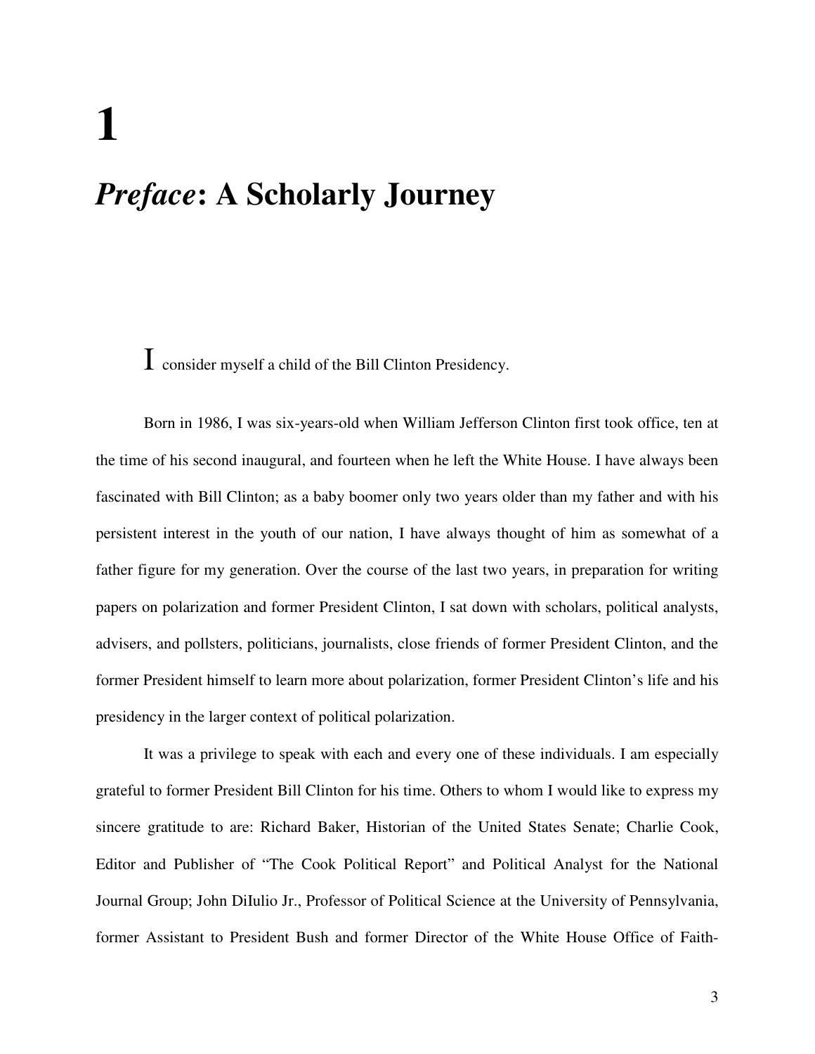# 1

# *Preface*: A Scholarly Journey

I consider myself a child of the Bill Clinton Presidency.

Born in 1986, I was six-years-old when William Jefferson Clinton first took office, ten at the time of his second inaugural, and fourteen when he left the White House. I have always been fascinated with Bill Clinton; as a baby boomer only two years older than my father and with his persistent interest in the youth of our nation, I have always thought of him as somewhat of a father figure for my generation. Over the course of the last two years, in preparation for writing papers on polarization and former President Clinton, I sat down with scholars, political analysts, advisers, and pollsters, politicians, journalists, close friends of former President Clinton, and the former President himself to learn more about polarization, former President Clinton's life and his presidency in the larger context of political polarization.

It was a privilege to speak with each and every one of these individuals. I am especially grateful to former President Bill Clinton for his time. Others to whom I would like to express my sincere gratitude to are: Richard Baker, Historian of the United States Senate; Charlie Cook, Editor and Publisher of "The Cook Political Report" and Political Analyst for the National Journal Group; John DiIulio Jr., Professor of Political Science at the University of Pennsylvania, former Assistant to President Bush and former Director of the White House Office of Faith-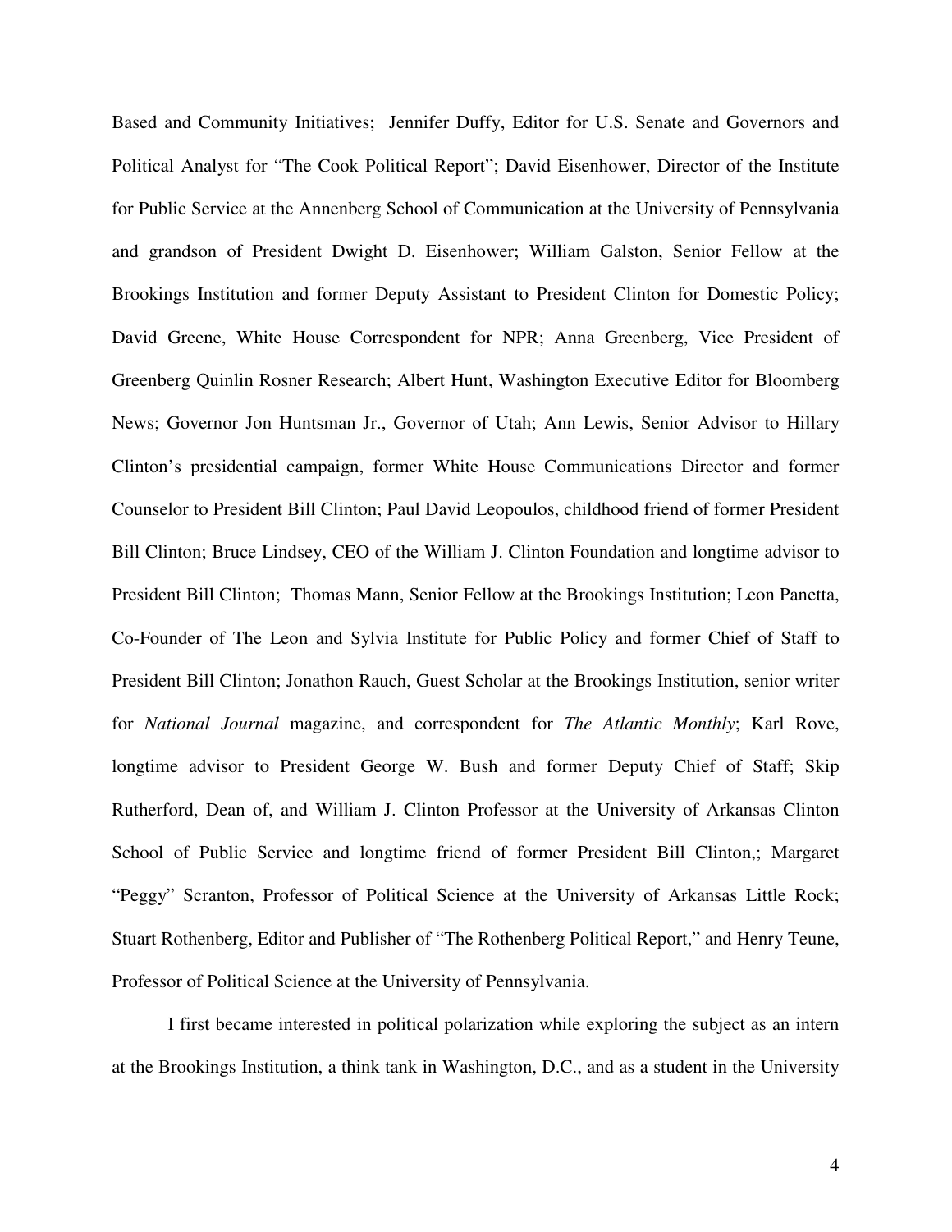Based and Community Initiatives; Jennifer Duffy, Editor for U.S. Senate and Governors and Political Analyst for "The Cook Political Report"; David Eisenhower, Director of the Institute for Public Service at the Annenberg School of Communication at the University of Pennsylvania and grandson of President Dwight D. Eisenhower; William Galston, Senior Fellow at the Brookings Institution and former Deputy Assistant to President Clinton for Domestic Policy; David Greene, White House Correspondent for NPR; Anna Greenberg, Vice President of Greenberg Quinlin Rosner Research; Albert Hunt, Washington Executive Editor for Bloomberg News; Governor Jon Huntsman Jr., Governor of Utah; Ann Lewis, Senior Advisor to Hillary Clinton's presidential campaign, former White House Communications Director and former Counselor to President Bill Clinton; Paul David Leopoulos, childhood friend of former President Bill Clinton; Bruce Lindsey, CEO of the William J. Clinton Foundation and longtime advisor to President Bill Clinton; Thomas Mann, Senior Fellow at the Brookings Institution; Leon Panetta, Co-Founder of The Leon and Sylvia Institute for Public Policy and former Chief of Staff to President Bill Clinton; Jonathon Rauch, Guest Scholar at the Brookings Institution, senior writer for *National Journal* magazine, and correspondent for *The Atlantic Monthly*; Karl Rove, longtime advisor to President George W. Bush and former Deputy Chief of Staff; Skip Rutherford, Dean of, and William J. Clinton Professor at the University of Arkansas Clinton School of Public Service and longtime friend of former President Bill Clinton,; Margaret "Peggy" Scranton, Professor of Political Science at the University of Arkansas Little Rock; Stuart Rothenberg, Editor and Publisher of "The Rothenberg Political Report," and Henry Teune, Professor of Political Science at the University of Pennsylvania.

I first became interested in political polarization while exploring the subject as an intern at the Brookings Institution, a think tank in Washington, D.C., and as a student in the University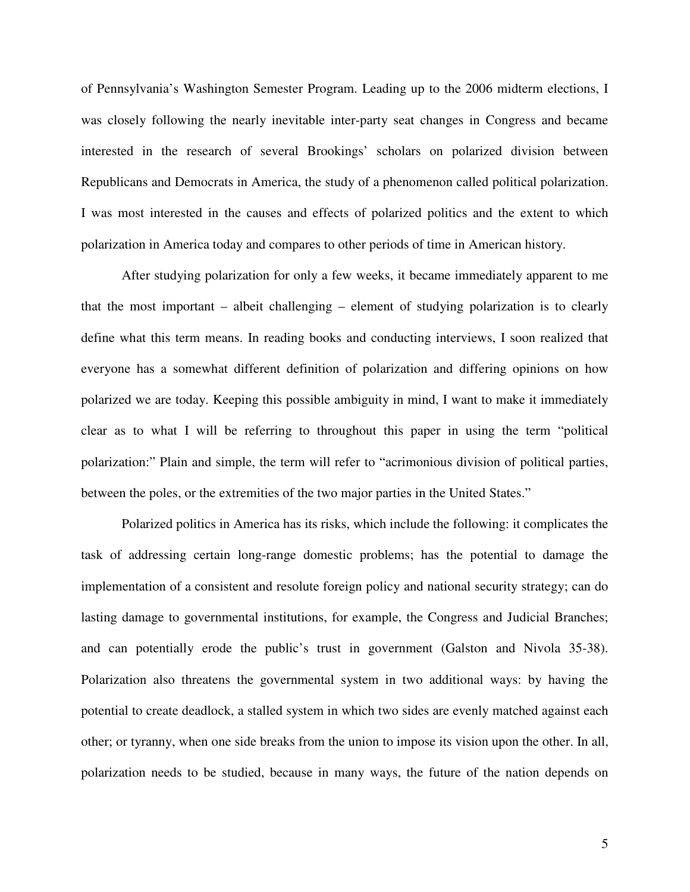of Pennsylvania's Washington Semester Program. Leading up to the 2006 midterm elections, I was closely following the nearly inevitable inter-party seat changes in Congress and became interested in the research of several Brookings' scholars on polarized division between Republicans and Democrats in America, the study of a phenomenon called political polarization. I was most interested in the causes and effects of polarized politics and the extent to which polarization in America today and compares to other periods of time in American history.

After studying polarization for only a few weeks, it became immediately apparent to me that the most important – albeit challenging – element of studying polarization is to clearly define what this term means. In reading books and conducting interviews, I soon realized that everyone has a somewhat different definition of polarization and differing opinions on how polarized we are today. Keeping this possible ambiguity in mind, I want to make it immediately clear as to what I will be referring to throughout this paper in using the term "political polarization:" Plain and simple, the term will refer to "acrimonious division of political parties, between the poles, or the extremities of the two major parties in the United States."

Polarized politics in America has its risks, which include the following: it complicates the task of addressing certain long-range domestic problems; has the potential to damage the implementation of a consistent and resolute foreign policy and national security strategy; can do lasting damage to governmental institutions, for example, the Congress and Judicial Branches; and can potentially erode the public's trust in government (Galston and Nivola 35-38). Polarization also threatens the governmental system in two additional ways: by having the potential to create deadlock, a stalled system in which two sides are evenly matched against each other; or tyranny, when one side breaks from the union to impose its vision upon the other. In all, polarization needs to be studied, because in many ways, the future of the nation depends on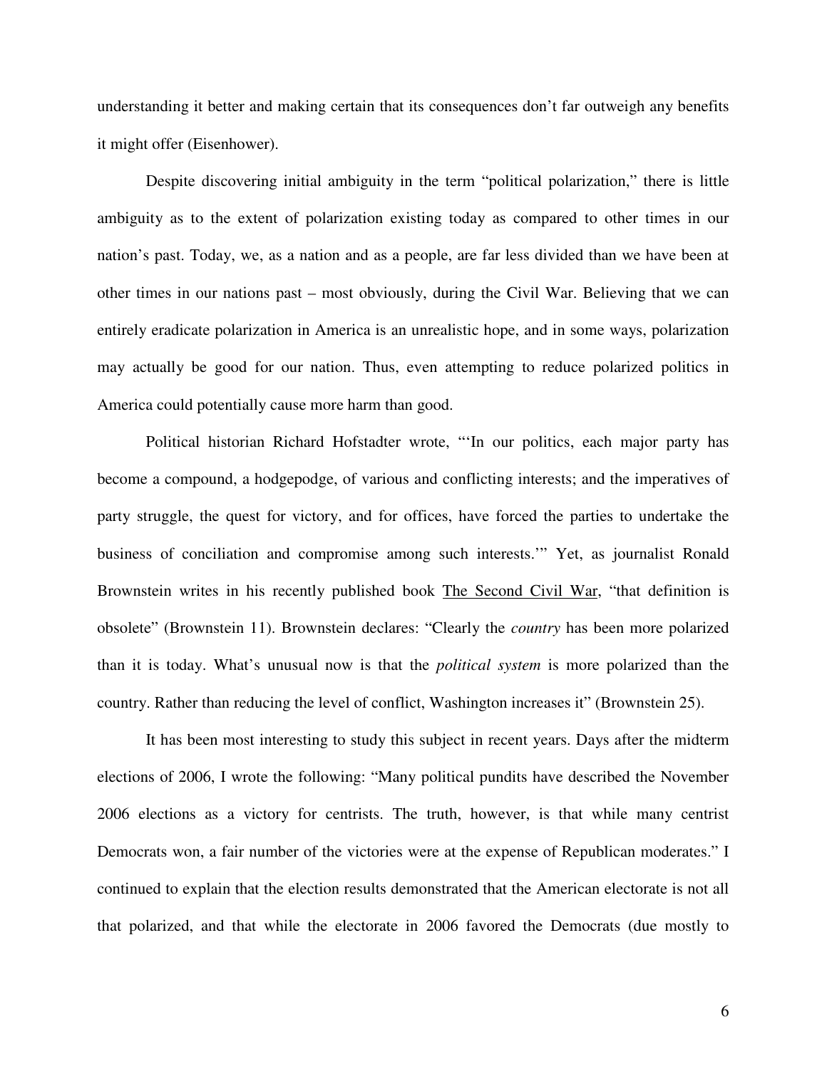understanding it better and making certain that its consequences don't far outweigh any benefits it might offer (Eisenhower).

Despite discovering initial ambiguity in the term "political polarization," there is little ambiguity as to the extent of polarization existing today as compared to other times in our nation's past. Today, we, as a nation and as a people, are far less divided than we have been at other times in our nations past – most obviously, during the Civil War. Believing that we can entirely eradicate polarization in America is an unrealistic hope, and in some ways, polarization may actually be good for our nation. Thus, even attempting to reduce polarized politics in America could potentially cause more harm than good.

Political historian Richard Hofstadter wrote, "'In our politics, each major party has become a compound, a hodgepodge, of various and conflicting interests; and the imperatives of party struggle, the quest for victory, and for offices, have forced the parties to undertake the business of conciliation and compromise among such interests.'" Yet, as journalist Ronald Brownstein writes in his recently published book <u>The Second Civil War</u>, "that definition is obsolete" (Brownstein 11). Brownstein declares: "Clearly the *country* has been more polarized than it is today. What's unusual now is that the *political system* is more polarized than the country. Rather than reducing the level of conflict, Washington increases it" (Brownstein 25).

It has been most interesting to study this subject in recent years. Days after the midterm elections of 2006, I wrote the following: "Many political pundits have described the November 2006 elections as a victory for centrists. The truth, however, is that while many centrist Democrats won, a fair number of the victories were at the expense of Republican moderates." I continued to explain that the election results demonstrated that the American electorate is not all that polarized, and that while the electorate in 2006 favored the Democrats (due mostly to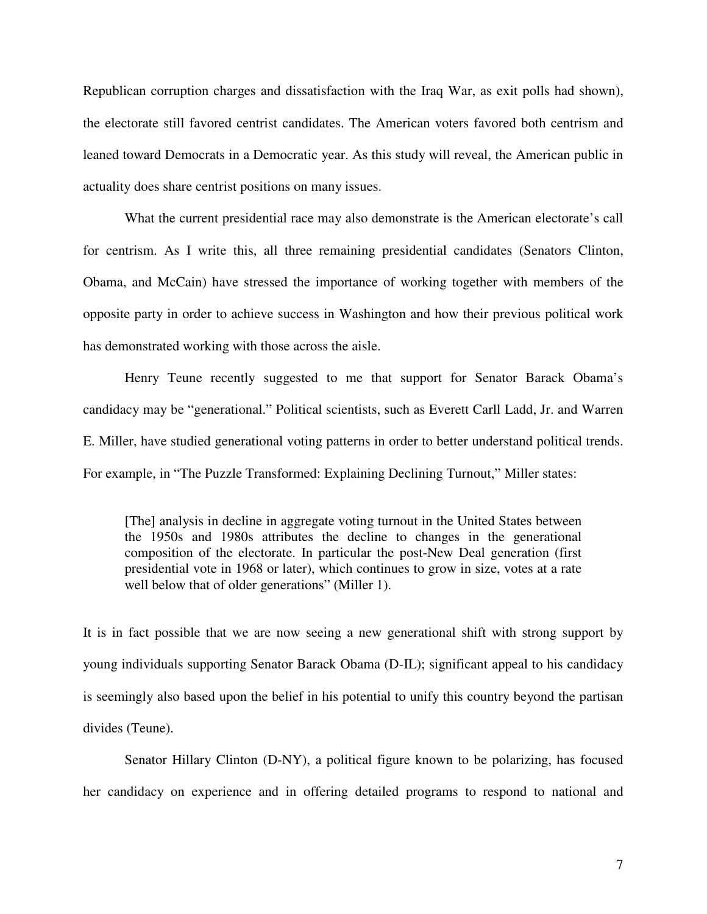Republican corruption charges and dissatisfaction with the Iraq War, as exit polls had shown), the electorate still favored centrist candidates. The American voters favored both centrism and leaned toward Democrats in a Democratic year. As this study will reveal, the American public in actuality does share centrist positions on many issues.

What the current presidential race may also demonstrate is the American electorate's call for centrism. As I write this, all three remaining presidential candidates (Senators Clinton, Obama, and McCain) have stressed the importance of working together with members of the opposite party in order to achieve success in Washington and how their previous political work has demonstrated working with those across the aisle.

Henry Teune recently suggested to me that support for Senator Barack Obama's candidacy may be "generational." Political scientists, such as Everett Carll Ladd, Jr. and Warren E. Miller, have studied generational voting patterns in order to better understand political trends. For example, in "The Puzzle Transformed: Explaining Declining Turnout," Miller states:

> [The] analysis in decline in aggregate voting turnout in the United States between the 1950s and 1980s attributes the decline to changes in the generational composition of the electorate. In particular the post-New Deal generation (first presidential vote in 1968 or later), which continues to grow in size, votes at a rate well below that of older generations" (Miller 1).

It is in fact possible that we are now seeing a new generational shift with strong support by young individuals supporting Senator Barack Obama (D-IL); significant appeal to his candidacy is seemingly also based upon the belief in his potential to unify this country beyond the partisan divides (Teune).

Senator Hillary Clinton (D-NY), a political figure known to be polarizing, has focused her candidacy on experience and in offering detailed programs to respond to national and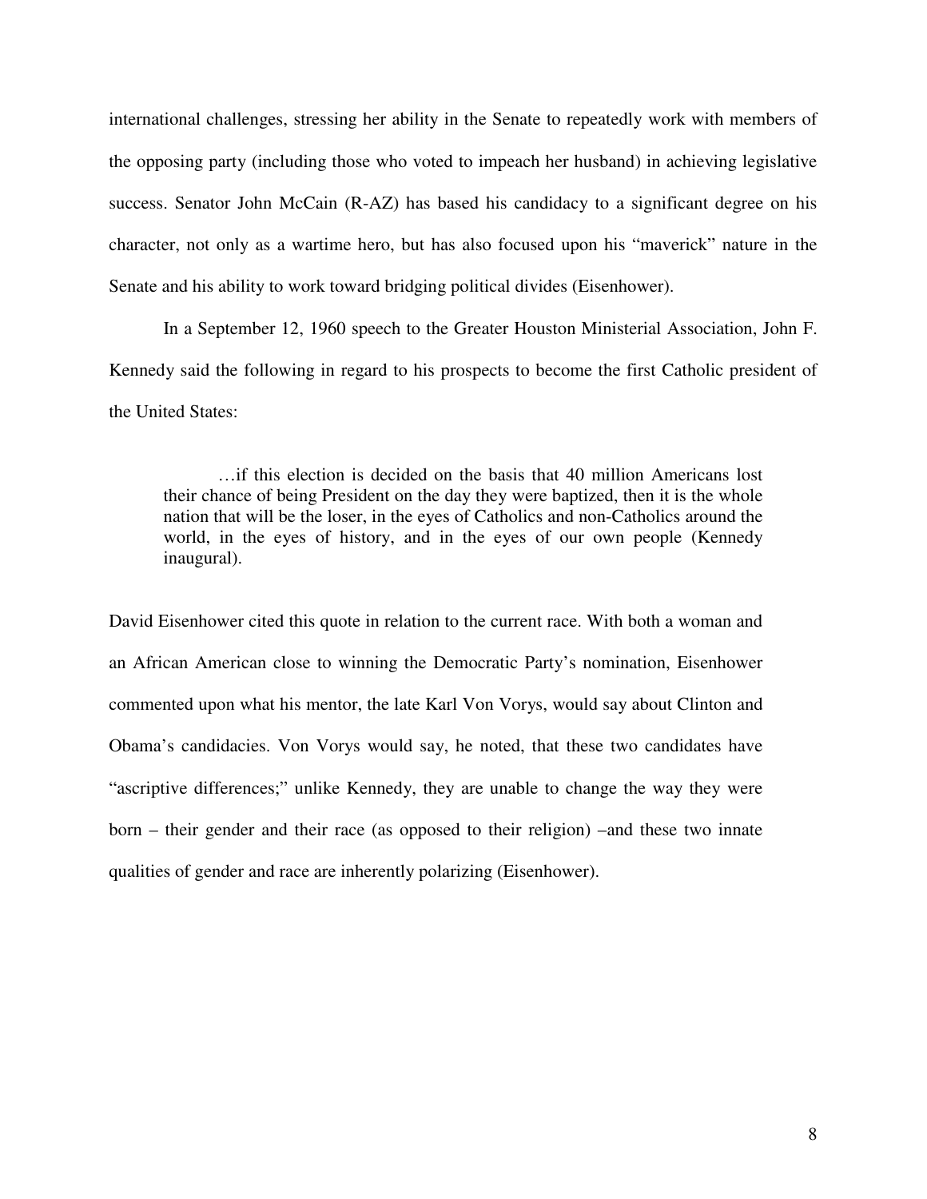international challenges, stressing her ability in the Senate to repeatedly work with members of the opposing party (including those who voted to impeach her husband) in achieving legislative success. Senator John McCain (R-AZ) has based his candidacy to a significant degree on his character, not only as a wartime hero, but has also focused upon his "maverick" nature in the Senate and his ability to work toward bridging political divides (Eisenhower).

In a September 12, 1960 speech to the Greater Houston Ministerial Association, John F. Kennedy said the following in regard to his prospects to become the first Catholic president of the United States:

> …if this election is decided on the basis that 40 million Americans lost their chance of being President on the day they were baptized, then it is the whole nation that will be the loser, in the eyes of Catholics and non-Catholics around the world, in the eyes of history, and in the eyes of our own people (Kennedy inaugural).

David Eisenhower cited this quote in relation to the current race. With both a woman and an African American close to winning the Democratic Party's nomination, Eisenhower commented upon what his mentor, the late Karl Von Vorys, would say about Clinton and Obama's candidacies. Von Vorys would say, he noted, that these two candidates have "ascriptive differences;" unlike Kennedy, they are unable to change the way they were born – their gender and their race (as opposed to their religion) –and these two innate qualities of gender and race are inherently polarizing (Eisenhower).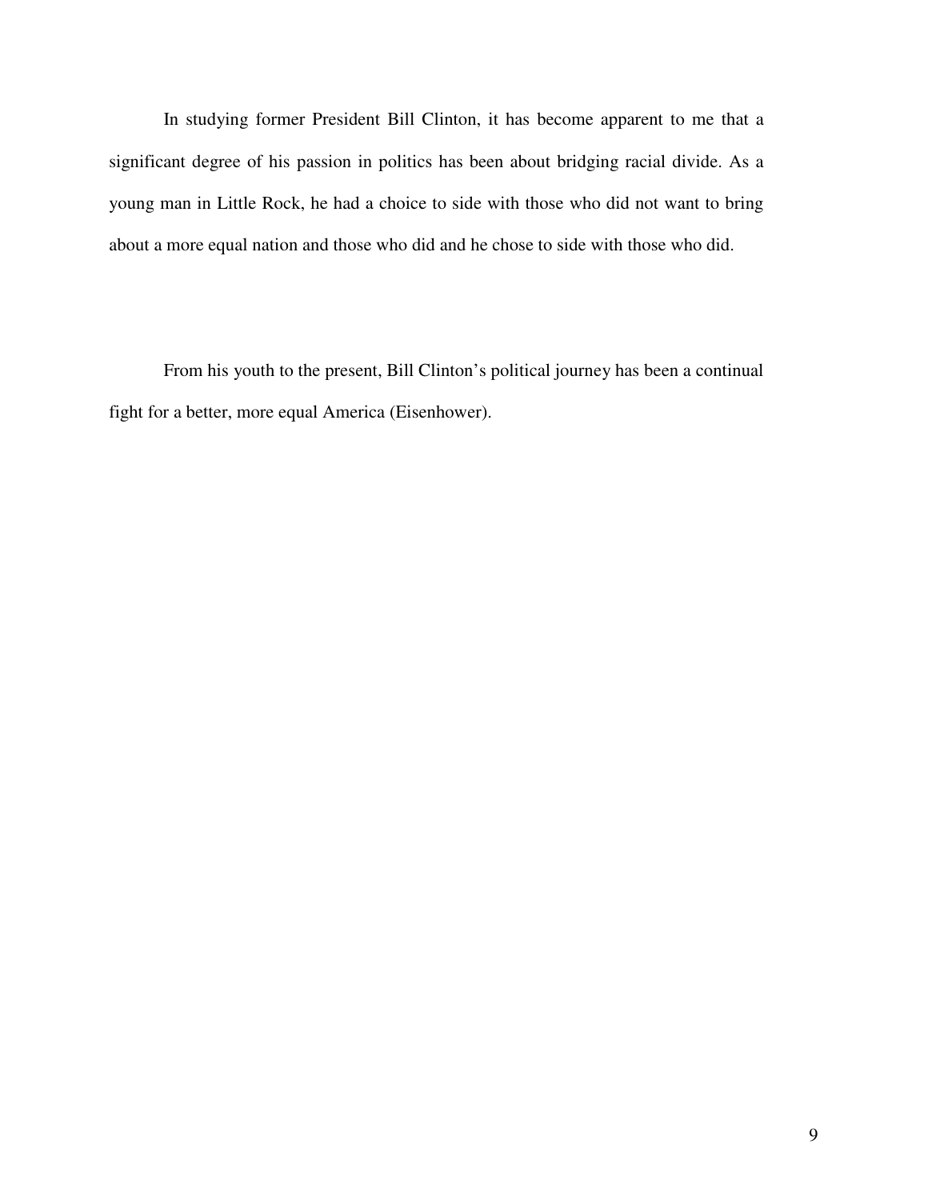In studying former President Bill Clinton, it has become apparent to me that a significant degree of his passion in politics has been about bridging racial divide. As a young man in Little Rock, he had a choice to side with those who did not want to bring about a more equal nation and those who did and he chose to side with those who did.

From his youth to the present, Bill Clinton's political journey has been a continual fight for a better, more equal America (Eisenhower).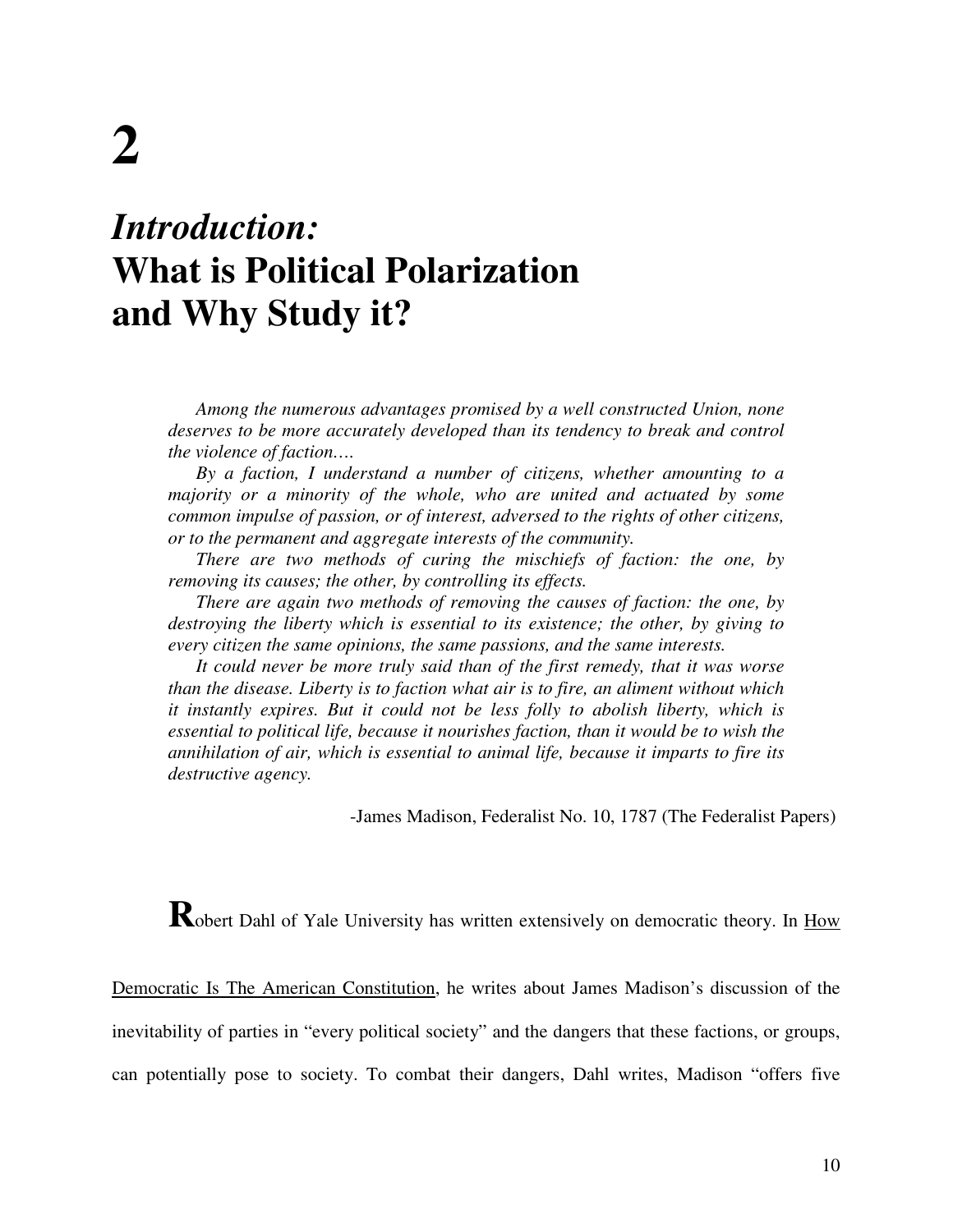# 2

# *Introduction:* What is Political Polarization and Why Study it?

> *Among the numerous advantages promised by a well constructed Union, none deserves to be more accurately developed than its tendency to break and control the violence of faction….*
>
> *By a faction, I understand a number of citizens, whether amounting to a majority or a minority of the whole, who are united and actuated by some common impulse of passion, or of interest, adversed to the rights of other citizens, or to the permanent and aggregate interests of the community.*
>
> *There are two methods of curing the mischiefs of faction: the one, by removing its causes; the other, by controlling its effects.*
>
> *There are again two methods of removing the causes of faction: the one, by destroying the liberty which is essential to its existence; the other, by giving to every citizen the same opinions, the same passions, and the same interests.*
>
> *It could never be more truly said than of the first remedy, that it was worse than the disease. Liberty is to faction what air is to fire, an aliment without which it instantly expires. But it could not be less folly to abolish liberty, which is essential to political life, because it nourishes faction, than it would be to wish the annihilation of air, which is essential to animal life, because it imparts to fire its destructive agency.*
>
> -James Madison, Federalist No. 10, 1787 (The Federalist Papers)

**R**obert Dahl of Yale University has written extensively on democratic theory. In How Democratic Is The American Constitution, he writes about James Madison's discussion of the inevitability of parties in "every political society" and the dangers that these factions, or groups, can potentially pose to society. To combat their dangers, Dahl writes, Madison "offers five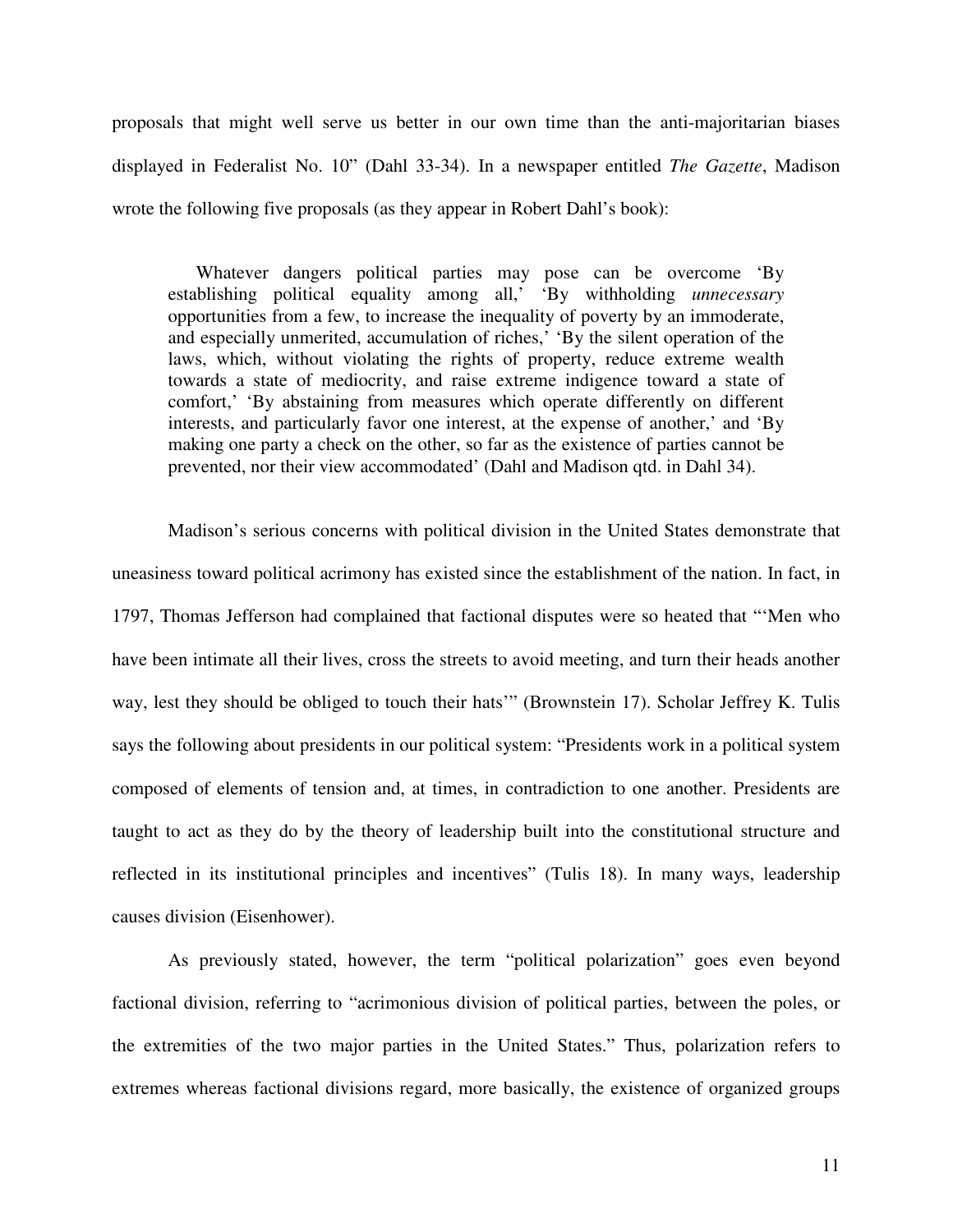proposals that might well serve us better in our own time than the anti-majoritarian biases displayed in Federalist No. 10" (Dahl 33-34). In a newspaper entitled *The Gazette*, Madison wrote the following five proposals (as they appear in Robert Dahl's book):

> Whatever dangers political parties may pose can be overcome 'By establishing political equality among all,' 'By withholding *unnecessary* opportunities from a few, to increase the inequality of poverty by an immoderate, and especially unmerited, accumulation of riches,' 'By the silent operation of the laws, which, without violating the rights of property, reduce extreme wealth towards a state of mediocrity, and raise extreme indigence toward a state of comfort,' 'By abstaining from measures which operate differently on different interests, and particularly favor one interest, at the expense of another,' and 'By making one party a check on the other, so far as the existence of parties cannot be prevented, nor their view accommodated' (Dahl and Madison qtd. in Dahl 34).

Madison's serious concerns with political division in the United States demonstrate that uneasiness toward political acrimony has existed since the establishment of the nation. In fact, in 1797, Thomas Jefferson had complained that factional disputes were so heated that "'Men who have been intimate all their lives, cross the streets to avoid meeting, and turn their heads another way, lest they should be obliged to touch their hats'" (Brownstein 17). Scholar Jeffrey K. Tulis says the following about presidents in our political system: "Presidents work in a political system composed of elements of tension and, at times, in contradiction to one another. Presidents are taught to act as they do by the theory of leadership built into the constitutional structure and reflected in its institutional principles and incentives" (Tulis 18). In many ways, leadership causes division (Eisenhower).

As previously stated, however, the term "political polarization" goes even beyond factional division, referring to "acrimonious division of political parties, between the poles, or the extremities of the two major parties in the United States." Thus, polarization refers to extremes whereas factional divisions regard, more basically, the existence of organized groups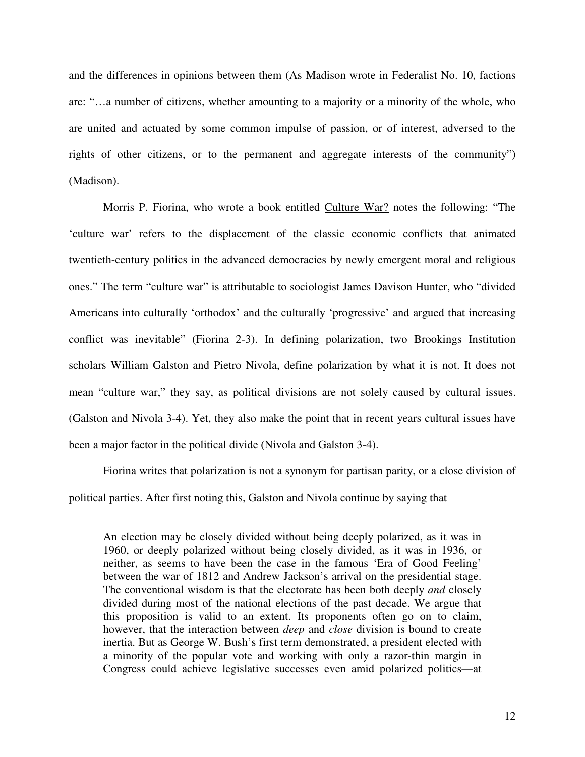and the differences in opinions between them (As Madison wrote in Federalist No. 10, factions are: "…a number of citizens, whether amounting to a majority or a minority of the whole, who are united and actuated by some common impulse of passion, or of interest, adversed to the rights of other citizens, or to the permanent and aggregate interests of the community") (Madison).

Morris P. Fiorina, who wrote a book entitled Culture War? notes the following: "The 'culture war' refers to the displacement of the classic economic conflicts that animated twentieth-century politics in the advanced democracies by newly emergent moral and religious ones." The term "culture war" is attributable to sociologist James Davison Hunter, who "divided Americans into culturally 'orthodox' and the culturally 'progressive' and argued that increasing conflict was inevitable" (Fiorina 2-3). In defining polarization, two Brookings Institution scholars William Galston and Pietro Nivola, define polarization by what it is not. It does not mean "culture war," they say, as political divisions are not solely caused by cultural issues. (Galston and Nivola 3-4). Yet, they also make the point that in recent years cultural issues have been a major factor in the political divide (Nivola and Galston 3-4).

Fiorina writes that polarization is not a synonym for partisan parity, or a close division of political parties. After first noting this, Galston and Nivola continue by saying that

> An election may be closely divided without being deeply polarized, as it was in 1960, or deeply polarized without being closely divided, as it was in 1936, or neither, as seems to have been the case in the famous 'Era of Good Feeling' between the war of 1812 and Andrew Jackson's arrival on the presidential stage. The conventional wisdom is that the electorate has been both deeply *and* closely divided during most of the national elections of the past decade. We argue that this proposition is valid to an extent. Its proponents often go on to claim, however, that the interaction between *deep* and *close* division is bound to create inertia. But as George W. Bush's first term demonstrated, a president elected with a minority of the popular vote and working with only a razor-thin margin in Congress could achieve legislative successes even amid polarized politics—at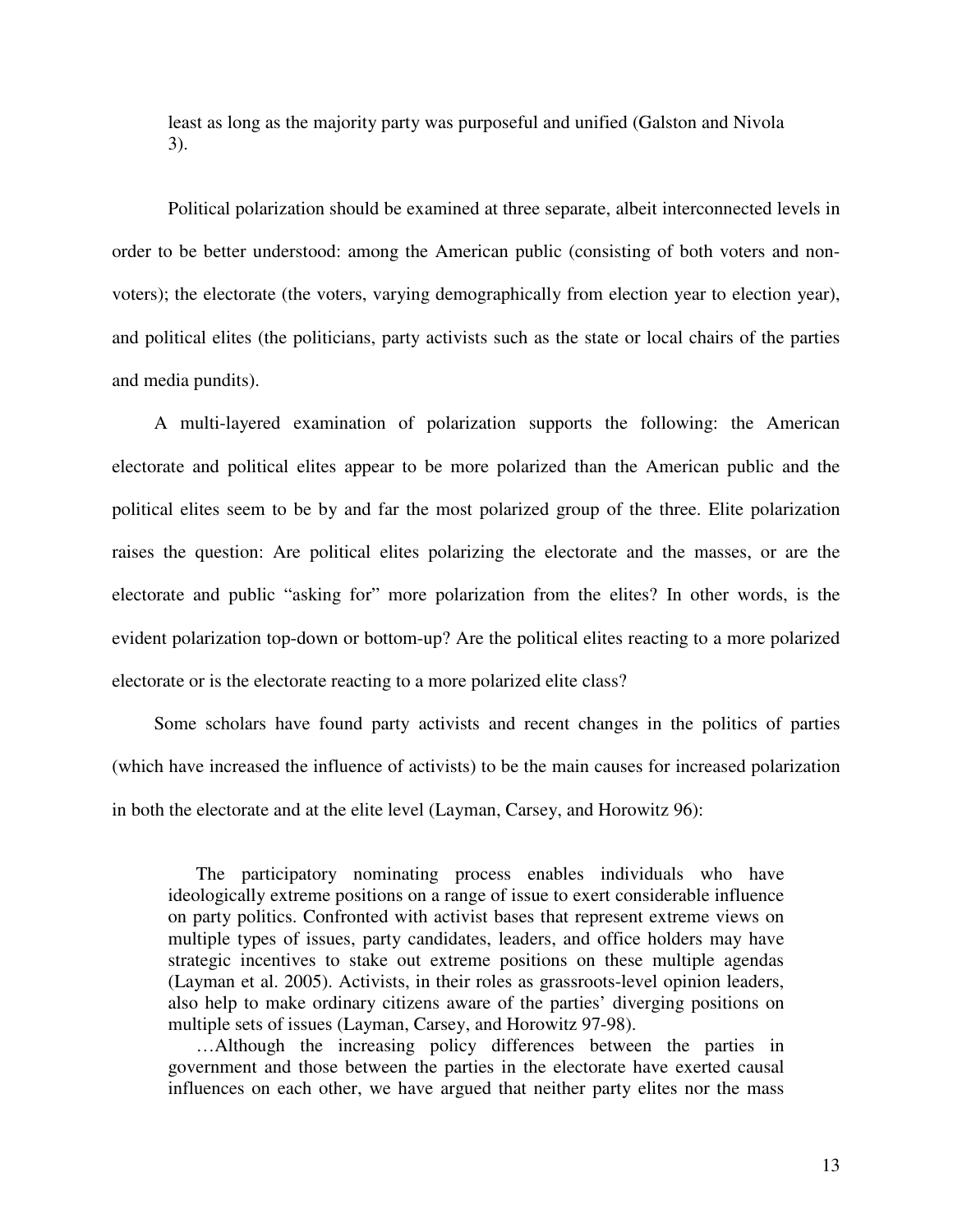> least as long as the majority party was purposeful and unified (Galston and Nivola 3).

Political polarization should be examined at three separate, albeit interconnected levels in order to be better understood: among the American public (consisting of both voters and non-voters); the electorate (the voters, varying demographically from election year to election year), and political elites (the politicians, party activists such as the state or local chairs of the parties and media pundits).

A multi-layered examination of polarization supports the following: the American electorate and political elites appear to be more polarized than the American public and the political elites seem to be by and far the most polarized group of the three. Elite polarization raises the question: Are political elites polarizing the electorate and the masses, or are the electorate and public "asking for" more polarization from the elites? In other words, is the evident polarization top-down or bottom-up? Are the political elites reacting to a more polarized electorate or is the electorate reacting to a more polarized elite class?

Some scholars have found party activists and recent changes in the politics of parties (which have increased the influence of activists) to be the main causes for increased polarization in both the electorate and at the elite level (Layman, Carsey, and Horowitz 96):

> The participatory nominating process enables individuals who have ideologically extreme positions on a range of issue to exert considerable influence on party politics. Confronted with activist bases that represent extreme views on multiple types of issues, party candidates, leaders, and office holders may have strategic incentives to stake out extreme positions on these multiple agendas (Layman et al. 2005). Activists, in their roles as grassroots-level opinion leaders, also help to make ordinary citizens aware of the parties' diverging positions on multiple sets of issues (Layman, Carsey, and Horowitz 97-98).
>
> …Although the increasing policy differences between the parties in government and those between the parties in the electorate have exerted causal influences on each other, we have argued that neither party elites nor the mass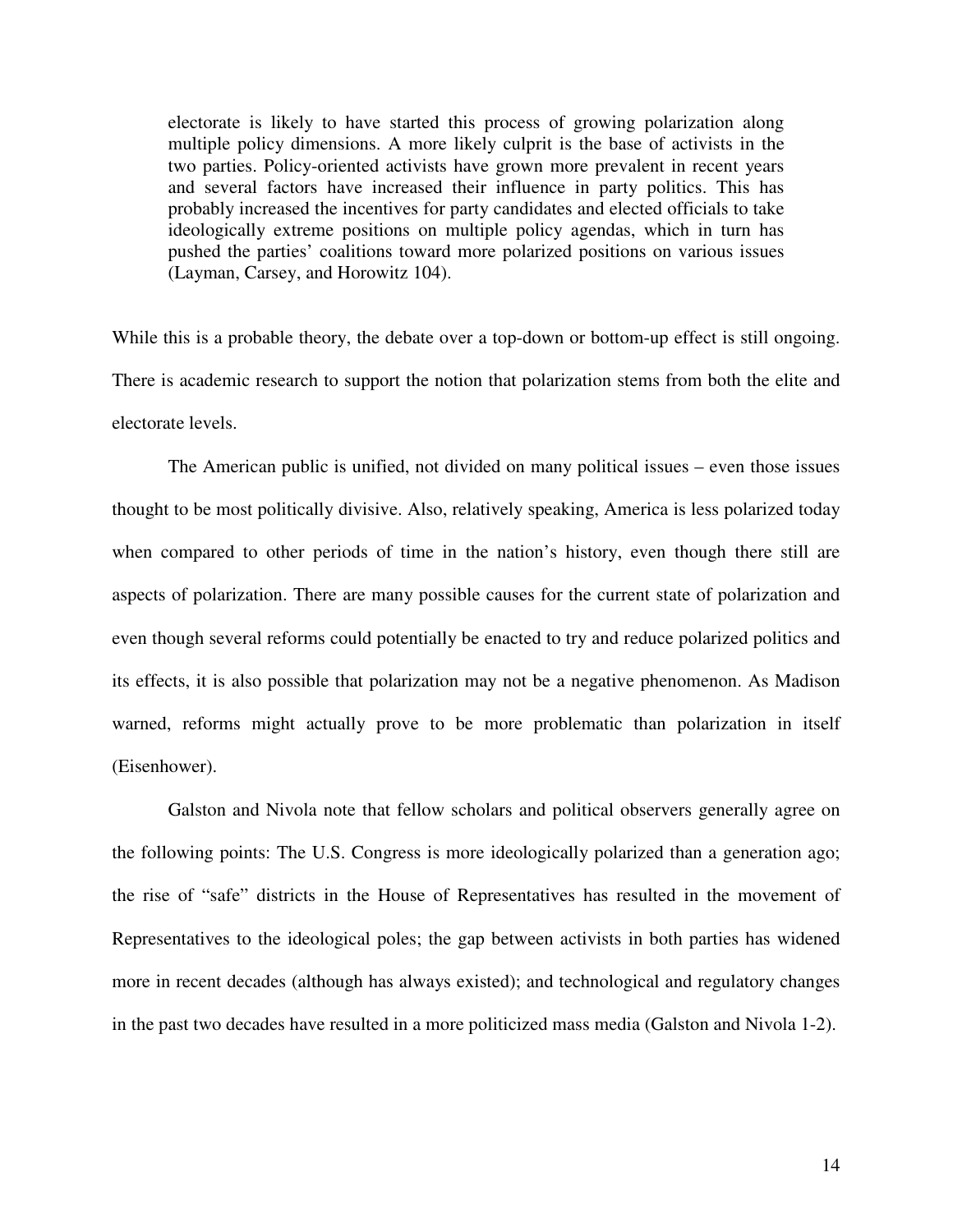> electorate is likely to have started this process of growing polarization along multiple policy dimensions. A more likely culprit is the base of activists in the two parties. Policy-oriented activists have grown more prevalent in recent years and several factors have increased their influence in party politics. This has probably increased the incentives for party candidates and elected officials to take ideologically extreme positions on multiple policy agendas, which in turn has pushed the parties' coalitions toward more polarized positions on various issues (Layman, Carsey, and Horowitz 104).

While this is a probable theory, the debate over a top-down or bottom-up effect is still ongoing. There is academic research to support the notion that polarization stems from both the elite and electorate levels.

The American public is unified, not divided on many political issues – even those issues thought to be most politically divisive. Also, relatively speaking, America is less polarized today when compared to other periods of time in the nation's history, even though there still are aspects of polarization. There are many possible causes for the current state of polarization and even though several reforms could potentially be enacted to try and reduce polarized politics and its effects, it is also possible that polarization may not be a negative phenomenon. As Madison warned, reforms might actually prove to be more problematic than polarization in itself (Eisenhower).

Galston and Nivola note that fellow scholars and political observers generally agree on the following points: The U.S. Congress is more ideologically polarized than a generation ago; the rise of "safe" districts in the House of Representatives has resulted in the movement of Representatives to the ideological poles; the gap between activists in both parties has widened more in recent decades (although has always existed); and technological and regulatory changes in the past two decades have resulted in a more politicized mass media (Galston and Nivola 1-2).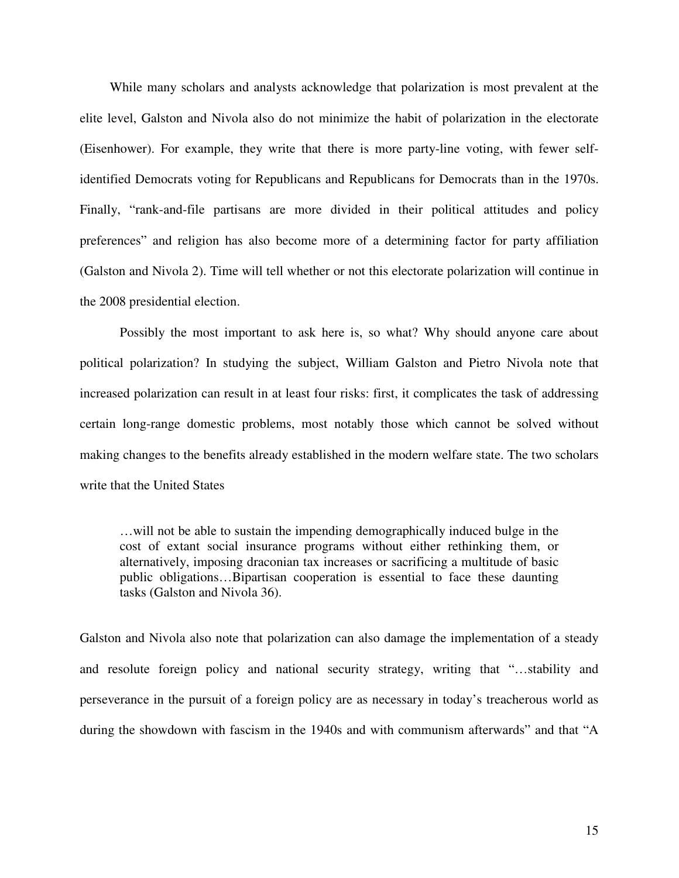While many scholars and analysts acknowledge that polarization is most prevalent at the elite level, Galston and Nivola also do not minimize the habit of polarization in the electorate (Eisenhower). For example, they write that there is more party-line voting, with fewer self-identified Democrats voting for Republicans and Republicans for Democrats than in the 1970s. Finally, "rank-and-file partisans are more divided in their political attitudes and policy preferences" and religion has also become more of a determining factor for party affiliation (Galston and Nivola 2). Time will tell whether or not this electorate polarization will continue in the 2008 presidential election.

Possibly the most important to ask here is, so what? Why should anyone care about political polarization? In studying the subject, William Galston and Pietro Nivola note that increased polarization can result in at least four risks: first, it complicates the task of addressing certain long-range domestic problems, most notably those which cannot be solved without making changes to the benefits already established in the modern welfare state. The two scholars write that the United States

> …will not be able to sustain the impending demographically induced bulge in the cost of extant social insurance programs without either rethinking them, or alternatively, imposing draconian tax increases or sacrificing a multitude of basic public obligations…Bipartisan cooperation is essential to face these daunting tasks (Galston and Nivola 36).

Galston and Nivola also note that polarization can also damage the implementation of a steady and resolute foreign policy and national security strategy, writing that "…stability and perseverance in the pursuit of a foreign policy are as necessary in today's treacherous world as during the showdown with fascism in the 1940s and with communism afterwards" and that "A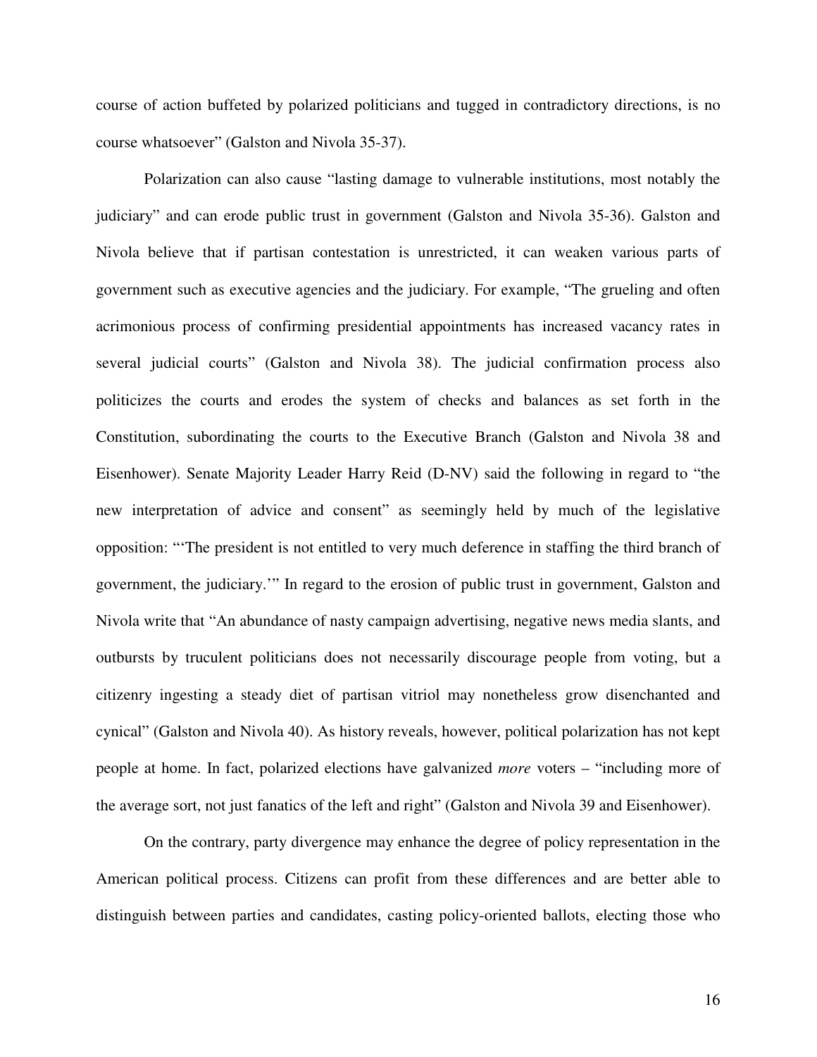course of action buffeted by polarized politicians and tugged in contradictory directions, is no course whatsoever" (Galston and Nivola 35-37).

Polarization can also cause "lasting damage to vulnerable institutions, most notably the judiciary" and can erode public trust in government (Galston and Nivola 35-36). Galston and Nivola believe that if partisan contestation is unrestricted, it can weaken various parts of government such as executive agencies and the judiciary. For example, "The grueling and often acrimonious process of confirming presidential appointments has increased vacancy rates in several judicial courts" (Galston and Nivola 38). The judicial confirmation process also politicizes the courts and erodes the system of checks and balances as set forth in the Constitution, subordinating the courts to the Executive Branch (Galston and Nivola 38 and Eisenhower). Senate Majority Leader Harry Reid (D-NV) said the following in regard to "the new interpretation of advice and consent" as seemingly held by much of the legislative opposition: "'The president is not entitled to very much deference in staffing the third branch of government, the judiciary.'" In regard to the erosion of public trust in government, Galston and Nivola write that "An abundance of nasty campaign advertising, negative news media slants, and outbursts by truculent politicians does not necessarily discourage people from voting, but a citizenry ingesting a steady diet of partisan vitriol may nonetheless grow disenchanted and cynical" (Galston and Nivola 40). As history reveals, however, political polarization has not kept people at home. In fact, polarized elections have galvanized *more* voters – "including more of the average sort, not just fanatics of the left and right" (Galston and Nivola 39 and Eisenhower).

On the contrary, party divergence may enhance the degree of policy representation in the American political process. Citizens can profit from these differences and are better able to distinguish between parties and candidates, casting policy-oriented ballots, electing those who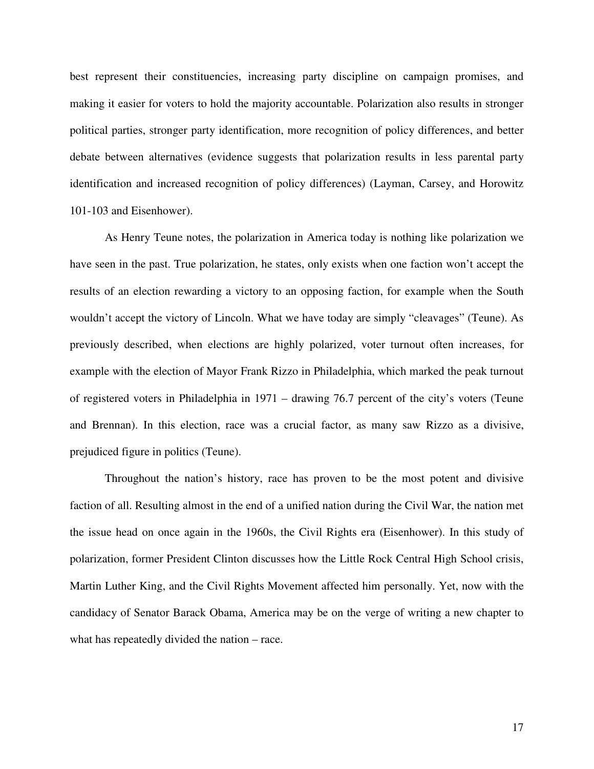best represent their constituencies, increasing party discipline on campaign promises, and making it easier for voters to hold the majority accountable. Polarization also results in stronger political parties, stronger party identification, more recognition of policy differences, and better debate between alternatives (evidence suggests that polarization results in less parental party identification and increased recognition of policy differences) (Layman, Carsey, and Horowitz 101-103 and Eisenhower).

As Henry Teune notes, the polarization in America today is nothing like polarization we have seen in the past. True polarization, he states, only exists when one faction won't accept the results of an election rewarding a victory to an opposing faction, for example when the South wouldn't accept the victory of Lincoln. What we have today are simply "cleavages" (Teune). As previously described, when elections are highly polarized, voter turnout often increases, for example with the election of Mayor Frank Rizzo in Philadelphia, which marked the peak turnout of registered voters in Philadelphia in 1971 – drawing 76.7 percent of the city's voters (Teune and Brennan). In this election, race was a crucial factor, as many saw Rizzo as a divisive, prejudiced figure in politics (Teune).

Throughout the nation's history, race has proven to be the most potent and divisive faction of all. Resulting almost in the end of a unified nation during the Civil War, the nation met the issue head on once again in the 1960s, the Civil Rights era (Eisenhower). In this study of polarization, former President Clinton discusses how the Little Rock Central High School crisis, Martin Luther King, and the Civil Rights Movement affected him personally. Yet, now with the candidacy of Senator Barack Obama, America may be on the verge of writing a new chapter to what has repeatedly divided the nation – race.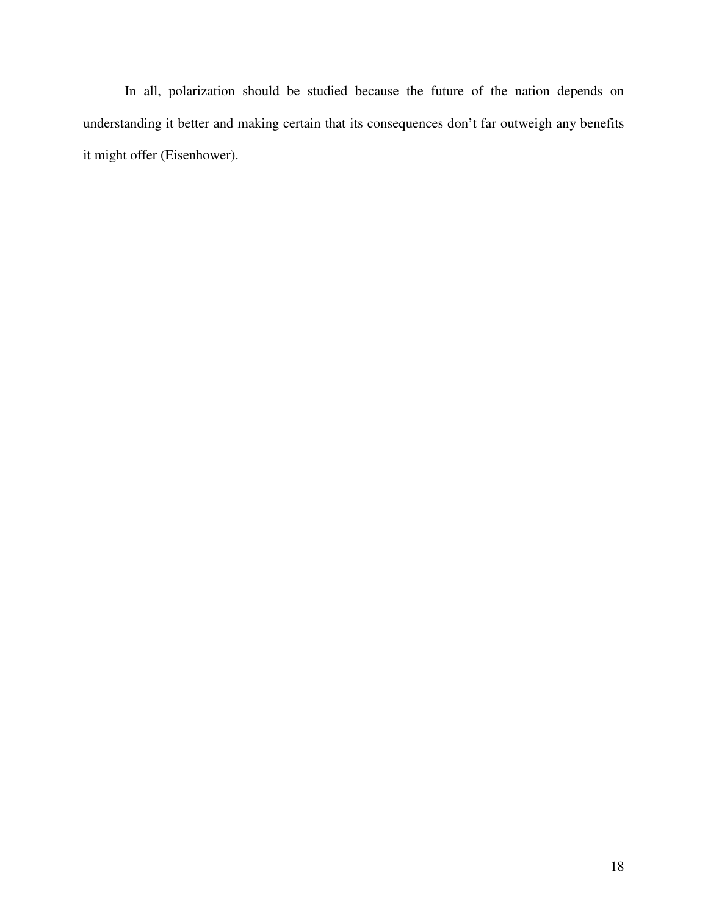In all, polarization should be studied because the future of the nation depends on understanding it better and making certain that its consequences don't far outweigh any benefits it might offer (Eisenhower).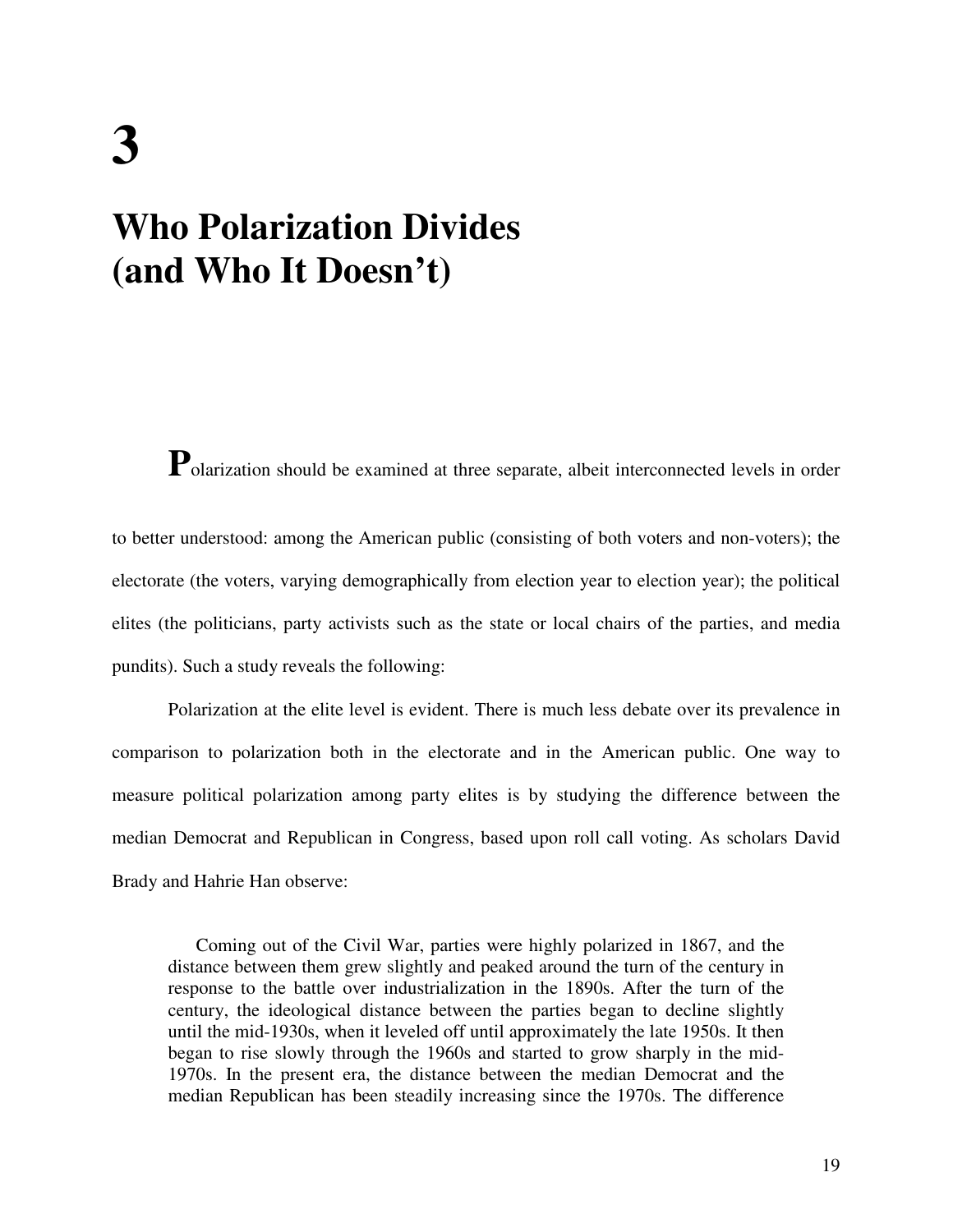# 3

# Who Polarization Divides (and Who It Doesn't)

Polarization should be examined at three separate, albeit interconnected levels in order to better understood: among the American public (consisting of both voters and non-voters); the electorate (the voters, varying demographically from election year to election year); the political elites (the politicians, party activists such as the state or local chairs of the parties, and media pundits). Such a study reveals the following:

Polarization at the elite level is evident. There is much less debate over its prevalence in comparison to polarization both in the electorate and in the American public. One way to measure political polarization among party elites is by studying the difference between the median Democrat and Republican in Congress, based upon roll call voting. As scholars David Brady and Hahrie Han observe:

> Coming out of the Civil War, parties were highly polarized in 1867, and the distance between them grew slightly and peaked around the turn of the century in response to the battle over industrialization in the 1890s. After the turn of the century, the ideological distance between the parties began to decline slightly until the mid-1930s, when it leveled off until approximately the late 1950s. It then began to rise slowly through the 1960s and started to grow sharply in the mid-1970s. In the present era, the distance between the median Democrat and the median Republican has been steadily increasing since the 1970s. The difference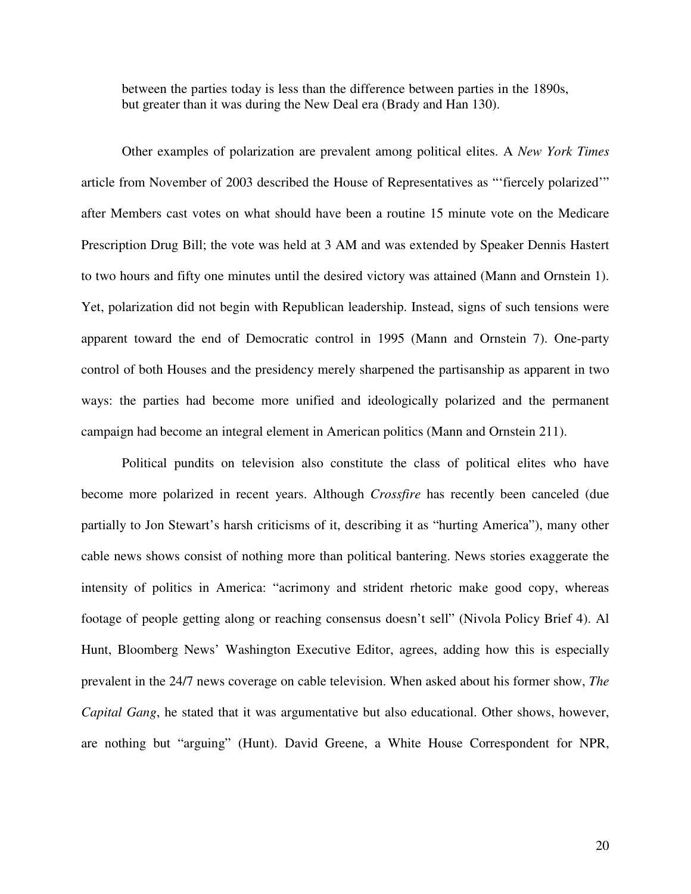between the parties today is less than the difference between parties in the 1890s, but greater than it was during the New Deal era (Brady and Han 130).

Other examples of polarization are prevalent among political elites. A *New York Times* article from November of 2003 described the House of Representatives as "'fiercely polarized'" after Members cast votes on what should have been a routine 15 minute vote on the Medicare Prescription Drug Bill; the vote was held at 3 AM and was extended by Speaker Dennis Hastert to two hours and fifty one minutes until the desired victory was attained (Mann and Ornstein 1). Yet, polarization did not begin with Republican leadership. Instead, signs of such tensions were apparent toward the end of Democratic control in 1995 (Mann and Ornstein 7). One-party control of both Houses and the presidency merely sharpened the partisanship as apparent in two ways: the parties had become more unified and ideologically polarized and the permanent campaign had become an integral element in American politics (Mann and Ornstein 211).

Political pundits on television also constitute the class of political elites who have become more polarized in recent years. Although *Crossfire* has recently been canceled (due partially to Jon Stewart's harsh criticisms of it, describing it as "hurting America"), many other cable news shows consist of nothing more than political bantering. News stories exaggerate the intensity of politics in America: "acrimony and strident rhetoric make good copy, whereas footage of people getting along or reaching consensus doesn't sell" (Nivola Policy Brief 4). Al Hunt, Bloomberg News' Washington Executive Editor, agrees, adding how this is especially prevalent in the 24/7 news coverage on cable television. When asked about his former show, *The Capital Gang*, he stated that it was argumentative but also educational. Other shows, however, are nothing but "arguing" (Hunt). David Greene, a White House Correspondent for NPR,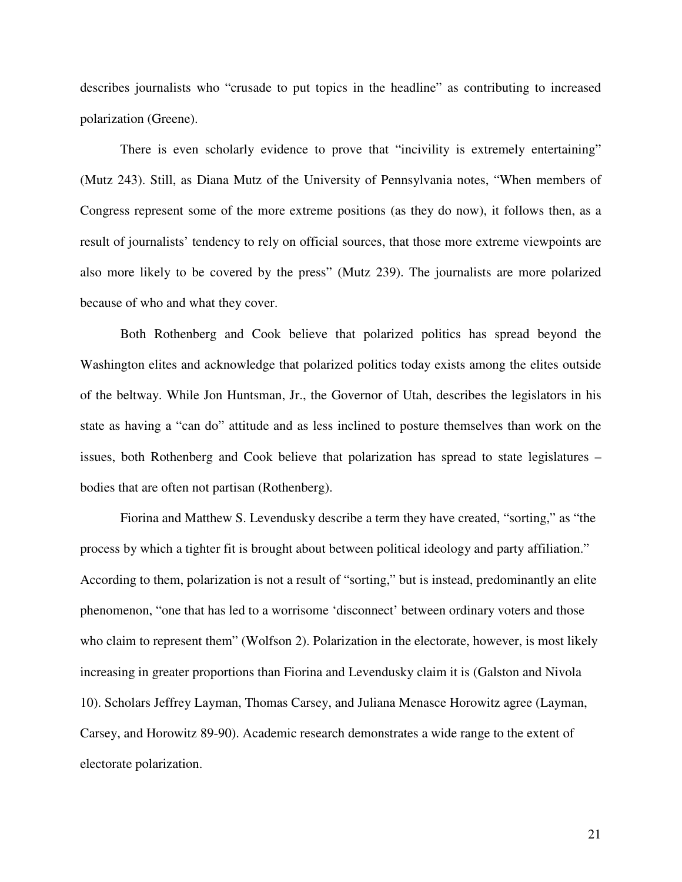describes journalists who "crusade to put topics in the headline" as contributing to increased polarization (Greene).

There is even scholarly evidence to prove that "incivility is extremely entertaining" (Mutz 243). Still, as Diana Mutz of the University of Pennsylvania notes, "When members of Congress represent some of the more extreme positions (as they do now), it follows then, as a result of journalists' tendency to rely on official sources, that those more extreme viewpoints are also more likely to be covered by the press" (Mutz 239). The journalists are more polarized because of who and what they cover.

Both Rothenberg and Cook believe that polarized politics has spread beyond the Washington elites and acknowledge that polarized politics today exists among the elites outside of the beltway. While Jon Huntsman, Jr., the Governor of Utah, describes the legislators in his state as having a "can do" attitude and as less inclined to posture themselves than work on the issues, both Rothenberg and Cook believe that polarization has spread to state legislatures – bodies that are often not partisan (Rothenberg).

Fiorina and Matthew S. Levendusky describe a term they have created, "sorting," as "the process by which a tighter fit is brought about between political ideology and party affiliation." According to them, polarization is not a result of "sorting," but is instead, predominantly an elite phenomenon, "one that has led to a worrisome 'disconnect' between ordinary voters and those who claim to represent them" (Wolfson 2). Polarization in the electorate, however, is most likely increasing in greater proportions than Fiorina and Levendusky claim it is (Galston and Nivola 10). Scholars Jeffrey Layman, Thomas Carsey, and Juliana Menasce Horowitz agree (Layman, Carsey, and Horowitz 89-90). Academic research demonstrates a wide range to the extent of electorate polarization.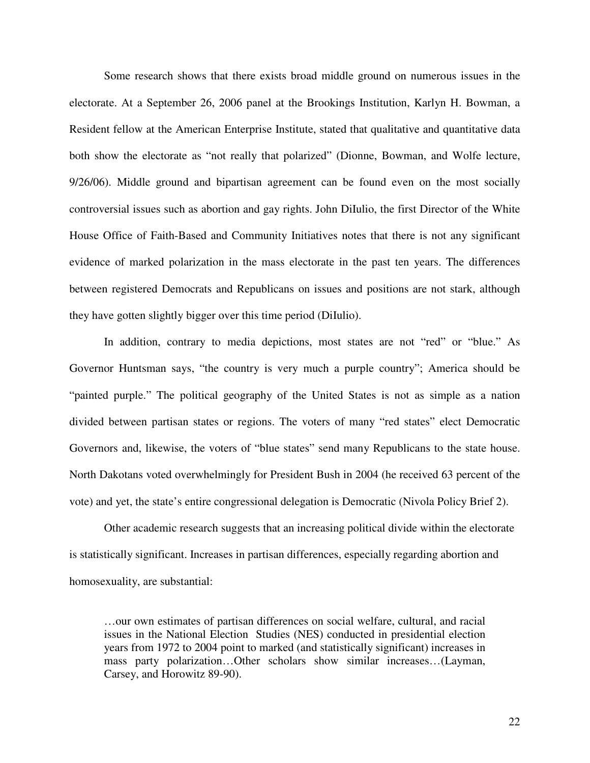Some research shows that there exists broad middle ground on numerous issues in the electorate. At a September 26, 2006 panel at the Brookings Institution, Karlyn H. Bowman, a Resident fellow at the American Enterprise Institute, stated that qualitative and quantitative data both show the electorate as "not really that polarized" (Dionne, Bowman, and Wolfe lecture, 9/26/06). Middle ground and bipartisan agreement can be found even on the most socially controversial issues such as abortion and gay rights. John DiIulio, the first Director of the White House Office of Faith-Based and Community Initiatives notes that there is not any significant evidence of marked polarization in the mass electorate in the past ten years. The differences between registered Democrats and Republicans on issues and positions are not stark, although they have gotten slightly bigger over this time period (DiIulio).

In addition, contrary to media depictions, most states are not "red" or "blue." As Governor Huntsman says, "the country is very much a purple country"; America should be "painted purple." The political geography of the United States is not as simple as a nation divided between partisan states or regions. The voters of many "red states" elect Democratic Governors and, likewise, the voters of "blue states" send many Republicans to the state house. North Dakotans voted overwhelmingly for President Bush in 2004 (he received 63 percent of the vote) and yet, the state's entire congressional delegation is Democratic (Nivola Policy Brief 2).

Other academic research suggests that an increasing political divide within the electorate is statistically significant. Increases in partisan differences, especially regarding abortion and homosexuality, are substantial:

> …our own estimates of partisan differences on social welfare, cultural, and racial issues in the National Election Studies (NES) conducted in presidential election years from 1972 to 2004 point to marked (and statistically significant) increases in mass party polarization…Other scholars show similar increases…(Layman, Carsey, and Horowitz 89-90).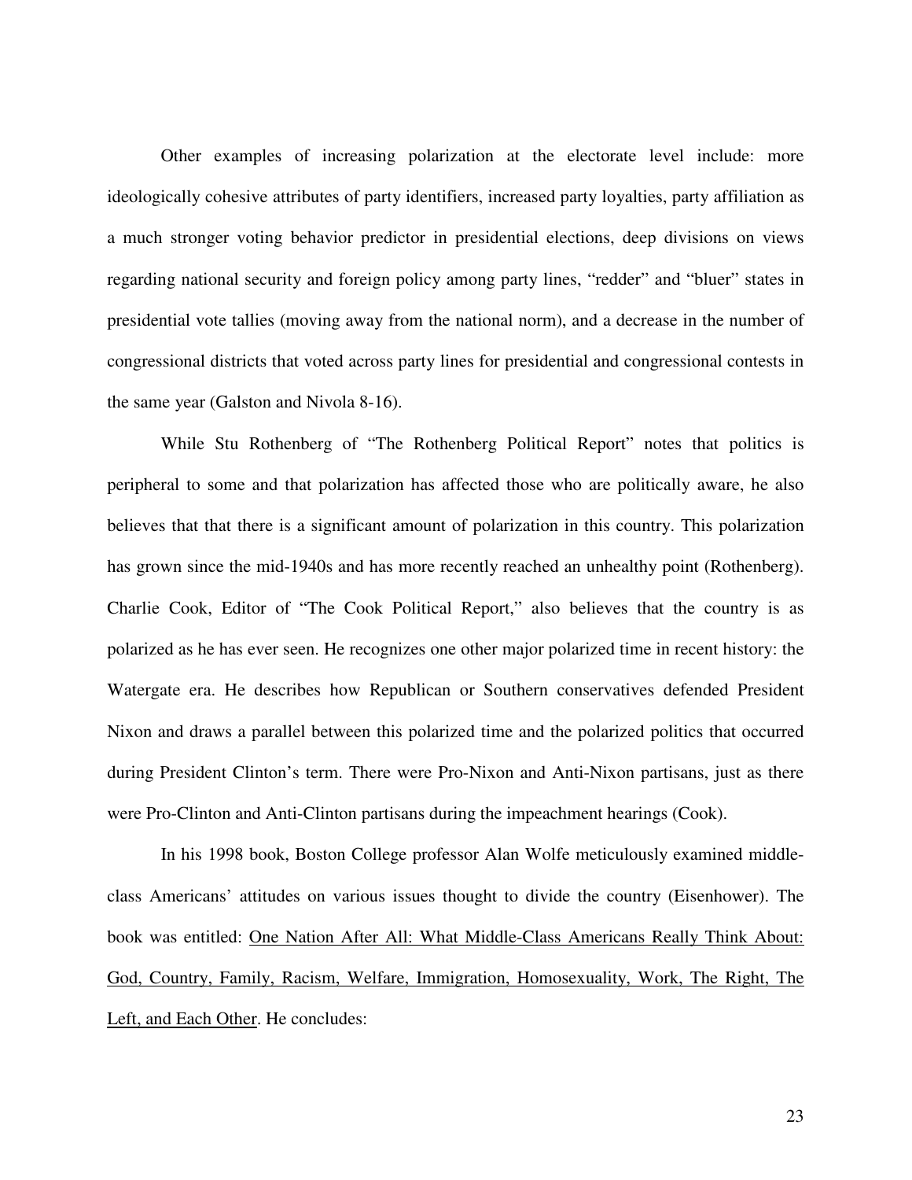Other examples of increasing polarization at the electorate level include: more ideologically cohesive attributes of party identifiers, increased party loyalties, party affiliation as a much stronger voting behavior predictor in presidential elections, deep divisions on views regarding national security and foreign policy among party lines, "redder" and "bluer" states in presidential vote tallies (moving away from the national norm), and a decrease in the number of congressional districts that voted across party lines for presidential and congressional contests in the same year (Galston and Nivola 8-16).

While Stu Rothenberg of "The Rothenberg Political Report" notes that politics is peripheral to some and that polarization has affected those who are politically aware, he also believes that that there is a significant amount of polarization in this country. This polarization has grown since the mid-1940s and has more recently reached an unhealthy point (Rothenberg). Charlie Cook, Editor of "The Cook Political Report," also believes that the country is as polarized as he has ever seen. He recognizes one other major polarized time in recent history: the Watergate era. He describes how Republican or Southern conservatives defended President Nixon and draws a parallel between this polarized time and the polarized politics that occurred during President Clinton's term. There were Pro-Nixon and Anti-Nixon partisans, just as there were Pro-Clinton and Anti-Clinton partisans during the impeachment hearings (Cook).

In his 1998 book, Boston College professor Alan Wolfe meticulously examined middle-class Americans' attitudes on various issues thought to divide the country (Eisenhower). The book was entitled: <u>One Nation After All: What Middle-Class Americans Really Think About: God, Country, Family, Racism, Welfare, Immigration, Homosexuality, Work, The Right, The Left, and Each Other</u>. He concludes: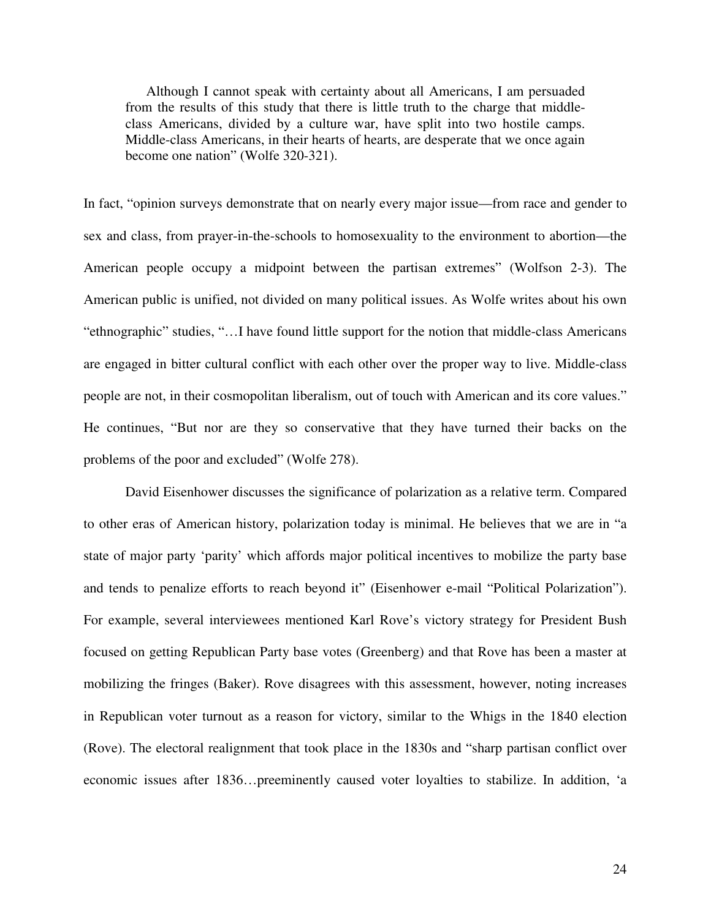> Although I cannot speak with certainty about all Americans, I am persuaded from the results of this study that there is little truth to the charge that middle-class Americans, divided by a culture war, have split into two hostile camps. Middle-class Americans, in their hearts of hearts, are desperate that we once again become one nation" (Wolfe 320-321).

In fact, "opinion surveys demonstrate that on nearly every major issue—from race and gender to sex and class, from prayer-in-the-schools to homosexuality to the environment to abortion—the American people occupy a midpoint between the partisan extremes" (Wolfson 2-3). The American public is unified, not divided on many political issues. As Wolfe writes about his own "ethnographic" studies, "…I have found little support for the notion that middle-class Americans are engaged in bitter cultural conflict with each other over the proper way to live. Middle-class people are not, in their cosmopolitan liberalism, out of touch with American and its core values." He continues, "But nor are they so conservative that they have turned their backs on the problems of the poor and excluded" (Wolfe 278).

David Eisenhower discusses the significance of polarization as a relative term. Compared to other eras of American history, polarization today is minimal. He believes that we are in "a state of major party 'parity' which affords major political incentives to mobilize the party base and tends to penalize efforts to reach beyond it" (Eisenhower e-mail "Political Polarization"). For example, several interviewees mentioned Karl Rove's victory strategy for President Bush focused on getting Republican Party base votes (Greenberg) and that Rove has been a master at mobilizing the fringes (Baker). Rove disagrees with this assessment, however, noting increases in Republican voter turnout as a reason for victory, similar to the Whigs in the 1840 election (Rove). The electoral realignment that took place in the 1830s and "sharp partisan conflict over economic issues after 1836…preeminently caused voter loyalties to stabilize. In addition, 'a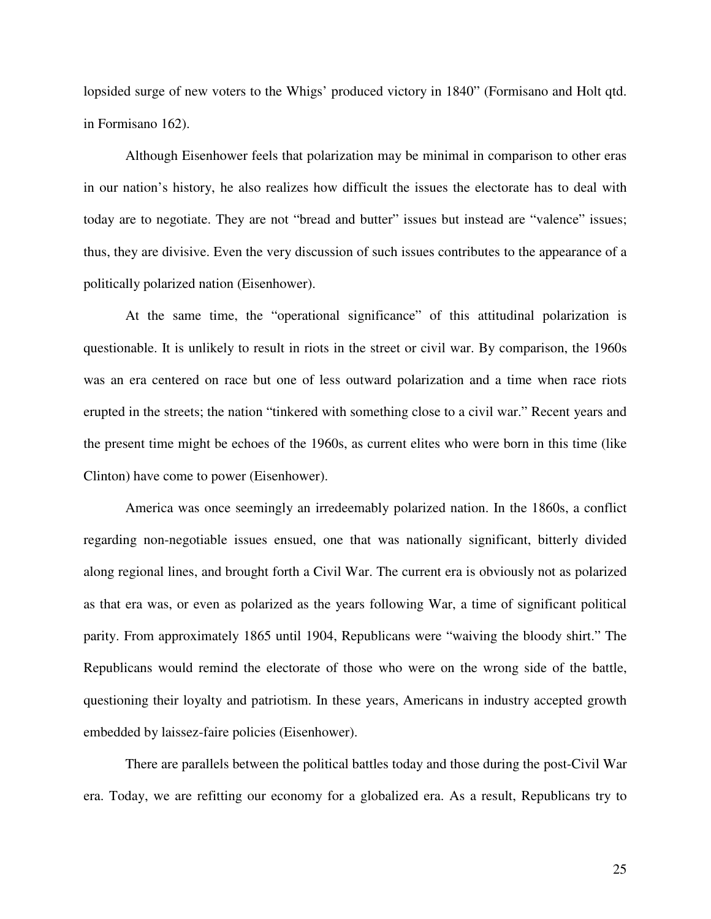lopsided surge of new voters to the Whigs' produced victory in 1840" (Formisano and Holt qtd. in Formisano 162).

Although Eisenhower feels that polarization may be minimal in comparison to other eras in our nation's history, he also realizes how difficult the issues the electorate has to deal with today are to negotiate. They are not "bread and butter" issues but instead are "valence" issues; thus, they are divisive. Even the very discussion of such issues contributes to the appearance of a politically polarized nation (Eisenhower).

At the same time, the "operational significance" of this attitudinal polarization is questionable. It is unlikely to result in riots in the street or civil war. By comparison, the 1960s was an era centered on race but one of less outward polarization and a time when race riots erupted in the streets; the nation "tinkered with something close to a civil war." Recent years and the present time might be echoes of the 1960s, as current elites who were born in this time (like Clinton) have come to power (Eisenhower).

America was once seemingly an irredeemably polarized nation. In the 1860s, a conflict regarding non-negotiable issues ensued, one that was nationally significant, bitterly divided along regional lines, and brought forth a Civil War. The current era is obviously not as polarized as that era was, or even as polarized as the years following War, a time of significant political parity. From approximately 1865 until 1904, Republicans were "waiving the bloody shirt." The Republicans would remind the electorate of those who were on the wrong side of the battle, questioning their loyalty and patriotism. In these years, Americans in industry accepted growth embedded by laissez-faire policies (Eisenhower).

There are parallels between the political battles today and those during the post-Civil War era. Today, we are refitting our economy for a globalized era. As a result, Republicans try to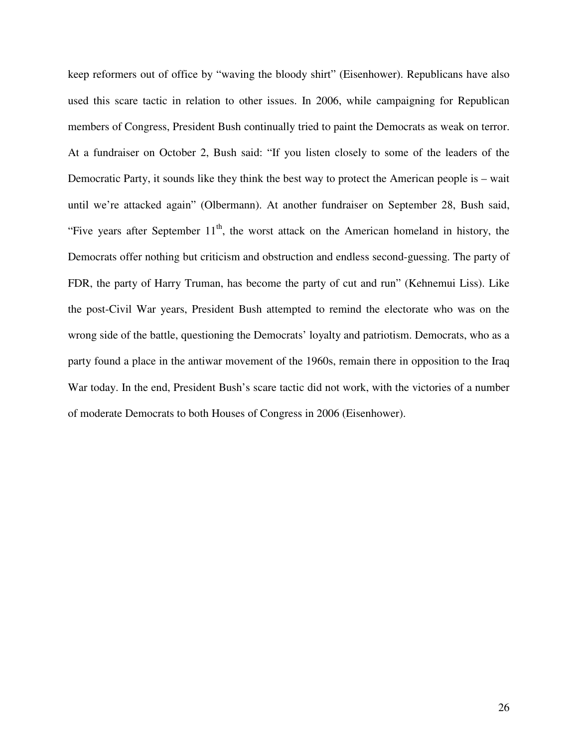keep reformers out of office by “waving the bloody shirt” (Eisenhower). Republicans have also used this scare tactic in relation to other issues. In 2006, while campaigning for Republican members of Congress, President Bush continually tried to paint the Democrats as weak on terror. At a fundraiser on October 2, Bush said: “If you listen closely to some of the leaders of the Democratic Party, it sounds like they think the best way to protect the American people is – wait until we’re attacked again” (Olbermann). At another fundraiser on September 28, Bush said, “Five years after September 11th, the worst attack on the American homeland in history, the Democrats offer nothing but criticism and obstruction and endless second-guessing. The party of FDR, the party of Harry Truman, has become the party of cut and run” (Kehnemui Liss). Like the post-Civil War years, President Bush attempted to remind the electorate who was on the wrong side of the battle, questioning the Democrats’ loyalty and patriotism. Democrats, who as a party found a place in the antiwar movement of the 1960s, remain there in opposition to the Iraq War today. In the end, President Bush’s scare tactic did not work, with the victories of a number of moderate Democrats to both Houses of Congress in 2006 (Eisenhower).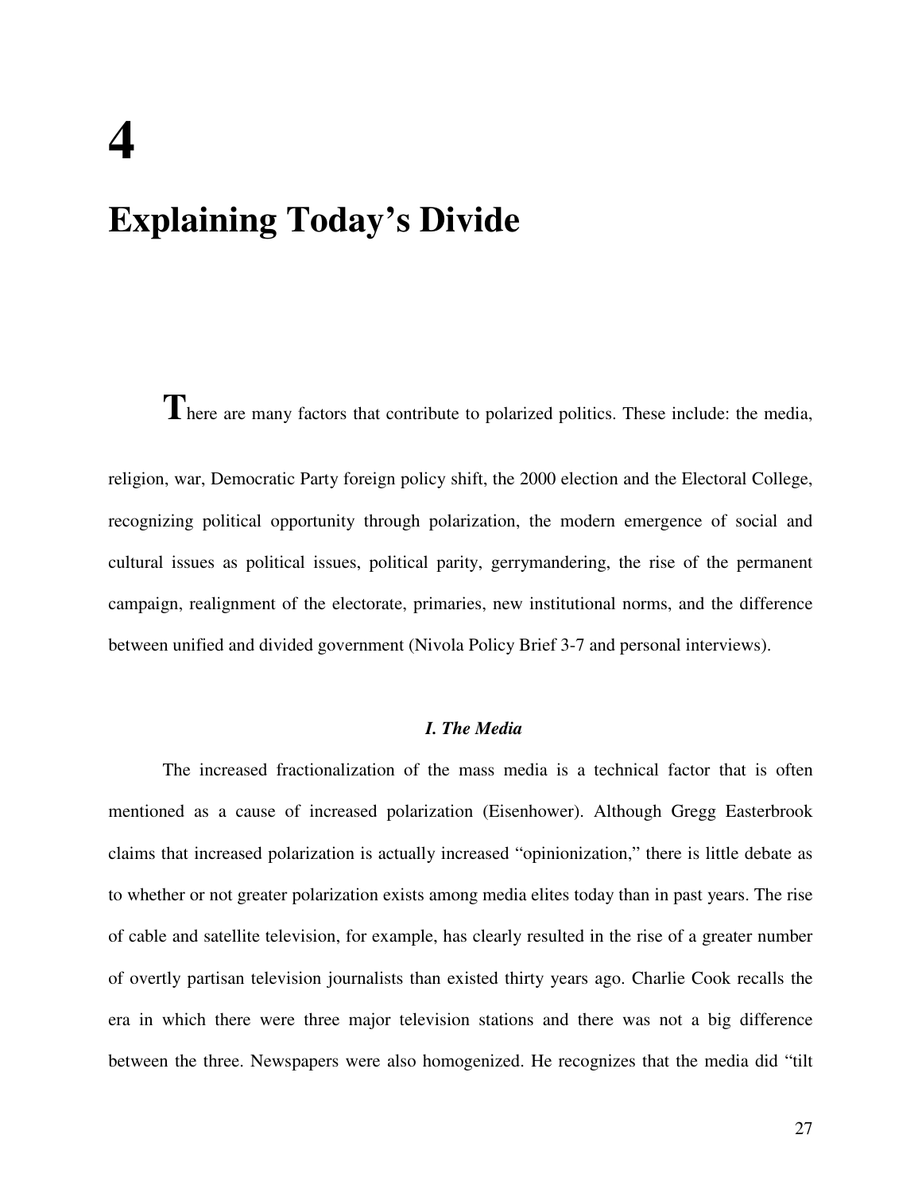# 4

# Explaining Today's Divide

There are many factors that contribute to polarized politics. These include: the media, religion, war, Democratic Party foreign policy shift, the 2000 election and the Electoral College, recognizing political opportunity through polarization, the modern emergence of social and cultural issues as political issues, political parity, gerrymandering, the rise of the permanent campaign, realignment of the electorate, primaries, new institutional norms, and the difference between unified and divided government (Nivola Policy Brief 3-7 and personal interviews).

### *I. The Media*

The increased fractionalization of the mass media is a technical factor that is often mentioned as a cause of increased polarization (Eisenhower). Although Gregg Easterbrook claims that increased polarization is actually increased "opinionization," there is little debate as to whether or not greater polarization exists among media elites today than in past years. The rise of cable and satellite television, for example, has clearly resulted in the rise of a greater number of overtly partisan television journalists than existed thirty years ago. Charlie Cook recalls the era in which there were three major television stations and there was not a big difference between the three. Newspapers were also homogenized. He recognizes that the media did "tilt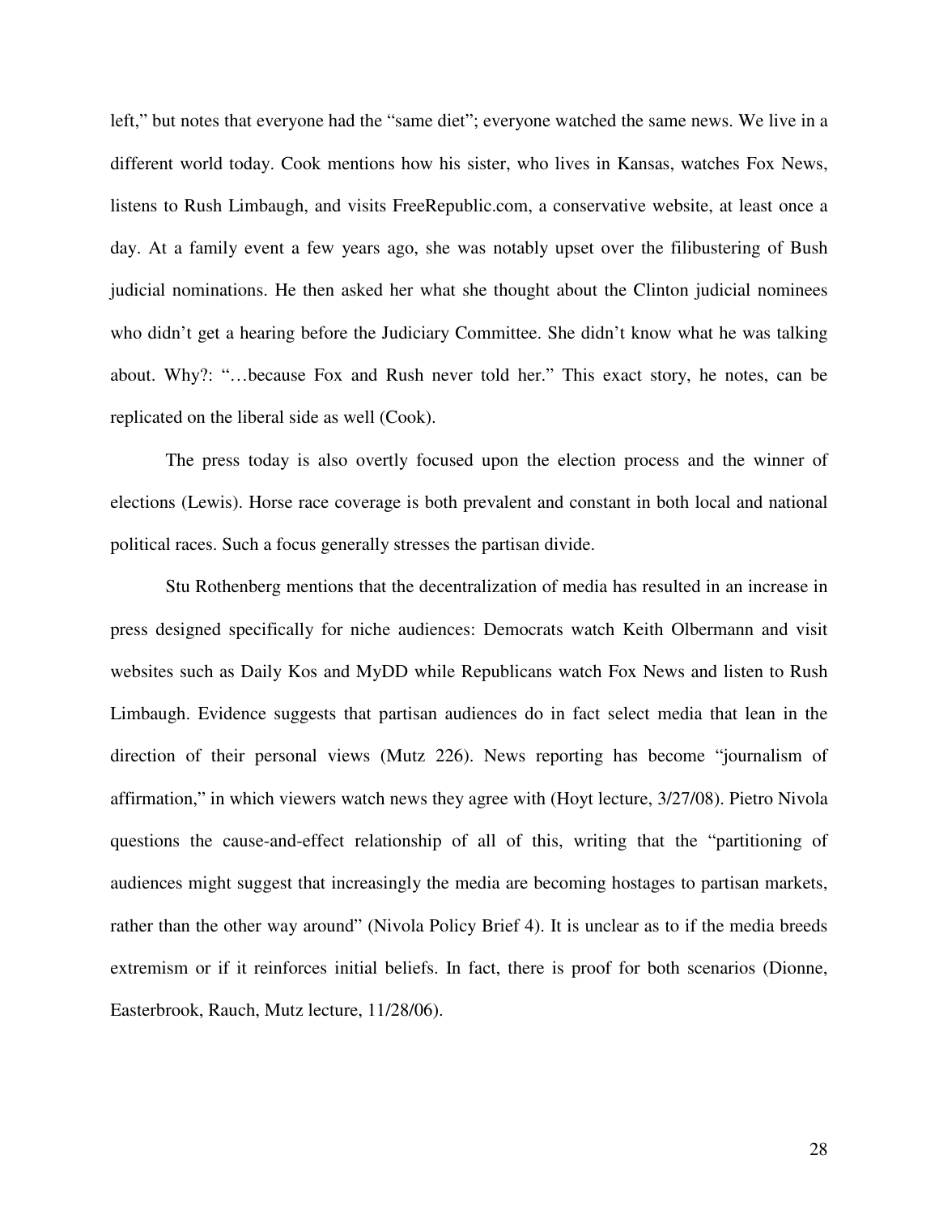left," but notes that everyone had the "same diet"; everyone watched the same news. We live in a different world today. Cook mentions how his sister, who lives in Kansas, watches Fox News, listens to Rush Limbaugh, and visits FreeRepublic.com, a conservative website, at least once a day. At a family event a few years ago, she was notably upset over the filibustering of Bush judicial nominations. He then asked her what she thought about the Clinton judicial nominees who didn't get a hearing before the Judiciary Committee. She didn't know what he was talking about. Why?: "…because Fox and Rush never told her." This exact story, he notes, can be replicated on the liberal side as well (Cook).

The press today is also overtly focused upon the election process and the winner of elections (Lewis). Horse race coverage is both prevalent and constant in both local and national political races. Such a focus generally stresses the partisan divide.

Stu Rothenberg mentions that the decentralization of media has resulted in an increase in press designed specifically for niche audiences: Democrats watch Keith Olbermann and visit websites such as Daily Kos and MyDD while Republicans watch Fox News and listen to Rush Limbaugh. Evidence suggests that partisan audiences do in fact select media that lean in the direction of their personal views (Mutz 226). News reporting has become "journalism of affirmation," in which viewers watch news they agree with (Hoyt lecture, 3/27/08). Pietro Nivola questions the cause-and-effect relationship of all of this, writing that the "partitioning of audiences might suggest that increasingly the media are becoming hostages to partisan markets, rather than the other way around" (Nivola Policy Brief 4). It is unclear as to if the media breeds extremism or if it reinforces initial beliefs. In fact, there is proof for both scenarios (Dionne, Easterbrook, Rauch, Mutz lecture, 11/28/06).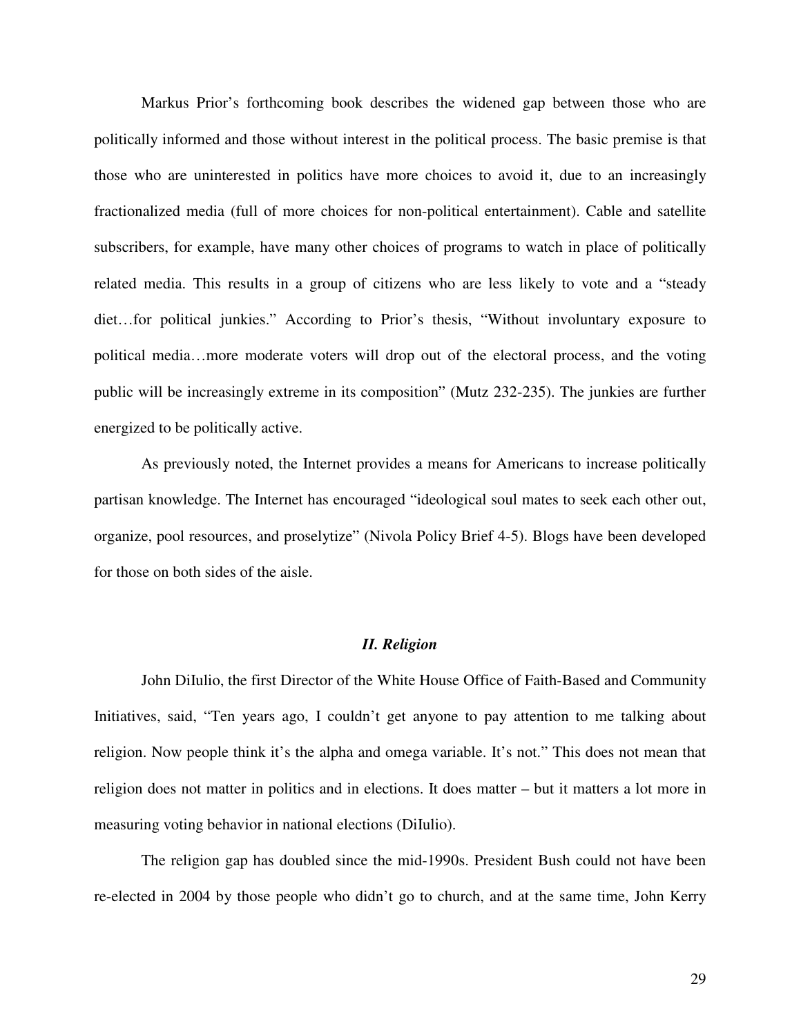Markus Prior's forthcoming book describes the widened gap between those who are politically informed and those without interest in the political process. The basic premise is that those who are uninterested in politics have more choices to avoid it, due to an increasingly fractionalized media (full of more choices for non-political entertainment). Cable and satellite subscribers, for example, have many other choices of programs to watch in place of politically related media. This results in a group of citizens who are less likely to vote and a "steady diet…for political junkies." According to Prior's thesis, "Without involuntary exposure to political media…more moderate voters will drop out of the electoral process, and the voting public will be increasingly extreme in its composition" (Mutz 232-235). The junkies are further energized to be politically active.

As previously noted, the Internet provides a means for Americans to increase politically partisan knowledge. The Internet has encouraged "ideological soul mates to seek each other out, organize, pool resources, and proselytize" (Nivola Policy Brief 4-5). Blogs have been developed for those on both sides of the aisle.

### *II. Religion*

John DiIulio, the first Director of the White House Office of Faith-Based and Community Initiatives, said, "Ten years ago, I couldn't get anyone to pay attention to me talking about religion. Now people think it's the alpha and omega variable. It's not." This does not mean that religion does not matter in politics and in elections. It does matter – but it matters a lot more in measuring voting behavior in national elections (DiIulio).

The religion gap has doubled since the mid-1990s. President Bush could not have been re-elected in 2004 by those people who didn't go to church, and at the same time, John Kerry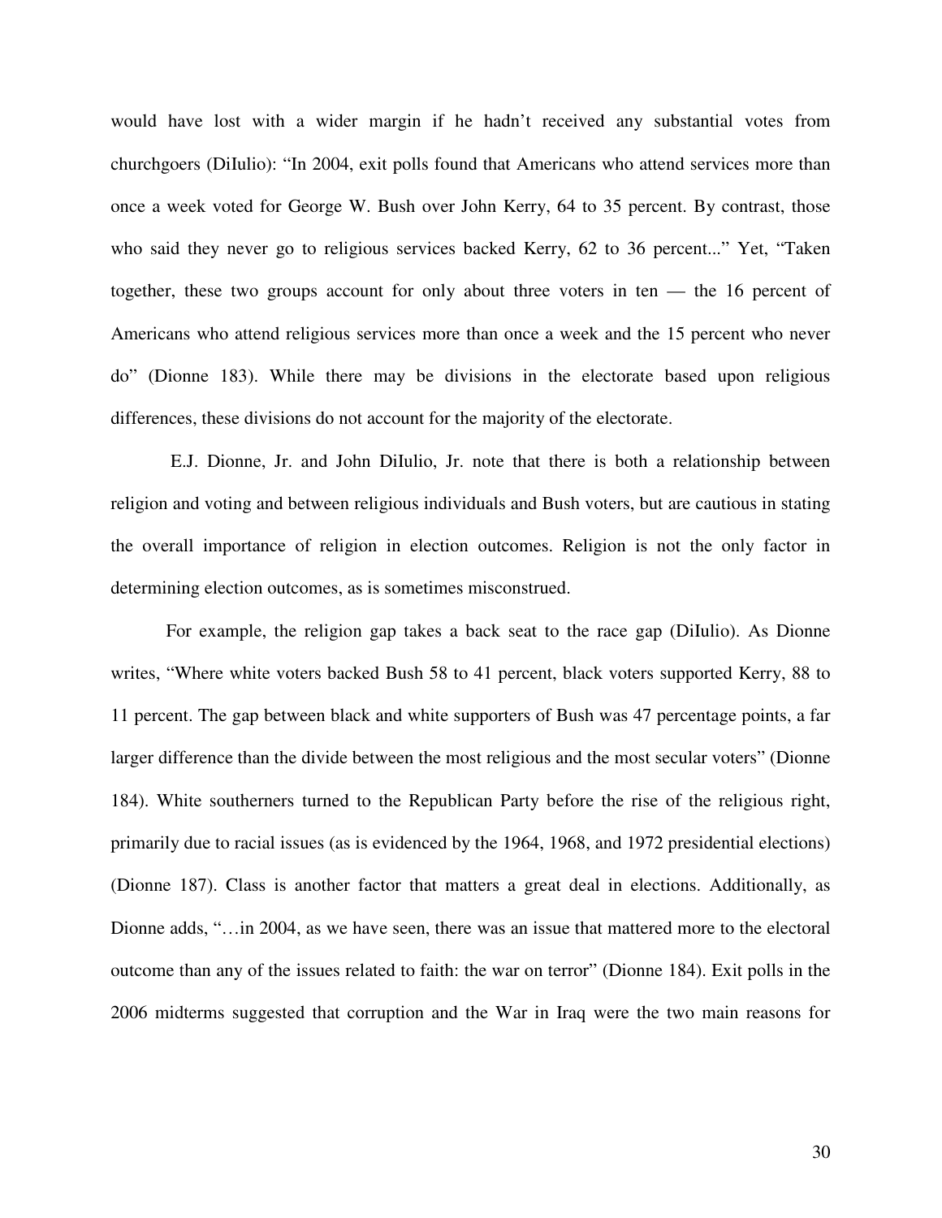would have lost with a wider margin if he hadn't received any substantial votes from churchgoers (DiIulio): "In 2004, exit polls found that Americans who attend services more than once a week voted for George W. Bush over John Kerry, 64 to 35 percent. By contrast, those who said they never go to religious services backed Kerry, 62 to 36 percent..." Yet, "Taken together, these two groups account for only about three voters in ten — the 16 percent of Americans who attend religious services more than once a week and the 15 percent who never do" (Dionne 183). While there may be divisions in the electorate based upon religious differences, these divisions do not account for the majority of the electorate.

E.J. Dionne, Jr. and John DiIulio, Jr. note that there is both a relationship between religion and voting and between religious individuals and Bush voters, but are cautious in stating the overall importance of religion in election outcomes. Religion is not the only factor in determining election outcomes, as is sometimes misconstrued.

For example, the religion gap takes a back seat to the race gap (DiIulio). As Dionne writes, "Where white voters backed Bush 58 to 41 percent, black voters supported Kerry, 88 to 11 percent. The gap between black and white supporters of Bush was 47 percentage points, a far larger difference than the divide between the most religious and the most secular voters" (Dionne 184). White southerners turned to the Republican Party before the rise of the religious right, primarily due to racial issues (as is evidenced by the 1964, 1968, and 1972 presidential elections) (Dionne 187). Class is another factor that matters a great deal in elections. Additionally, as Dionne adds, "…in 2004, as we have seen, there was an issue that mattered more to the electoral outcome than any of the issues related to faith: the war on terror" (Dionne 184). Exit polls in the 2006 midterms suggested that corruption and the War in Iraq were the two main reasons for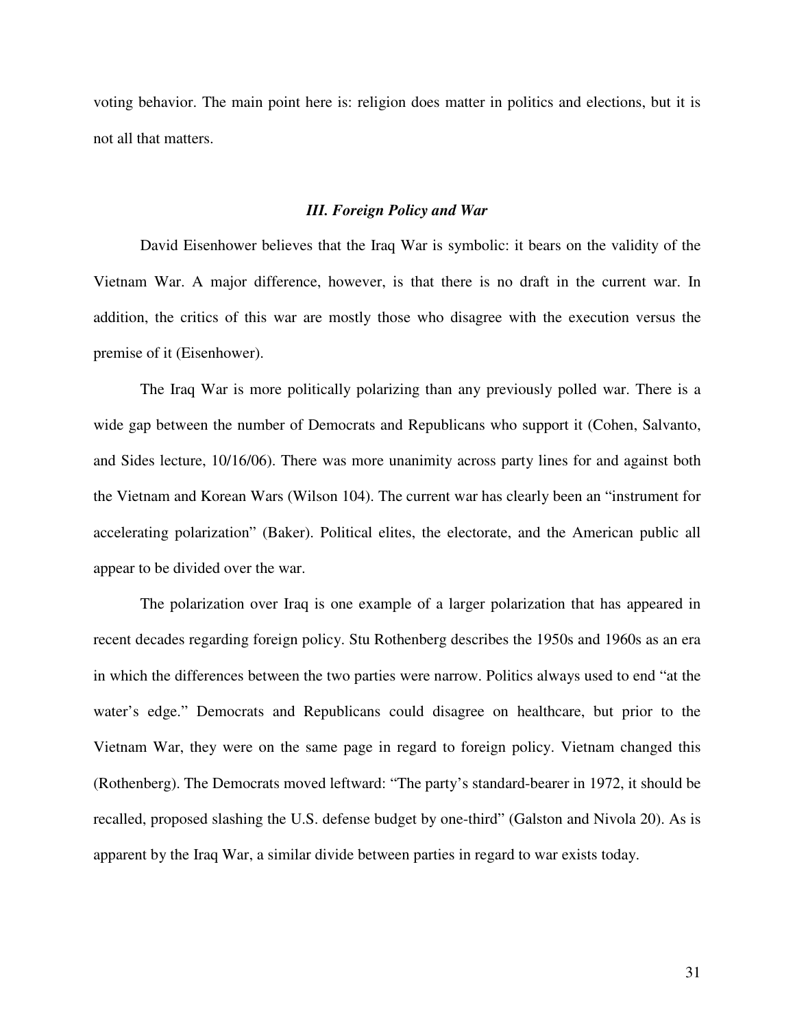voting behavior. The main point here is: religion does matter in politics and elections, but it is not all that matters.

### *III. Foreign Policy and War*

David Eisenhower believes that the Iraq War is symbolic: it bears on the validity of the Vietnam War. A major difference, however, is that there is no draft in the current war. In addition, the critics of this war are mostly those who disagree with the execution versus the premise of it (Eisenhower).

The Iraq War is more politically polarizing than any previously polled war. There is a wide gap between the number of Democrats and Republicans who support it (Cohen, Salvanto, and Sides lecture, 10/16/06). There was more unanimity across party lines for and against both the Vietnam and Korean Wars (Wilson 104). The current war has clearly been an "instrument for accelerating polarization" (Baker). Political elites, the electorate, and the American public all appear to be divided over the war.

The polarization over Iraq is one example of a larger polarization that has appeared in recent decades regarding foreign policy. Stu Rothenberg describes the 1950s and 1960s as an era in which the differences between the two parties were narrow. Politics always used to end "at the water's edge." Democrats and Republicans could disagree on healthcare, but prior to the Vietnam War, they were on the same page in regard to foreign policy. Vietnam changed this (Rothenberg). The Democrats moved leftward: "The party's standard-bearer in 1972, it should be recalled, proposed slashing the U.S. defense budget by one-third" (Galston and Nivola 20). As is apparent by the Iraq War, a similar divide between parties in regard to war exists today.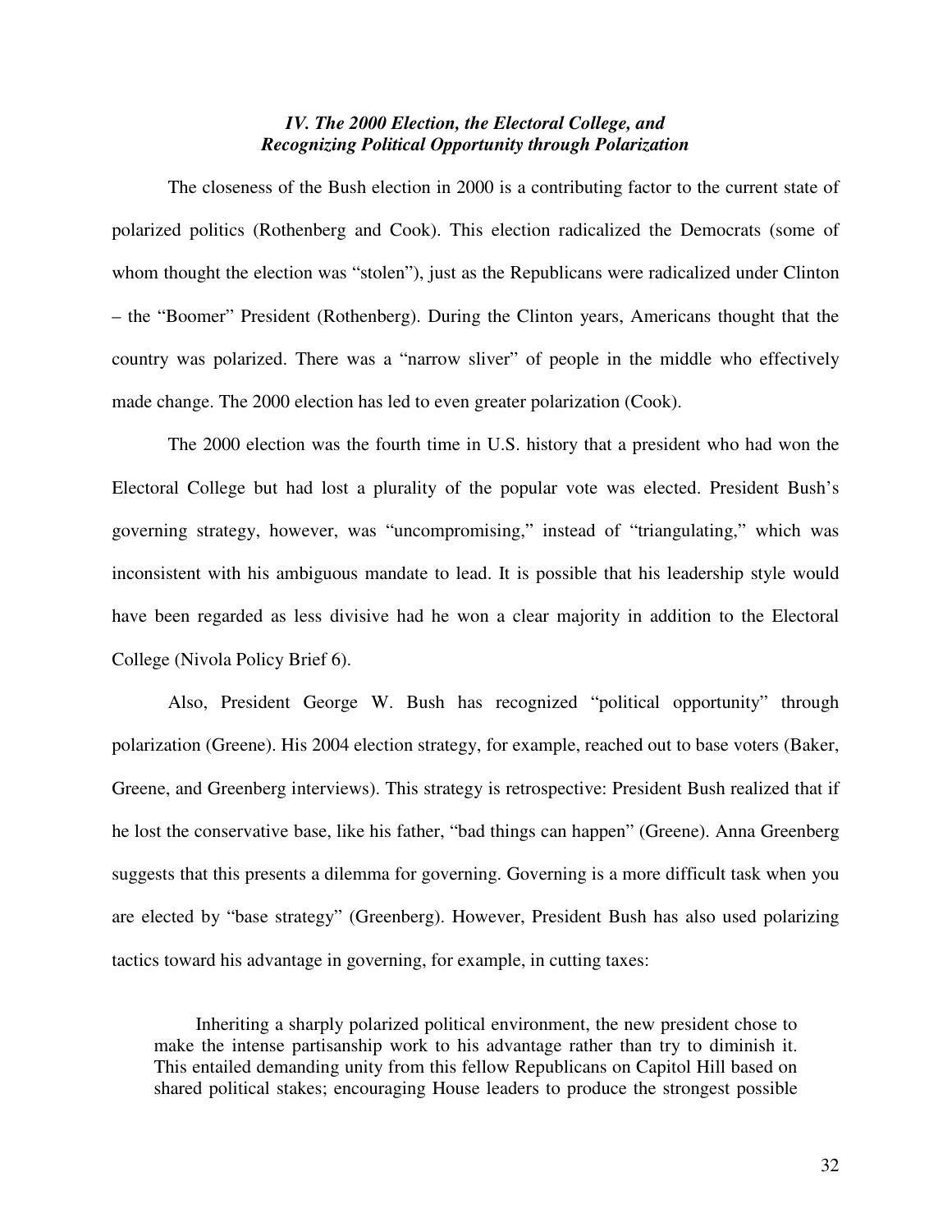### *IV. The 2000 Election, the Electoral College, and Recognizing Political Opportunity through Polarization*

The closeness of the Bush election in 2000 is a contributing factor to the current state of polarized politics (Rothenberg and Cook). This election radicalized the Democrats (some of whom thought the election was "stolen"), just as the Republicans were radicalized under Clinton – the "Boomer" President (Rothenberg). During the Clinton years, Americans thought that the country was polarized. There was a "narrow sliver" of people in the middle who effectively made change. The 2000 election has led to even greater polarization (Cook).

The 2000 election was the fourth time in U.S. history that a president who had won the Electoral College but had lost a plurality of the popular vote was elected. President Bush's governing strategy, however, was "uncompromising," instead of "triangulating," which was inconsistent with his ambiguous mandate to lead. It is possible that his leadership style would have been regarded as less divisive had he won a clear majority in addition to the Electoral College (Nivola Policy Brief 6).

Also, President George W. Bush has recognized "political opportunity" through polarization (Greene). His 2004 election strategy, for example, reached out to base voters (Baker, Greene, and Greenberg interviews). This strategy is retrospective: President Bush realized that if he lost the conservative base, like his father, "bad things can happen" (Greene). Anna Greenberg suggests that this presents a dilemma for governing. Governing is a more difficult task when you are elected by "base strategy" (Greenberg). However, President Bush has also used polarizing tactics toward his advantage in governing, for example, in cutting taxes:

> Inheriting a sharply polarized political environment, the new president chose to make the intense partisanship work to his advantage rather than try to diminish it. This entailed demanding unity from this fellow Republicans on Capitol Hill based on shared political stakes; encouraging House leaders to produce the strongest possible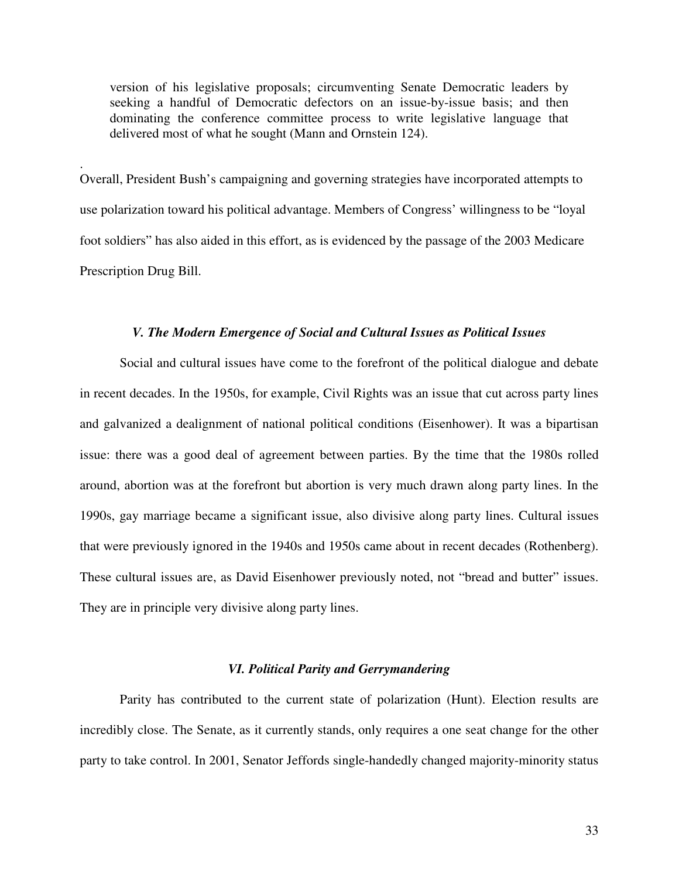> version of his legislative proposals; circumventing Senate Democratic leaders by seeking a handful of Democratic defectors on an issue-by-issue basis; and then dominating the conference committee process to write legislative language that delivered most of what he sought (Mann and Ornstein 124).

.
Overall, President Bush's campaigning and governing strategies have incorporated attempts to use polarization toward his political advantage. Members of Congress' willingness to be "loyal foot soldiers" has also aided in this effort, as is evidenced by the passage of the 2003 Medicare Prescription Drug Bill.

### *V. The Modern Emergence of Social and Cultural Issues as Political Issues*

Social and cultural issues have come to the forefront of the political dialogue and debate in recent decades. In the 1950s, for example, Civil Rights was an issue that cut across party lines and galvanized a dealignment of national political conditions (Eisenhower). It was a bipartisan issue: there was a good deal of agreement between parties. By the time that the 1980s rolled around, abortion was at the forefront but abortion is very much drawn along party lines. In the 1990s, gay marriage became a significant issue, also divisive along party lines. Cultural issues that were previously ignored in the 1940s and 1950s came about in recent decades (Rothenberg). These cultural issues are, as David Eisenhower previously noted, not "bread and butter" issues. They are in principle very divisive along party lines.

### *VI. Political Parity and Gerrymandering*

Parity has contributed to the current state of polarization (Hunt). Election results are incredibly close. The Senate, as it currently stands, only requires a one seat change for the other party to take control. In 2001, Senator Jeffords single-handedly changed majority-minority status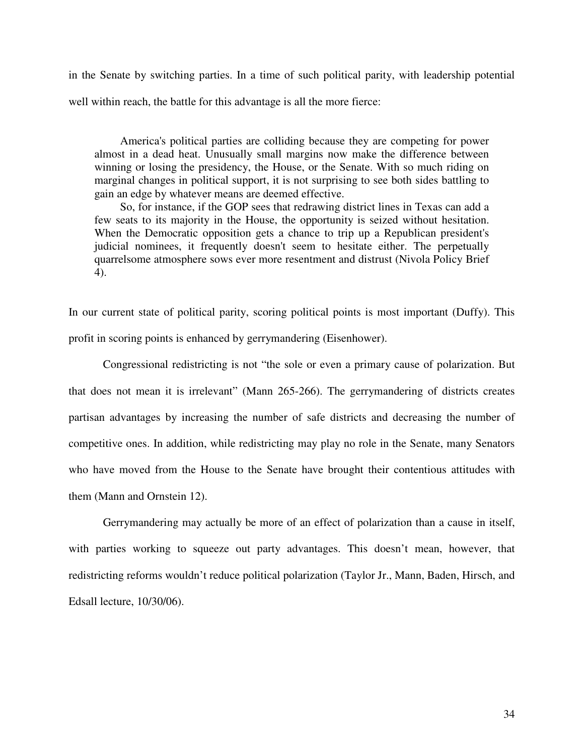in the Senate by switching parties. In a time of such political parity, with leadership potential well within reach, the battle for this advantage is all the more fierce:

> America's political parties are colliding because they are competing for power almost in a dead heat. Unusually small margins now make the difference between winning or losing the presidency, the House, or the Senate. With so much riding on marginal changes in political support, it is not surprising to see both sides battling to gain an edge by whatever means are deemed effective.
>
> So, for instance, if the GOP sees that redrawing district lines in Texas can add a few seats to its majority in the House, the opportunity is seized without hesitation. When the Democratic opposition gets a chance to trip up a Republican president's judicial nominees, it frequently doesn't seem to hesitate either. The perpetually quarrelsome atmosphere sows ever more resentment and distrust (Nivola Policy Brief 4).

In our current state of political parity, scoring political points is most important (Duffy). This profit in scoring points is enhanced by gerrymandering (Eisenhower).

Congressional redistricting is not "the sole or even a primary cause of polarization. But that does not mean it is irrelevant" (Mann 265-266). The gerrymandering of districts creates partisan advantages by increasing the number of safe districts and decreasing the number of competitive ones. In addition, while redistricting may play no role in the Senate, many Senators who have moved from the House to the Senate have brought their contentious attitudes with them (Mann and Ornstein 12).

Gerrymandering may actually be more of an effect of polarization than a cause in itself, with parties working to squeeze out party advantages. This doesn't mean, however, that redistricting reforms wouldn't reduce political polarization (Taylor Jr., Mann, Baden, Hirsch, and Edsall lecture, 10/30/06).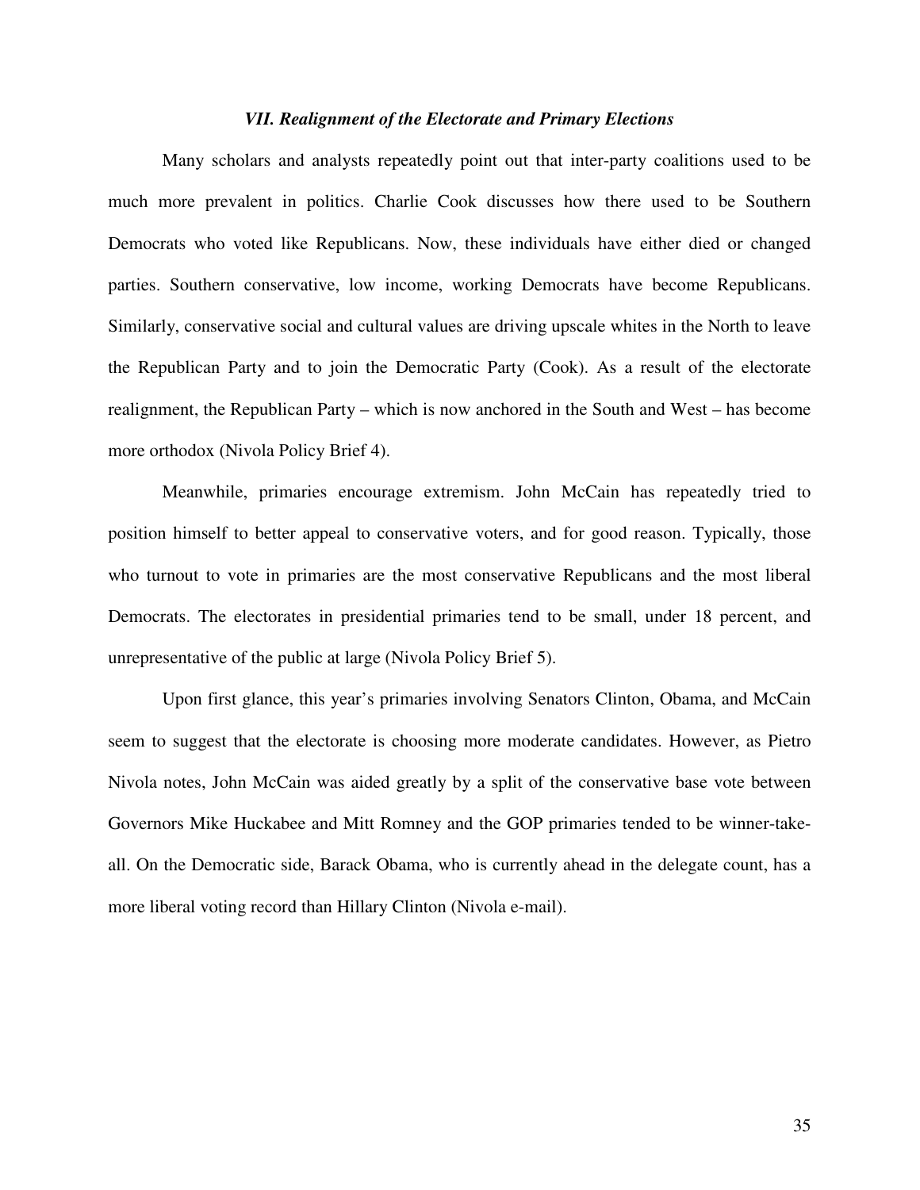### *VII. Realignment of the Electorate and Primary Elections*

Many scholars and analysts repeatedly point out that inter-party coalitions used to be much more prevalent in politics. Charlie Cook discusses how there used to be Southern Democrats who voted like Republicans. Now, these individuals have either died or changed parties. Southern conservative, low income, working Democrats have become Republicans. Similarly, conservative social and cultural values are driving upscale whites in the North to leave the Republican Party and to join the Democratic Party (Cook). As a result of the electorate realignment, the Republican Party – which is now anchored in the South and West – has become more orthodox (Nivola Policy Brief 4).

Meanwhile, primaries encourage extremism. John McCain has repeatedly tried to position himself to better appeal to conservative voters, and for good reason. Typically, those who turnout to vote in primaries are the most conservative Republicans and the most liberal Democrats. The electorates in presidential primaries tend to be small, under 18 percent, and unrepresentative of the public at large (Nivola Policy Brief 5).

Upon first glance, this year's primaries involving Senators Clinton, Obama, and McCain seem to suggest that the electorate is choosing more moderate candidates. However, as Pietro Nivola notes, John McCain was aided greatly by a split of the conservative base vote between Governors Mike Huckabee and Mitt Romney and the GOP primaries tended to be winner-take-all. On the Democratic side, Barack Obama, who is currently ahead in the delegate count, has a more liberal voting record than Hillary Clinton (Nivola e-mail).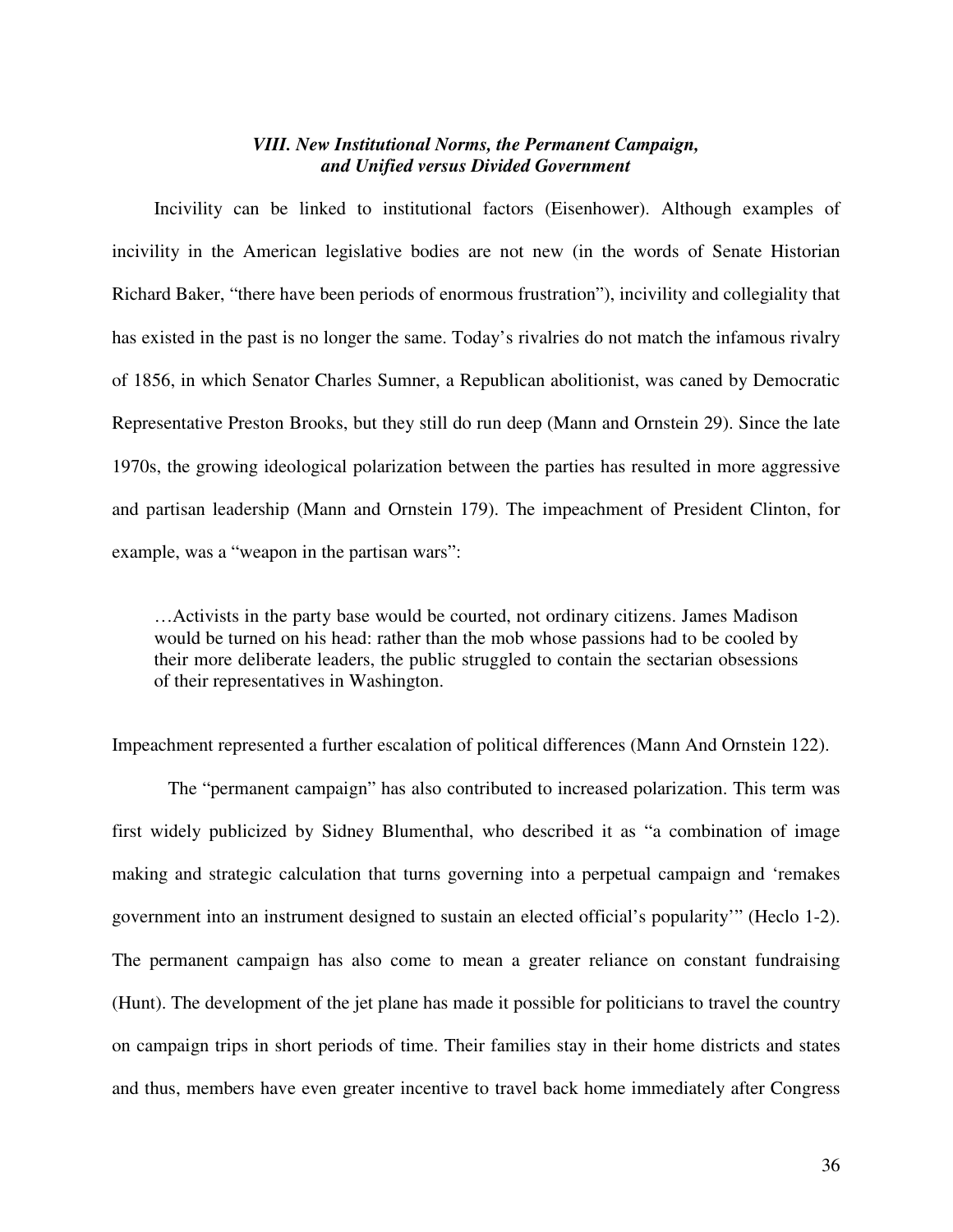### *VIII. New Institutional Norms, the Permanent Campaign, and Unified versus Divided Government*

Incivility can be linked to institutional factors (Eisenhower). Although examples of incivility in the American legislative bodies are not new (in the words of Senate Historian Richard Baker, "there have been periods of enormous frustration"), incivility and collegiality that has existed in the past is no longer the same. Today's rivalries do not match the infamous rivalry of 1856, in which Senator Charles Sumner, a Republican abolitionist, was caned by Democratic Representative Preston Brooks, but they still do run deep (Mann and Ornstein 29). Since the late 1970s, the growing ideological polarization between the parties has resulted in more aggressive and partisan leadership (Mann and Ornstein 179). The impeachment of President Clinton, for example, was a "weapon in the partisan wars":

> …Activists in the party base would be courted, not ordinary citizens. James Madison would be turned on his head: rather than the mob whose passions had to be cooled by their more deliberate leaders, the public struggled to contain the sectarian obsessions of their representatives in Washington.

Impeachment represented a further escalation of political differences (Mann And Ornstein 122).

The "permanent campaign" has also contributed to increased polarization. This term was first widely publicized by Sidney Blumenthal, who described it as "a combination of image making and strategic calculation that turns governing into a perpetual campaign and 'remakes government into an instrument designed to sustain an elected official's popularity'" (Heclo 1-2). The permanent campaign has also come to mean a greater reliance on constant fundraising (Hunt). The development of the jet plane has made it possible for politicians to travel the country on campaign trips in short periods of time. Their families stay in their home districts and states and thus, members have even greater incentive to travel back home immediately after Congress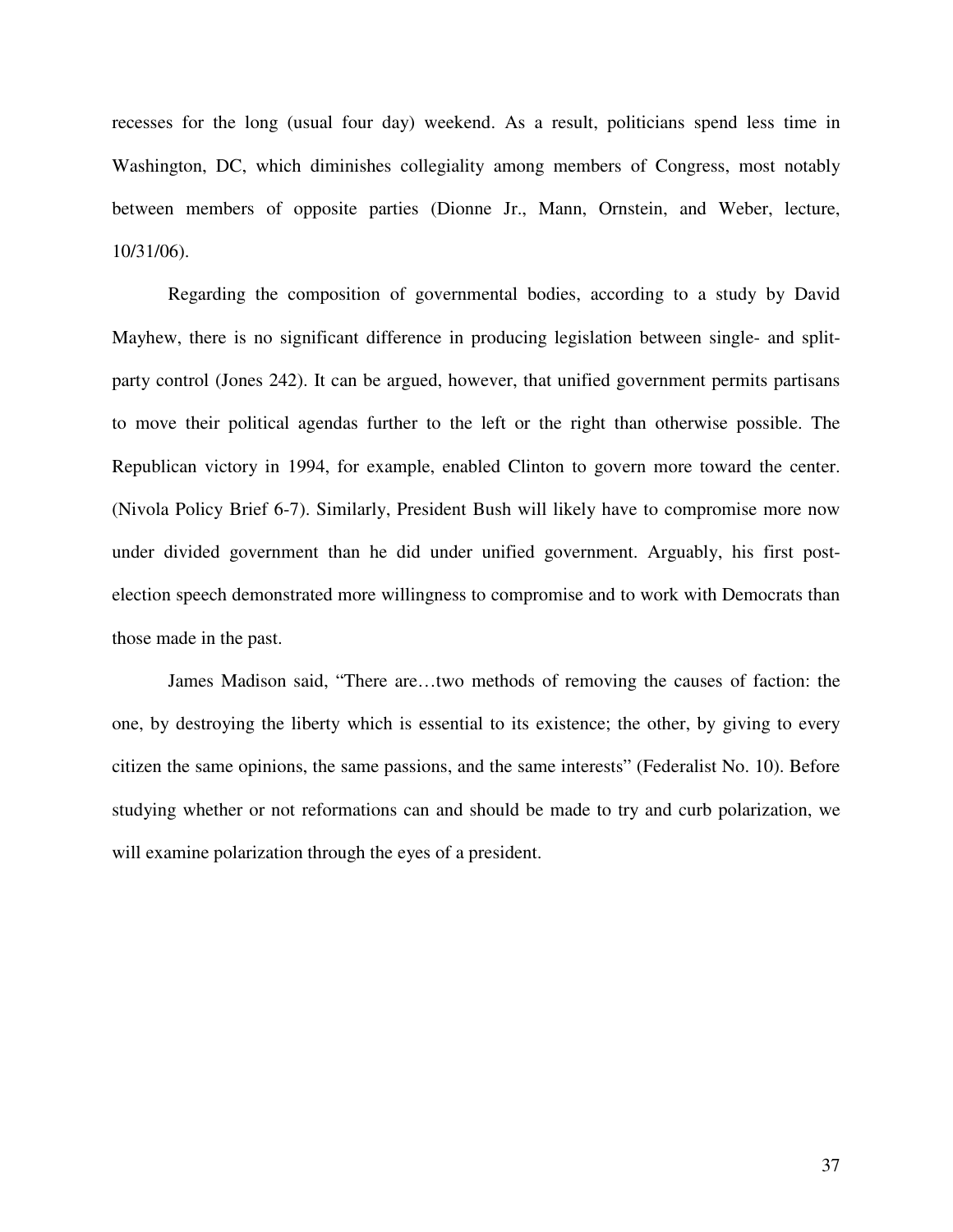recesses for the long (usual four day) weekend. As a result, politicians spend less time in Washington, DC, which diminishes collegiality among members of Congress, most notably between members of opposite parties (Dionne Jr., Mann, Ornstein, and Weber, lecture, 10/31/06).

Regarding the composition of governmental bodies, according to a study by David Mayhew, there is no significant difference in producing legislation between single- and split-party control (Jones 242). It can be argued, however, that unified government permits partisans to move their political agendas further to the left or the right than otherwise possible. The Republican victory in 1994, for example, enabled Clinton to govern more toward the center. (Nivola Policy Brief 6-7). Similarly, President Bush will likely have to compromise more now under divided government than he did under unified government. Arguably, his first post-election speech demonstrated more willingness to compromise and to work with Democrats than those made in the past.

James Madison said, "There are…two methods of removing the causes of faction: the one, by destroying the liberty which is essential to its existence; the other, by giving to every citizen the same opinions, the same passions, and the same interests" (Federalist No. 10). Before studying whether or not reformations can and should be made to try and curb polarization, we will examine polarization through the eyes of a president.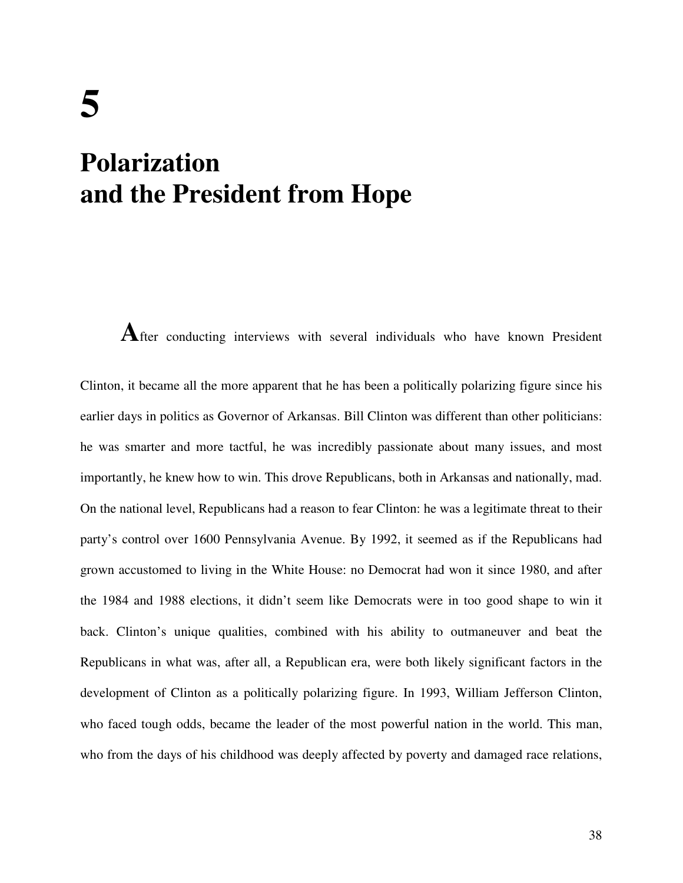# 5

# Polarization and the President from Hope

After conducting interviews with several individuals who have known President Clinton, it became all the more apparent that he has been a politically polarizing figure since his earlier days in politics as Governor of Arkansas. Bill Clinton was different than other politicians: he was smarter and more tactful, he was incredibly passionate about many issues, and most importantly, he knew how to win. This drove Republicans, both in Arkansas and nationally, mad. On the national level, Republicans had a reason to fear Clinton: he was a legitimate threat to their party's control over 1600 Pennsylvania Avenue. By 1992, it seemed as if the Republicans had grown accustomed to living in the White House: no Democrat had won it since 1980, and after the 1984 and 1988 elections, it didn't seem like Democrats were in too good shape to win it back. Clinton's unique qualities, combined with his ability to outmaneuver and beat the Republicans in what was, after all, a Republican era, were both likely significant factors in the development of Clinton as a politically polarizing figure. In 1993, William Jefferson Clinton, who faced tough odds, became the leader of the most powerful nation in the world. This man, who from the days of his childhood was deeply affected by poverty and damaged race relations,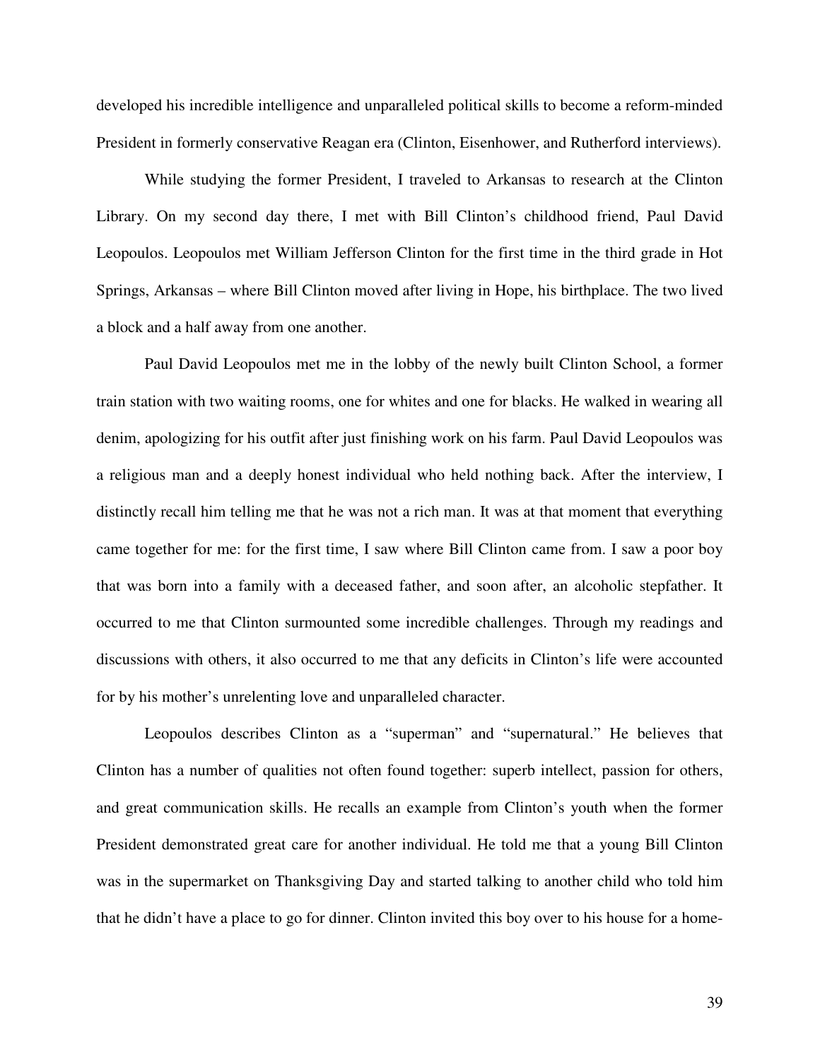developed his incredible intelligence and unparalleled political skills to become a reform-minded President in formerly conservative Reagan era (Clinton, Eisenhower, and Rutherford interviews).

While studying the former President, I traveled to Arkansas to research at the Clinton Library. On my second day there, I met with Bill Clinton's childhood friend, Paul David Leopoulos. Leopoulos met William Jefferson Clinton for the first time in the third grade in Hot Springs, Arkansas – where Bill Clinton moved after living in Hope, his birthplace. The two lived a block and a half away from one another.

Paul David Leopoulos met me in the lobby of the newly built Clinton School, a former train station with two waiting rooms, one for whites and one for blacks. He walked in wearing all denim, apologizing for his outfit after just finishing work on his farm. Paul David Leopoulos was a religious man and a deeply honest individual who held nothing back. After the interview, I distinctly recall him telling me that he was not a rich man. It was at that moment that everything came together for me: for the first time, I saw where Bill Clinton came from. I saw a poor boy that was born into a family with a deceased father, and soon after, an alcoholic stepfather. It occurred to me that Clinton surmounted some incredible challenges. Through my readings and discussions with others, it also occurred to me that any deficits in Clinton's life were accounted for by his mother's unrelenting love and unparalleled character.

Leopoulos describes Clinton as a "superman" and "supernatural." He believes that Clinton has a number of qualities not often found together: superb intellect, passion for others, and great communication skills. He recalls an example from Clinton's youth when the former President demonstrated great care for another individual. He told me that a young Bill Clinton was in the supermarket on Thanksgiving Day and started talking to another child who told him that he didn't have a place to go for dinner. Clinton invited this boy over to his house for a home-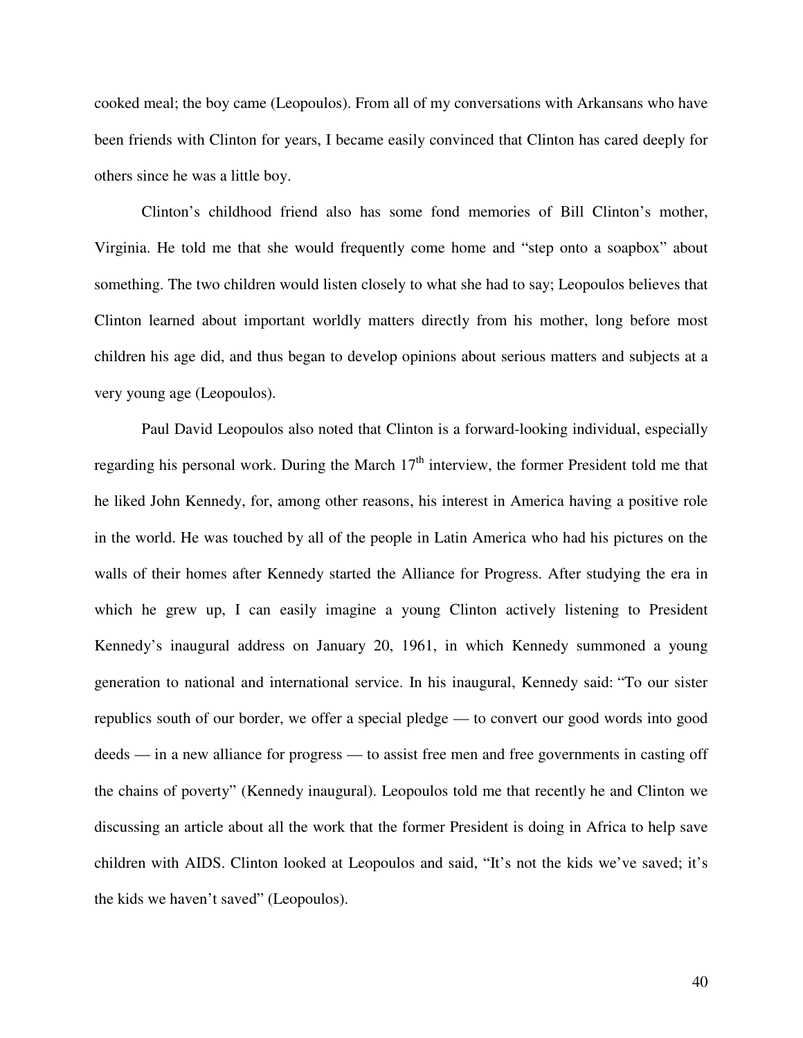cooked meal; the boy came (Leopoulos). From all of my conversations with Arkansans who have been friends with Clinton for years, I became easily convinced that Clinton has cared deeply for others since he was a little boy.

Clinton's childhood friend also has some fond memories of Bill Clinton's mother, Virginia. He told me that she would frequently come home and "step onto a soapbox" about something. The two children would listen closely to what she had to say; Leopoulos believes that Clinton learned about important worldly matters directly from his mother, long before most children his age did, and thus began to develop opinions about serious matters and subjects at a very young age (Leopoulos).

Paul David Leopoulos also noted that Clinton is a forward-looking individual, especially regarding his personal work. During the March 17th interview, the former President told me that he liked John Kennedy, for, among other reasons, his interest in America having a positive role in the world. He was touched by all of the people in Latin America who had his pictures on the walls of their homes after Kennedy started the Alliance for Progress. After studying the era in which he grew up, I can easily imagine a young Clinton actively listening to President Kennedy's inaugural address on January 20, 1961, in which Kennedy summoned a young generation to national and international service. In his inaugural, Kennedy said: "To our sister republics south of our border, we offer a special pledge — to convert our good words into good deeds — in a new alliance for progress — to assist free men and free governments in casting off the chains of poverty" (Kennedy inaugural). Leopoulos told me that recently he and Clinton we discussing an article about all the work that the former President is doing in Africa to help save children with AIDS. Clinton looked at Leopoulos and said, "It's not the kids we've saved; it's the kids we haven't saved" (Leopoulos).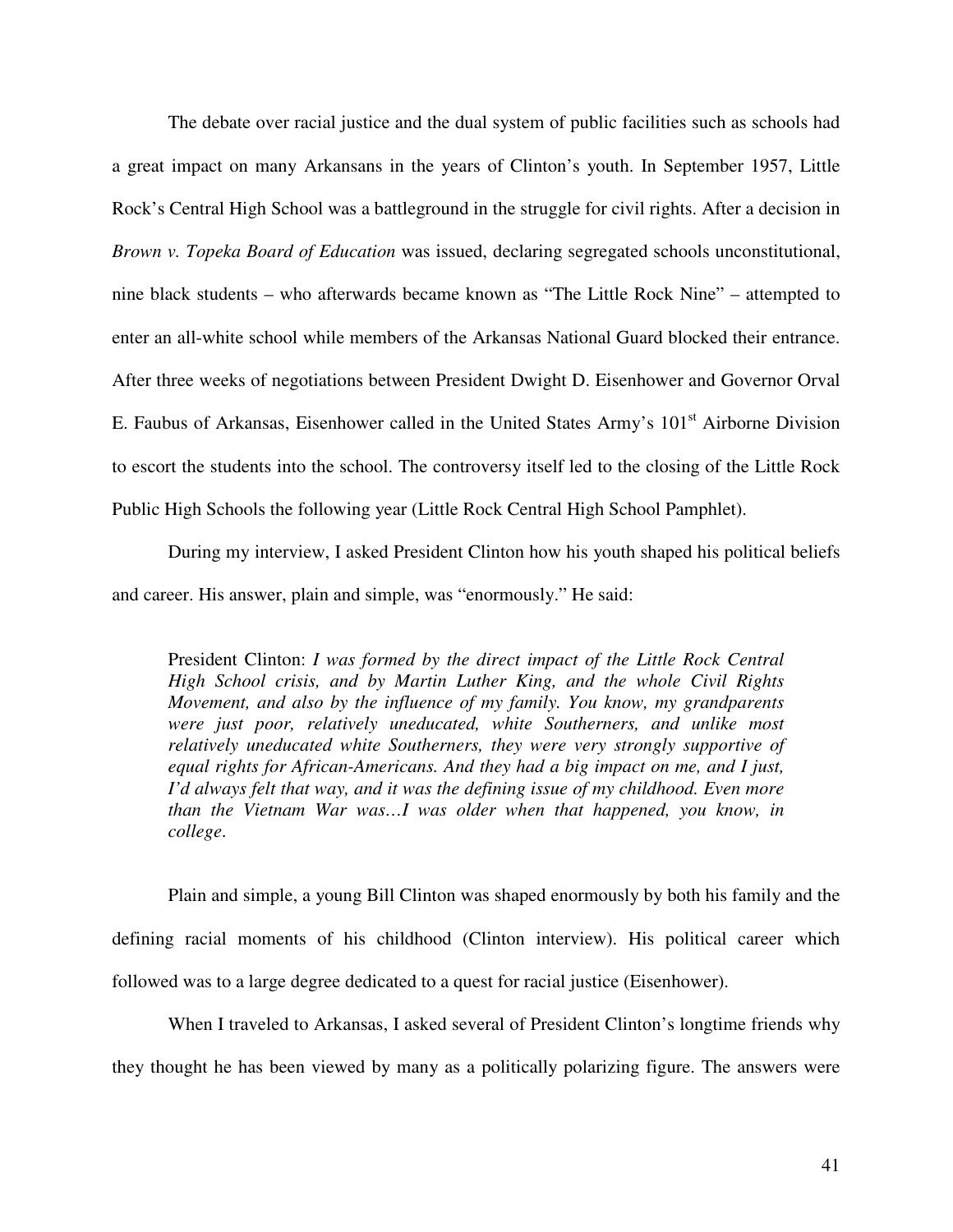The debate over racial justice and the dual system of public facilities such as schools had a great impact on many Arkansans in the years of Clinton's youth. In September 1957, Little Rock's Central High School was a battleground in the struggle for civil rights. After a decision in *Brown v. Topeka Board of Education* was issued, declaring segregated schools unconstitutional, nine black students – who afterwards became known as "The Little Rock Nine" – attempted to enter an all-white school while members of the Arkansas National Guard blocked their entrance. After three weeks of negotiations between President Dwight D. Eisenhower and Governor Orval E. Faubus of Arkansas, Eisenhower called in the United States Army's 101st Airborne Division to escort the students into the school. The controversy itself led to the closing of the Little Rock Public High Schools the following year (Little Rock Central High School Pamphlet).

During my interview, I asked President Clinton how his youth shaped his political beliefs and career. His answer, plain and simple, was "enormously." He said:

> President Clinton: *I was formed by the direct impact of the Little Rock Central High School crisis, and by Martin Luther King, and the whole Civil Rights Movement, and also by the influence of my family. You know, my grandparents were just poor, relatively uneducated, white Southerners, and unlike most relatively uneducated white Southerners, they were very strongly supportive of equal rights for African-Americans. And they had a big impact on me, and I just, I'd always felt that way, and it was the defining issue of my childhood. Even more than the Vietnam War was…I was older when that happened, you know, in college.*

Plain and simple, a young Bill Clinton was shaped enormously by both his family and the defining racial moments of his childhood (Clinton interview). His political career which followed was to a large degree dedicated to a quest for racial justice (Eisenhower).

When I traveled to Arkansas, I asked several of President Clinton's longtime friends why they thought he has been viewed by many as a politically polarizing figure. The answers were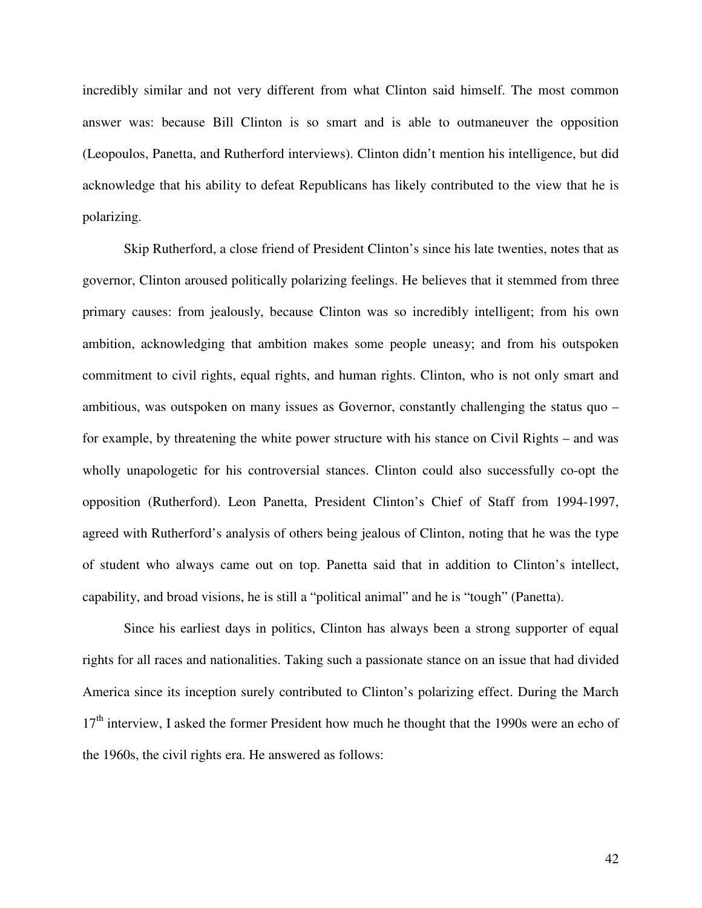incredibly similar and not very different from what Clinton said himself. The most common answer was: because Bill Clinton is so smart and is able to outmaneuver the opposition (Leopoulos, Panetta, and Rutherford interviews). Clinton didn't mention his intelligence, but did acknowledge that his ability to defeat Republicans has likely contributed to the view that he is polarizing.

Skip Rutherford, a close friend of President Clinton's since his late twenties, notes that as governor, Clinton aroused politically polarizing feelings. He believes that it stemmed from three primary causes: from jealously, because Clinton was so incredibly intelligent; from his own ambition, acknowledging that ambition makes some people uneasy; and from his outspoken commitment to civil rights, equal rights, and human rights. Clinton, who is not only smart and ambitious, was outspoken on many issues as Governor, constantly challenging the status quo – for example, by threatening the white power structure with his stance on Civil Rights – and was wholly unapologetic for his controversial stances. Clinton could also successfully co-opt the opposition (Rutherford). Leon Panetta, President Clinton's Chief of Staff from 1994-1997, agreed with Rutherford's analysis of others being jealous of Clinton, noting that he was the type of student who always came out on top. Panetta said that in addition to Clinton's intellect, capability, and broad visions, he is still a "political animal" and he is "tough" (Panetta).

Since his earliest days in politics, Clinton has always been a strong supporter of equal rights for all races and nationalities. Taking such a passionate stance on an issue that had divided America since its inception surely contributed to Clinton's polarizing effect. During the March 17th interview, I asked the former President how much he thought that the 1990s were an echo of the 1960s, the civil rights era. He answered as follows: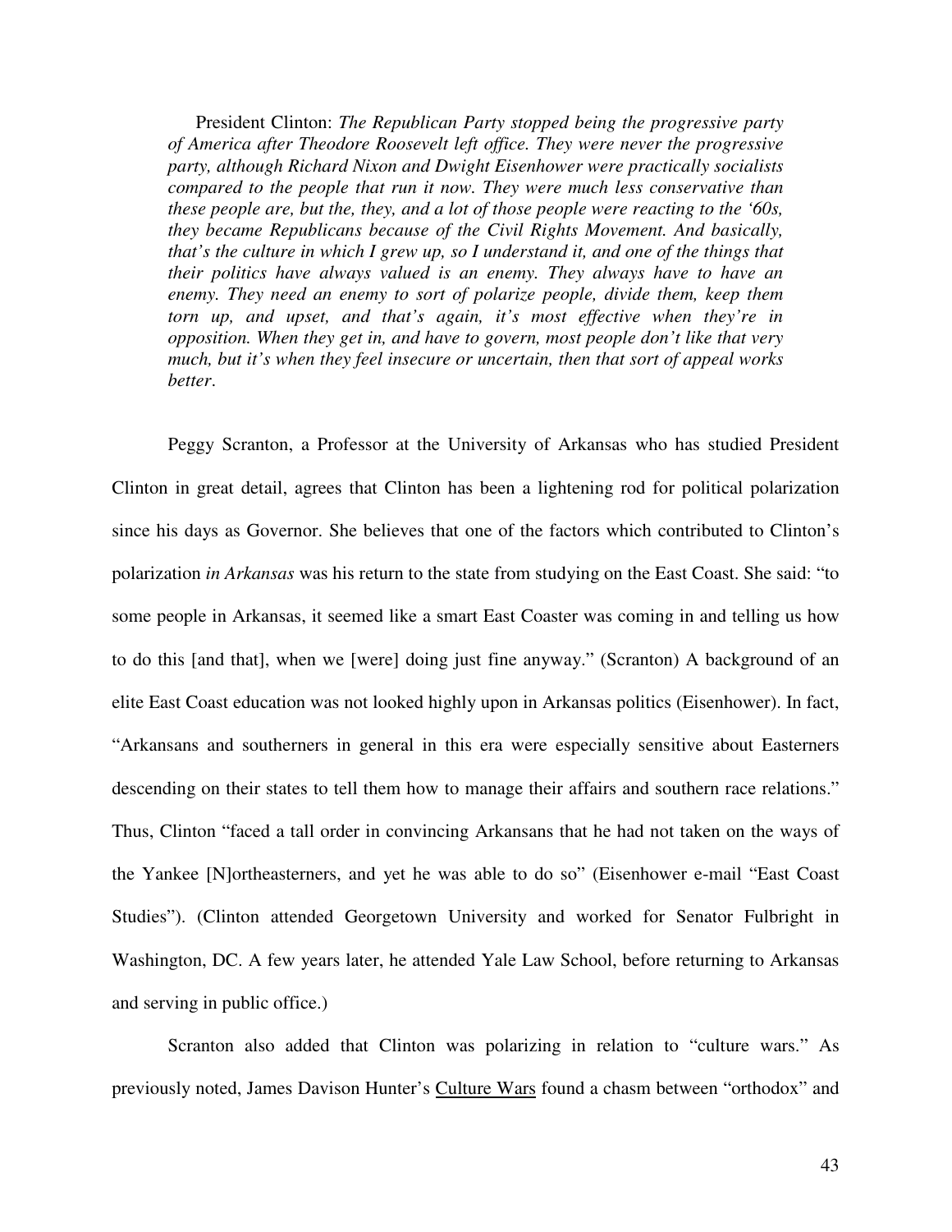President Clinton: *The Republican Party stopped being the progressive party of America after Theodore Roosevelt left office. They were never the progressive party, although Richard Nixon and Dwight Eisenhower were practically socialists compared to the people that run it now. They were much less conservative than these people are, but the, they, and a lot of those people were reacting to the '60s, they became Republicans because of the Civil Rights Movement. And basically, that's the culture in which I grew up, so I understand it, and one of the things that their politics have always valued is an enemy. They always have to have an enemy. They need an enemy to sort of polarize people, divide them, keep them torn up, and upset, and that's again, it's most effective when they're in opposition. When they get in, and have to govern, most people don't like that very much, but it's when they feel insecure or uncertain, then that sort of appeal works better*.

Peggy Scranton, a Professor at the University of Arkansas who has studied President Clinton in great detail, agrees that Clinton has been a lightening rod for political polarization since his days as Governor. She believes that one of the factors which contributed to Clinton's polarization *in Arkansas* was his return to the state from studying on the East Coast. She said: "to some people in Arkansas, it seemed like a smart East Coaster was coming in and telling us how to do this [and that], when we [were] doing just fine anyway." (Scranton) A background of an elite East Coast education was not looked highly upon in Arkansas politics (Eisenhower). In fact, "Arkansans and southerners in general in this era were especially sensitive about Easterners descending on their states to tell them how to manage their affairs and southern race relations." Thus, Clinton "faced a tall order in convincing Arkansans that he had not taken on the ways of the Yankee [N]ortheasterners, and yet he was able to do so" (Eisenhower e-mail "East Coast Studies"). (Clinton attended Georgetown University and worked for Senator Fulbright in Washington, DC. A few years later, he attended Yale Law School, before returning to Arkansas and serving in public office.)

Scranton also added that Clinton was polarizing in relation to "culture wars." As previously noted, James Davison Hunter's Culture Wars found a chasm between "orthodox" and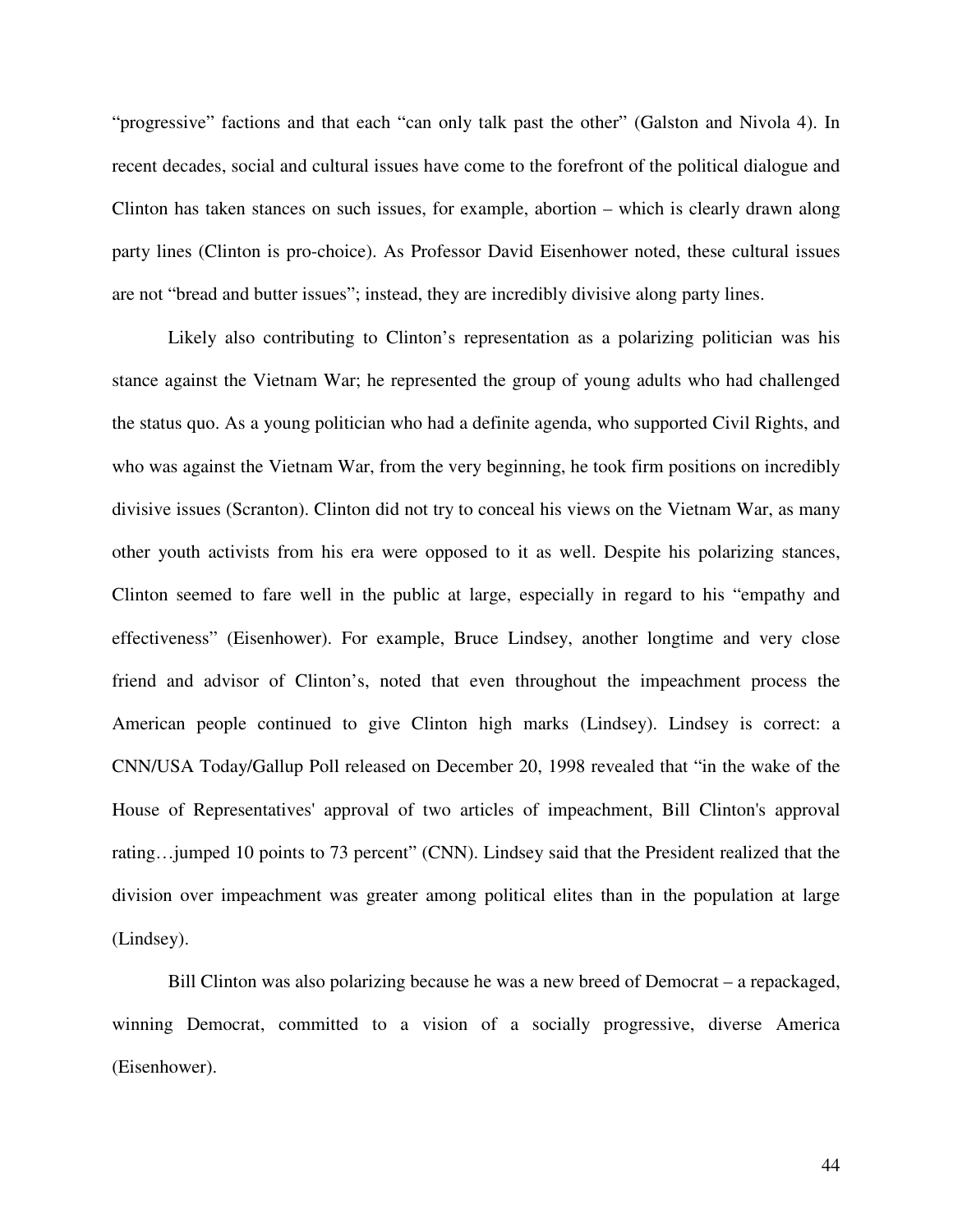"progressive" factions and that each "can only talk past the other" (Galston and Nivola 4). In recent decades, social and cultural issues have come to the forefront of the political dialogue and Clinton has taken stances on such issues, for example, abortion – which is clearly drawn along party lines (Clinton is pro-choice). As Professor David Eisenhower noted, these cultural issues are not "bread and butter issues"; instead, they are incredibly divisive along party lines.

Likely also contributing to Clinton's representation as a polarizing politician was his stance against the Vietnam War; he represented the group of young adults who had challenged the status quo. As a young politician who had a definite agenda, who supported Civil Rights, and who was against the Vietnam War, from the very beginning, he took firm positions on incredibly divisive issues (Scranton). Clinton did not try to conceal his views on the Vietnam War, as many other youth activists from his era were opposed to it as well. Despite his polarizing stances, Clinton seemed to fare well in the public at large, especially in regard to his "empathy and effectiveness" (Eisenhower). For example, Bruce Lindsey, another longtime and very close friend and advisor of Clinton's, noted that even throughout the impeachment process the American people continued to give Clinton high marks (Lindsey). Lindsey is correct: a CNN/USA Today/Gallup Poll released on December 20, 1998 revealed that "in the wake of the House of Representatives' approval of two articles of impeachment, Bill Clinton's approval rating…jumped 10 points to 73 percent" (CNN). Lindsey said that the President realized that the division over impeachment was greater among political elites than in the population at large (Lindsey).

Bill Clinton was also polarizing because he was a new breed of Democrat – a repackaged, winning Democrat, committed to a vision of a socially progressive, diverse America (Eisenhower).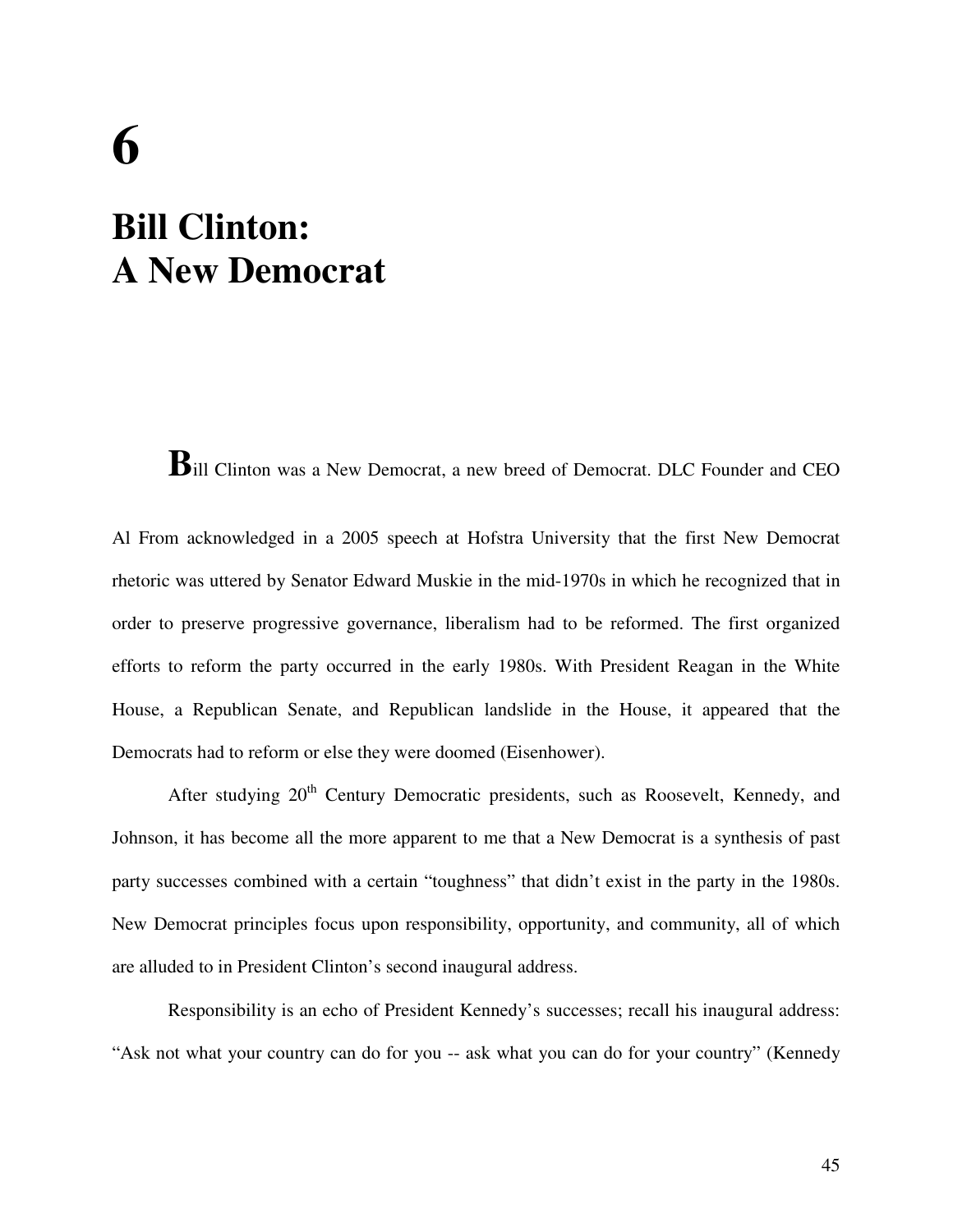# 6

# Bill Clinton: A New Democrat

**B**ill Clinton was a New Democrat, a new breed of Democrat. DLC Founder and CEO Al From acknowledged in a 2005 speech at Hofstra University that the first New Democrat rhetoric was uttered by Senator Edward Muskie in the mid-1970s in which he recognized that in order to preserve progressive governance, liberalism had to be reformed. The first organized efforts to reform the party occurred in the early 1980s. With President Reagan in the White House, a Republican Senate, and Republican landslide in the House, it appeared that the Democrats had to reform or else they were doomed (Eisenhower).

After studying 20th Century Democratic presidents, such as Roosevelt, Kennedy, and Johnson, it has become all the more apparent to me that a New Democrat is a synthesis of past party successes combined with a certain "toughness" that didn't exist in the party in the 1980s. New Democrat principles focus upon responsibility, opportunity, and community, all of which are alluded to in President Clinton's second inaugural address.

Responsibility is an echo of President Kennedy's successes; recall his inaugural address: "Ask not what your country can do for you -- ask what you can do for your country" (Kennedy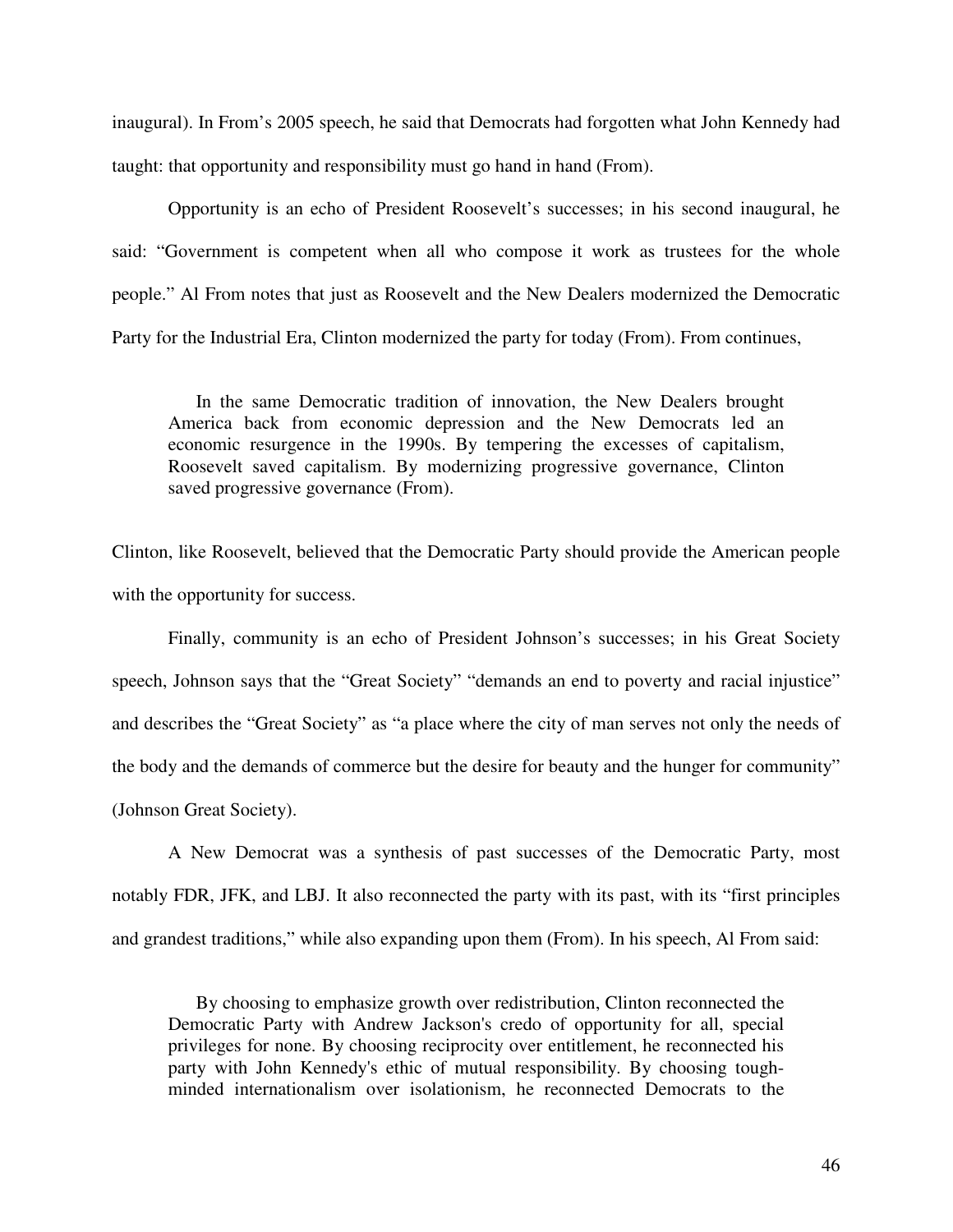inaugural). In From's 2005 speech, he said that Democrats had forgotten what John Kennedy had taught: that opportunity and responsibility must go hand in hand (From).

Opportunity is an echo of President Roosevelt's successes; in his second inaugural, he said: "Government is competent when all who compose it work as trustees for the whole people." Al From notes that just as Roosevelt and the New Dealers modernized the Democratic Party for the Industrial Era, Clinton modernized the party for today (From). From continues,

> In the same Democratic tradition of innovation, the New Dealers brought America back from economic depression and the New Democrats led an economic resurgence in the 1990s. By tempering the excesses of capitalism, Roosevelt saved capitalism. By modernizing progressive governance, Clinton saved progressive governance (From).

Clinton, like Roosevelt, believed that the Democratic Party should provide the American people with the opportunity for success.

Finally, community is an echo of President Johnson's successes; in his Great Society speech, Johnson says that the "Great Society" "demands an end to poverty and racial injustice" and describes the "Great Society" as "a place where the city of man serves not only the needs of the body and the demands of commerce but the desire for beauty and the hunger for community" (Johnson Great Society).

A New Democrat was a synthesis of past successes of the Democratic Party, most notably FDR, JFK, and LBJ. It also reconnected the party with its past, with its "first principles and grandest traditions," while also expanding upon them (From). In his speech, Al From said:

> By choosing to emphasize growth over redistribution, Clinton reconnected the Democratic Party with Andrew Jackson's credo of opportunity for all, special privileges for none. By choosing reciprocity over entitlement, he reconnected his party with John Kennedy's ethic of mutual responsibility. By choosing tough-minded internationalism over isolationism, he reconnected Democrats to the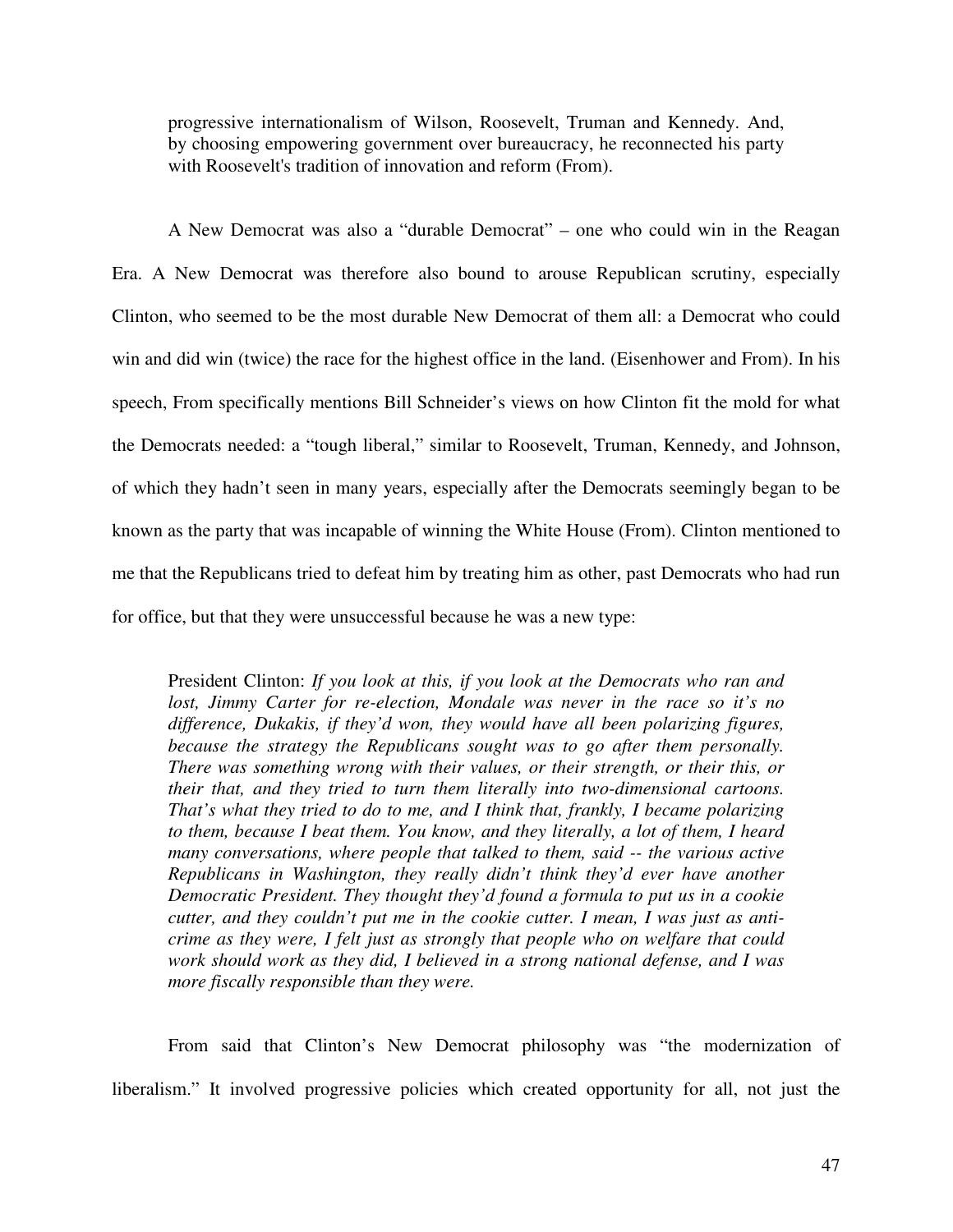> progressive internationalism of Wilson, Roosevelt, Truman and Kennedy. And, by choosing empowering government over bureaucracy, he reconnected his party with Roosevelt's tradition of innovation and reform (From).

A New Democrat was also a "durable Democrat" – one who could win in the Reagan Era. A New Democrat was therefore also bound to arouse Republican scrutiny, especially Clinton, who seemed to be the most durable New Democrat of them all: a Democrat who could win and did win (twice) the race for the highest office in the land. (Eisenhower and From). In his speech, From specifically mentions Bill Schneider's views on how Clinton fit the mold for what the Democrats needed: a "tough liberal," similar to Roosevelt, Truman, Kennedy, and Johnson, of which they hadn't seen in many years, especially after the Democrats seemingly began to be known as the party that was incapable of winning the White House (From). Clinton mentioned to me that the Republicans tried to defeat him by treating him as other, past Democrats who had run for office, but that they were unsuccessful because he was a new type:

> President Clinton: *If you look at this, if you look at the Democrats who ran and lost, Jimmy Carter for re-election, Mondale was never in the race so it's no difference, Dukakis, if they'd won, they would have all been polarizing figures, because the strategy the Republicans sought was to go after them personally. There was something wrong with their values, or their strength, or their this, or their that, and they tried to turn them literally into two-dimensional cartoons. That's what they tried to do to me, and I think that, frankly, I became polarizing to them, because I beat them. You know, and they literally, a lot of them, I heard many conversations, where people that talked to them, said -- the various active Republicans in Washington, they really didn't think they'd ever have another Democratic President. They thought they'd found a formula to put us in a cookie cutter, and they couldn't put me in the cookie cutter. I mean, I was just as anti-crime as they were, I felt just as strongly that people who on welfare that could work should work as they did, I believed in a strong national defense, and I was more fiscally responsible than they were.*

From said that Clinton's New Democrat philosophy was "the modernization of liberalism." It involved progressive policies which created opportunity for all, not just the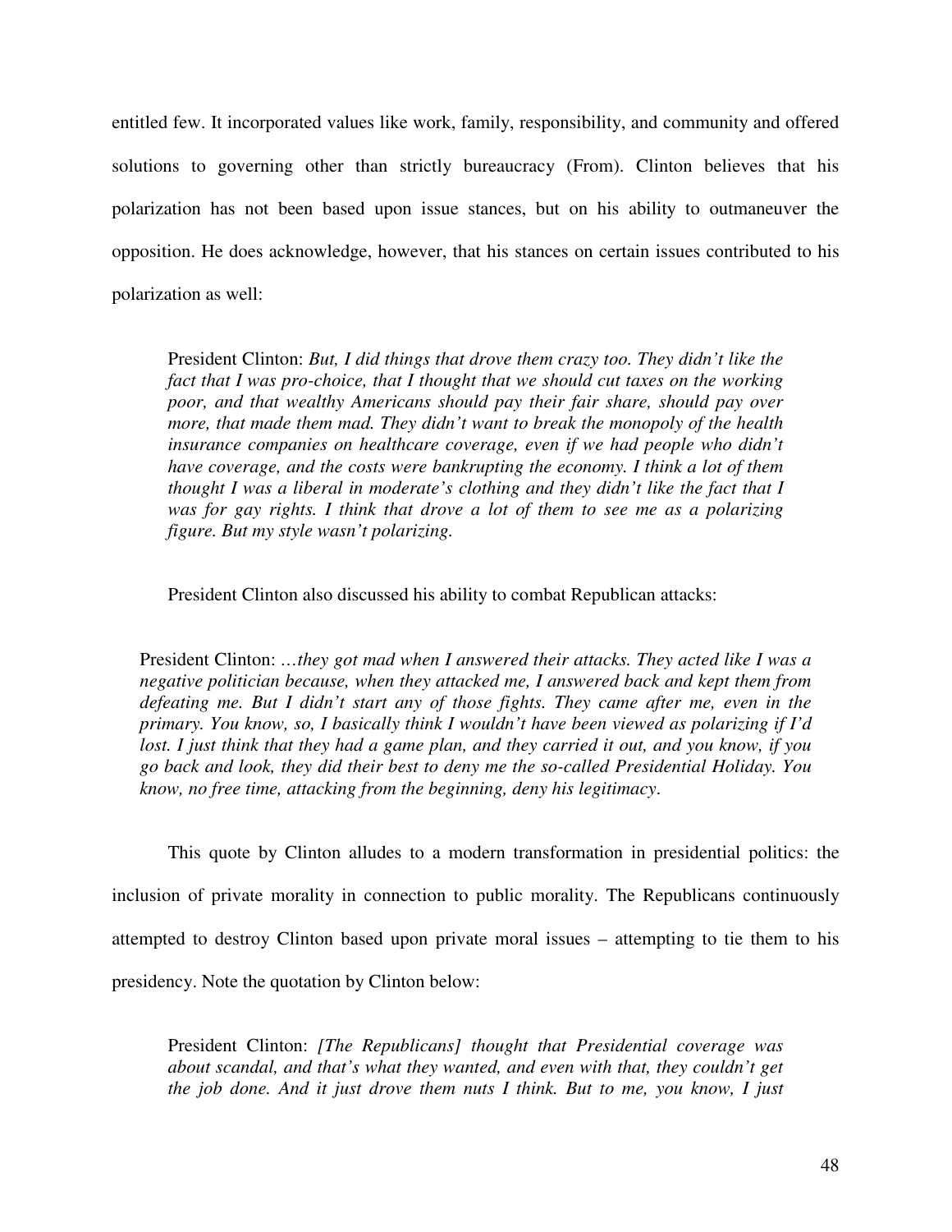entitled few. It incorporated values like work, family, responsibility, and community and offered solutions to governing other than strictly bureaucracy (From). Clinton believes that his polarization has not been based upon issue stances, but on his ability to outmaneuver the opposition. He does acknowledge, however, that his stances on certain issues contributed to his polarization as well:

> President Clinton: *But, I did things that drove them crazy too. They didn't like the fact that I was pro-choice, that I thought that we should cut taxes on the working poor, and that wealthy Americans should pay their fair share, should pay over more, that made them mad. They didn't want to break the monopoly of the health insurance companies on healthcare coverage, even if we had people who didn't have coverage, and the costs were bankrupting the economy. I think a lot of them thought I was a liberal in moderate's clothing and they didn't like the fact that I was for gay rights. I think that drove a lot of them to see me as a polarizing figure. But my style wasn't polarizing.*

President Clinton also discussed his ability to combat Republican attacks:

> President Clinton: *…they got mad when I answered their attacks. They acted like I was a negative politician because, when they attacked me, I answered back and kept them from defeating me. But I didn't start any of those fights. They came after me, even in the primary. You know, so, I basically think I wouldn't have been viewed as polarizing if I'd lost. I just think that they had a game plan, and they carried it out, and you know, if you go back and look, they did their best to deny me the so-called Presidential Holiday. You know, no free time, attacking from the beginning, deny his legitimacy.*

This quote by Clinton alludes to a modern transformation in presidential politics: the inclusion of private morality in connection to public morality. The Republicans continuously attempted to destroy Clinton based upon private moral issues – attempting to tie them to his presidency. Note the quotation by Clinton below:

> President Clinton: *[The Republicans] thought that Presidential coverage was about scandal, and that's what they wanted, and even with that, they couldn't get the job done. And it just drove them nuts I think. But to me, you know, I just*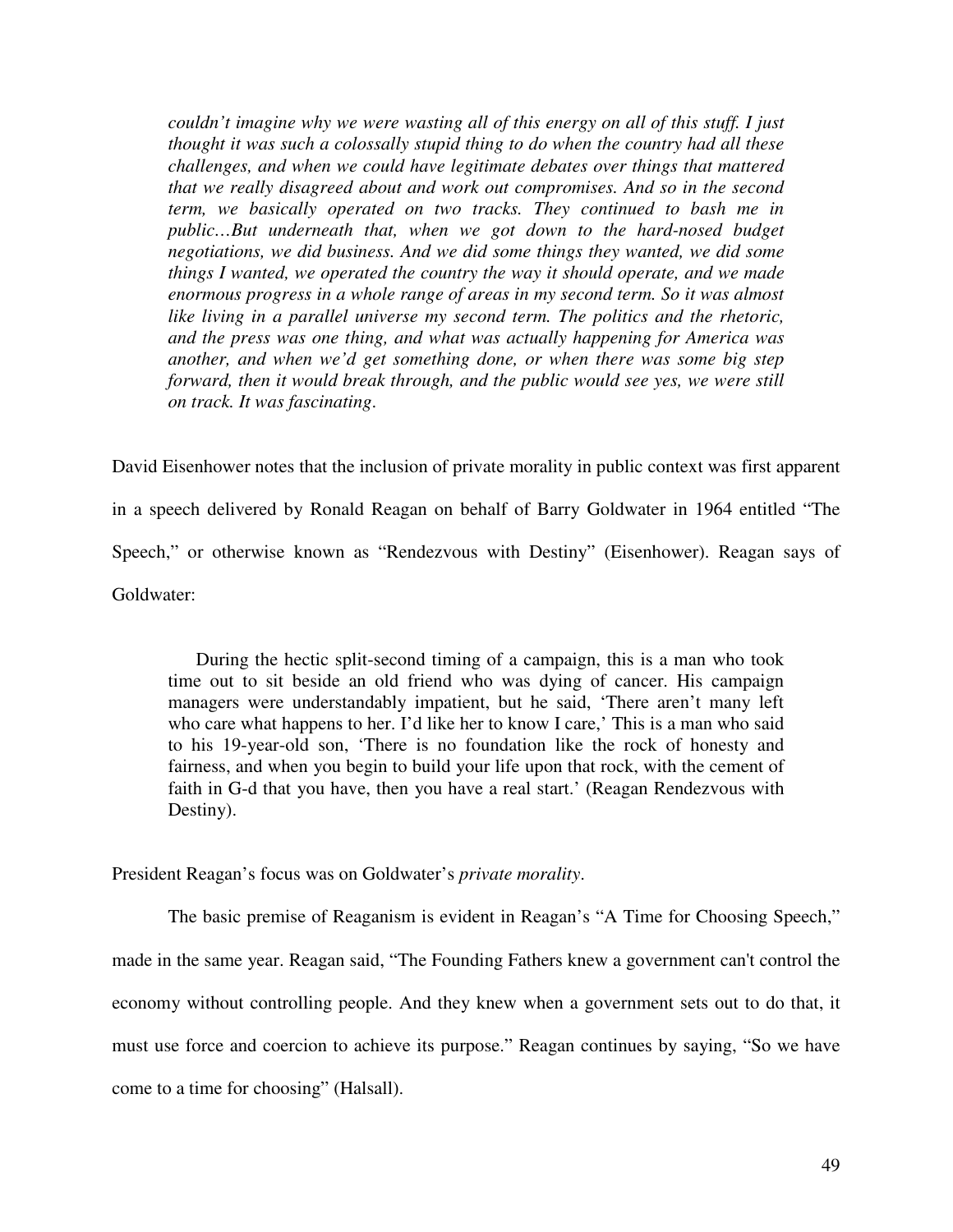> *couldn't imagine why we were wasting all of this energy on all of this stuff. I just thought it was such a colossally stupid thing to do when the country had all these challenges, and when we could have legitimate debates over things that mattered that we really disagreed about and work out compromises. And so in the second term, we basically operated on two tracks. They continued to bash me in public…But underneath that, when we got down to the hard-nosed budget negotiations, we did business. And we did some things they wanted, we did some things I wanted, we operated the country the way it should operate, and we made enormous progress in a whole range of areas in my second term. So it was almost like living in a parallel universe my second term. The politics and the rhetoric, and the press was one thing, and what was actually happening for America was another, and when we'd get something done, or when there was some big step forward, then it would break through, and the public would see yes, we were still on track. It was fascinating*.

David Eisenhower notes that the inclusion of private morality in public context was first apparent in a speech delivered by Ronald Reagan on behalf of Barry Goldwater in 1964 entitled "The Speech," or otherwise known as "Rendezvous with Destiny" (Eisenhower). Reagan says of Goldwater:

> During the hectic split-second timing of a campaign, this is a man who took time out to sit beside an old friend who was dying of cancer. His campaign managers were understandably impatient, but he said, 'There aren't many left who care what happens to her. I'd like her to know I care,' This is a man who said to his 19-year-old son, 'There is no foundation like the rock of honesty and fairness, and when you begin to build your life upon that rock, with the cement of faith in G-d that you have, then you have a real start.' (Reagan Rendezvous with Destiny).

President Reagan's focus was on Goldwater's *private morality*.

The basic premise of Reaganism is evident in Reagan's "A Time for Choosing Speech," made in the same year. Reagan said, "The Founding Fathers knew a government can't control the economy without controlling people. And they knew when a government sets out to do that, it must use force and coercion to achieve its purpose." Reagan continues by saying, "So we have come to a time for choosing" (Halsall).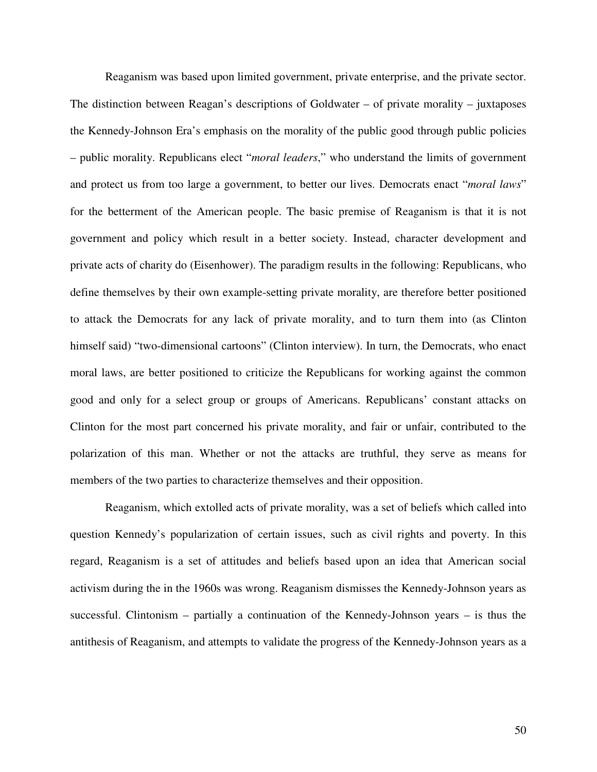Reaganism was based upon limited government, private enterprise, and the private sector. The distinction between Reagan's descriptions of Goldwater – of private morality – juxtaposes the Kennedy-Johnson Era's emphasis on the morality of the public good through public policies – public morality. Republicans elect "*moral leaders*," who understand the limits of government and protect us from too large a government, to better our lives. Democrats enact "*moral laws*" for the betterment of the American people. The basic premise of Reaganism is that it is not government and policy which result in a better society. Instead, character development and private acts of charity do (Eisenhower). The paradigm results in the following: Republicans, who define themselves by their own example-setting private morality, are therefore better positioned to attack the Democrats for any lack of private morality, and to turn them into (as Clinton himself said) "two-dimensional cartoons" (Clinton interview). In turn, the Democrats, who enact moral laws, are better positioned to criticize the Republicans for working against the common good and only for a select group or groups of Americans. Republicans' constant attacks on Clinton for the most part concerned his private morality, and fair or unfair, contributed to the polarization of this man. Whether or not the attacks are truthful, they serve as means for members of the two parties to characterize themselves and their opposition.

Reaganism, which extolled acts of private morality, was a set of beliefs which called into question Kennedy's popularization of certain issues, such as civil rights and poverty. In this regard, Reaganism is a set of attitudes and beliefs based upon an idea that American social activism during the in the 1960s was wrong. Reaganism dismisses the Kennedy-Johnson years as successful. Clintonism – partially a continuation of the Kennedy-Johnson years – is thus the antithesis of Reaganism, and attempts to validate the progress of the Kennedy-Johnson years as a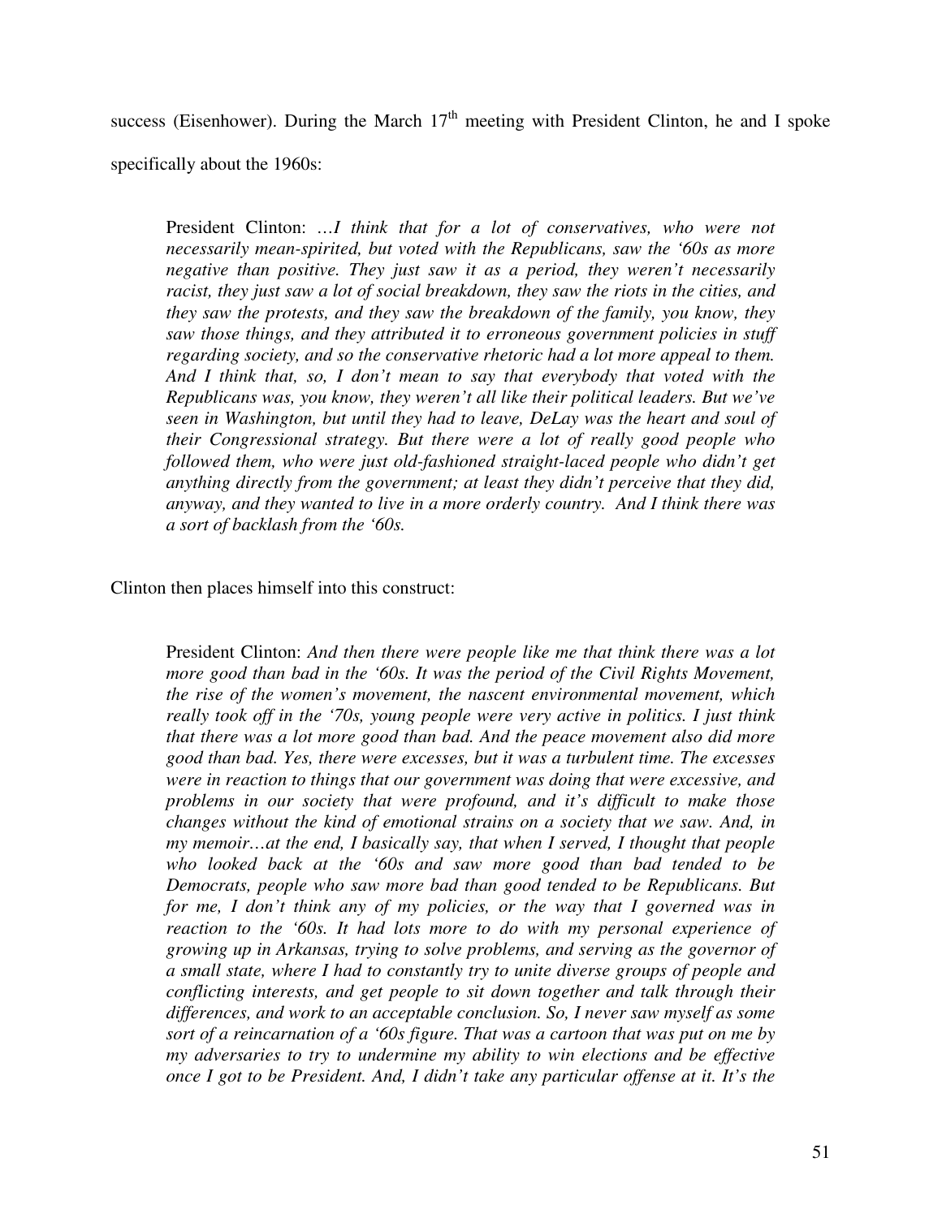success (Eisenhower). During the March 17th meeting with President Clinton, he and I spoke specifically about the 1960s:

> President Clinton: *…I think that for a lot of conservatives, who were not necessarily mean-spirited, but voted with the Republicans, saw the '60s as more negative than positive. They just saw it as a period, they weren't necessarily racist, they just saw a lot of social breakdown, they saw the riots in the cities, and they saw the protests, and they saw the breakdown of the family, you know, they saw those things, and they attributed it to erroneous government policies in stuff regarding society, and so the conservative rhetoric had a lot more appeal to them. And I think that, so, I don't mean to say that everybody that voted with the Republicans was, you know, they weren't all like their political leaders. But we've seen in Washington, but until they had to leave, DeLay was the heart and soul of their Congressional strategy. But there were a lot of really good people who followed them, who were just old-fashioned straight-laced people who didn't get anything directly from the government; at least they didn't perceive that they did, anyway, and they wanted to live in a more orderly country. And I think there was a sort of backlash from the '60s.*

Clinton then places himself into this construct:

> President Clinton: *And then there were people like me that think there was a lot more good than bad in the '60s. It was the period of the Civil Rights Movement, the rise of the women's movement, the nascent environmental movement, which really took off in the '70s, young people were very active in politics. I just think that there was a lot more good than bad. And the peace movement also did more good than bad. Yes, there were excesses, but it was a turbulent time. The excesses were in reaction to things that our government was doing that were excessive, and problems in our society that were profound, and it's difficult to make those changes without the kind of emotional strains on a society that we saw. And, in my memoir…at the end, I basically say, that when I served, I thought that people who looked back at the '60s and saw more good than bad tended to be Democrats, people who saw more bad than good tended to be Republicans. But for me, I don't think any of my policies, or the way that I governed was in reaction to the '60s. It had lots more to do with my personal experience of growing up in Arkansas, trying to solve problems, and serving as the governor of a small state, where I had to constantly try to unite diverse groups of people and conflicting interests, and get people to sit down together and talk through their differences, and work to an acceptable conclusion. So, I never saw myself as some sort of a reincarnation of a '60s figure. That was a cartoon that was put on me by my adversaries to try to undermine my ability to win elections and be effective once I got to be President. And, I didn't take any particular offense at it. It's the*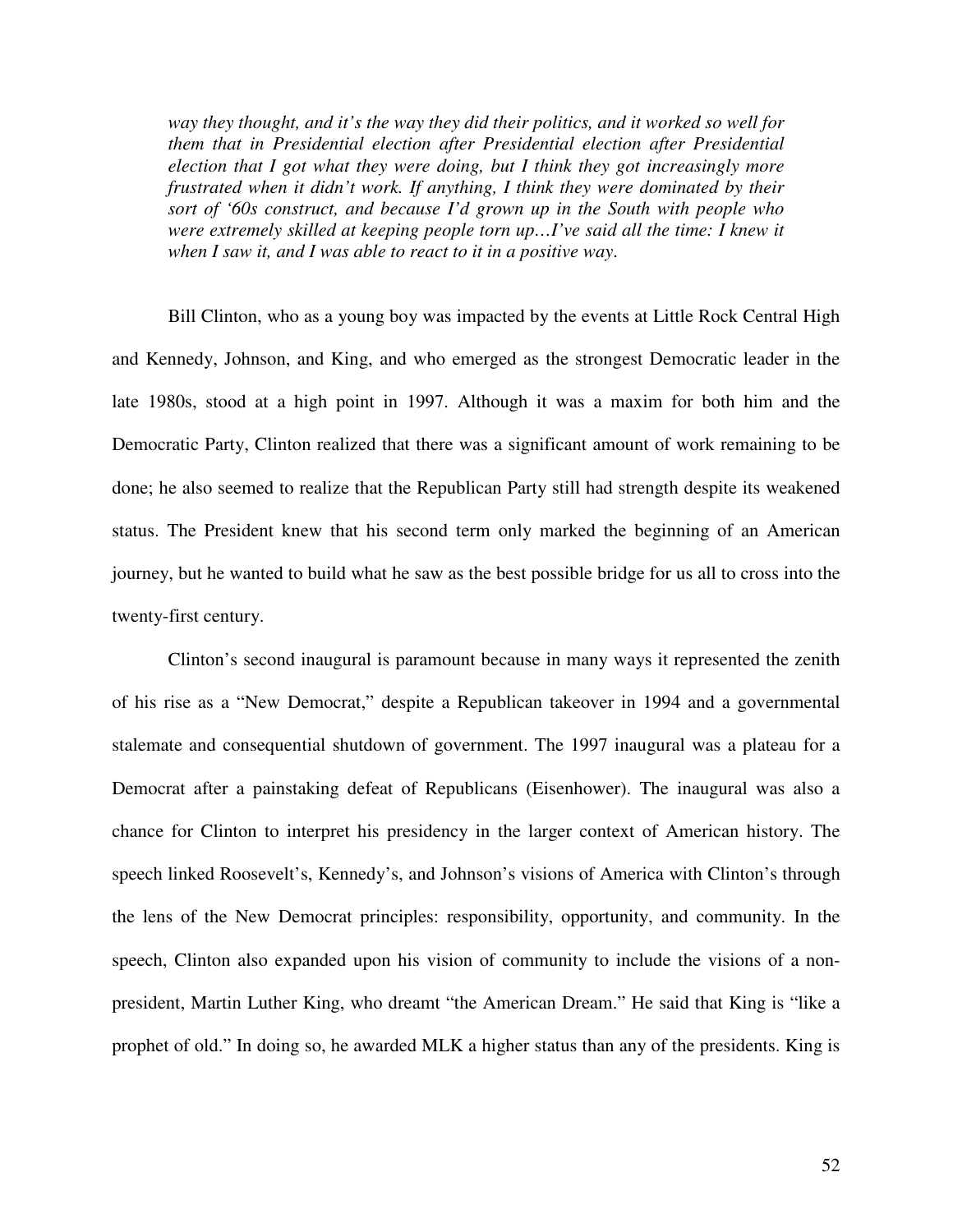*way they thought, and it's the way they did their politics, and it worked so well for them that in Presidential election after Presidential election after Presidential election that I got what they were doing, but I think they got increasingly more frustrated when it didn't work. If anything, I think they were dominated by their sort of '60s construct, and because I'd grown up in the South with people who were extremely skilled at keeping people torn up…I've said all the time: I knew it when I saw it, and I was able to react to it in a positive way.*

Bill Clinton, who as a young boy was impacted by the events at Little Rock Central High and Kennedy, Johnson, and King, and who emerged as the strongest Democratic leader in the late 1980s, stood at a high point in 1997. Although it was a maxim for both him and the Democratic Party, Clinton realized that there was a significant amount of work remaining to be done; he also seemed to realize that the Republican Party still had strength despite its weakened status. The President knew that his second term only marked the beginning of an American journey, but he wanted to build what he saw as the best possible bridge for us all to cross into the twenty-first century.

Clinton's second inaugural is paramount because in many ways it represented the zenith of his rise as a "New Democrat," despite a Republican takeover in 1994 and a governmental stalemate and consequential shutdown of government. The 1997 inaugural was a plateau for a Democrat after a painstaking defeat of Republicans (Eisenhower). The inaugural was also a chance for Clinton to interpret his presidency in the larger context of American history. The speech linked Roosevelt's, Kennedy's, and Johnson's visions of America with Clinton's through the lens of the New Democrat principles: responsibility, opportunity, and community. In the speech, Clinton also expanded upon his vision of community to include the visions of a non-president, Martin Luther King, who dreamt "the American Dream." He said that King is "like a prophet of old." In doing so, he awarded MLK a higher status than any of the presidents. King is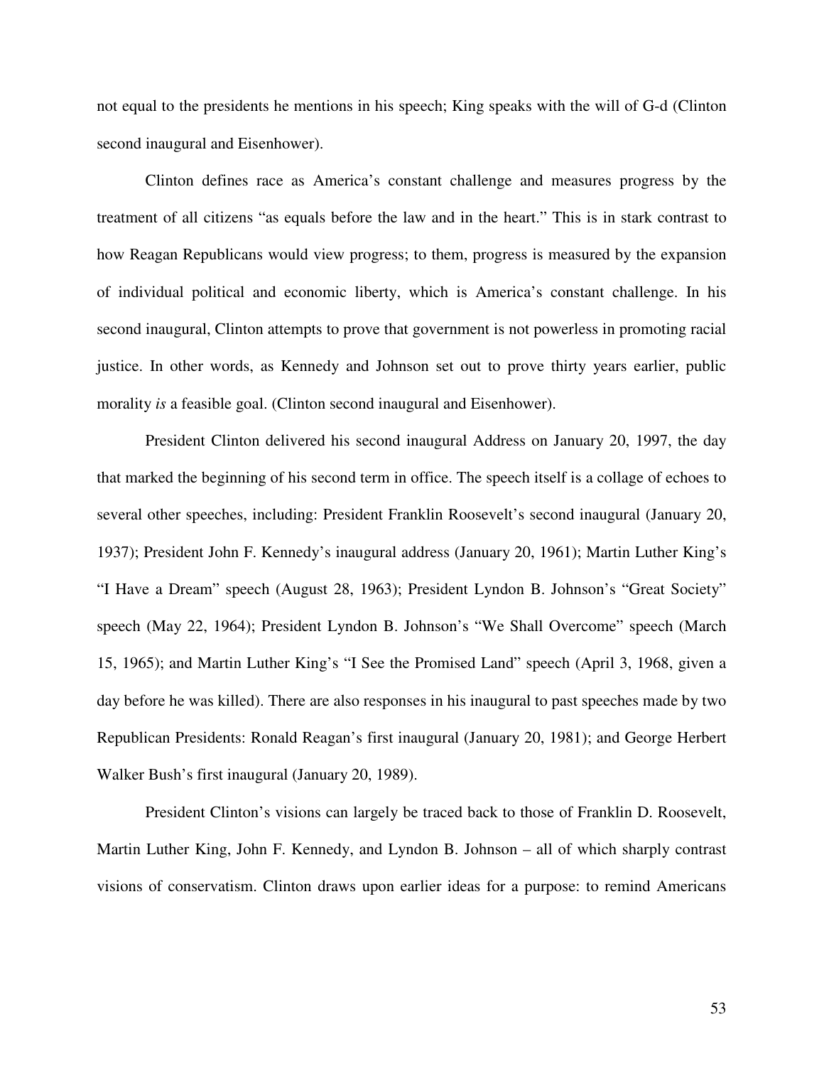not equal to the presidents he mentions in his speech; King speaks with the will of G-d (Clinton second inaugural and Eisenhower).

Clinton defines race as America's constant challenge and measures progress by the treatment of all citizens "as equals before the law and in the heart." This is in stark contrast to how Reagan Republicans would view progress; to them, progress is measured by the expansion of individual political and economic liberty, which is America's constant challenge. In his second inaugural, Clinton attempts to prove that government is not powerless in promoting racial justice. In other words, as Kennedy and Johnson set out to prove thirty years earlier, public morality *is* a feasible goal. (Clinton second inaugural and Eisenhower).

President Clinton delivered his second inaugural Address on January 20, 1997, the day that marked the beginning of his second term in office. The speech itself is a collage of echoes to several other speeches, including: President Franklin Roosevelt's second inaugural (January 20, 1937); President John F. Kennedy's inaugural address (January 20, 1961); Martin Luther King's "I Have a Dream" speech (August 28, 1963); President Lyndon B. Johnson's "Great Society" speech (May 22, 1964); President Lyndon B. Johnson's "We Shall Overcome" speech (March 15, 1965); and Martin Luther King's "I See the Promised Land" speech (April 3, 1968, given a day before he was killed). There are also responses in his inaugural to past speeches made by two Republican Presidents: Ronald Reagan's first inaugural (January 20, 1981); and George Herbert Walker Bush's first inaugural (January 20, 1989).

President Clinton's visions can largely be traced back to those of Franklin D. Roosevelt, Martin Luther King, John F. Kennedy, and Lyndon B. Johnson – all of which sharply contrast visions of conservatism. Clinton draws upon earlier ideas for a purpose: to remind Americans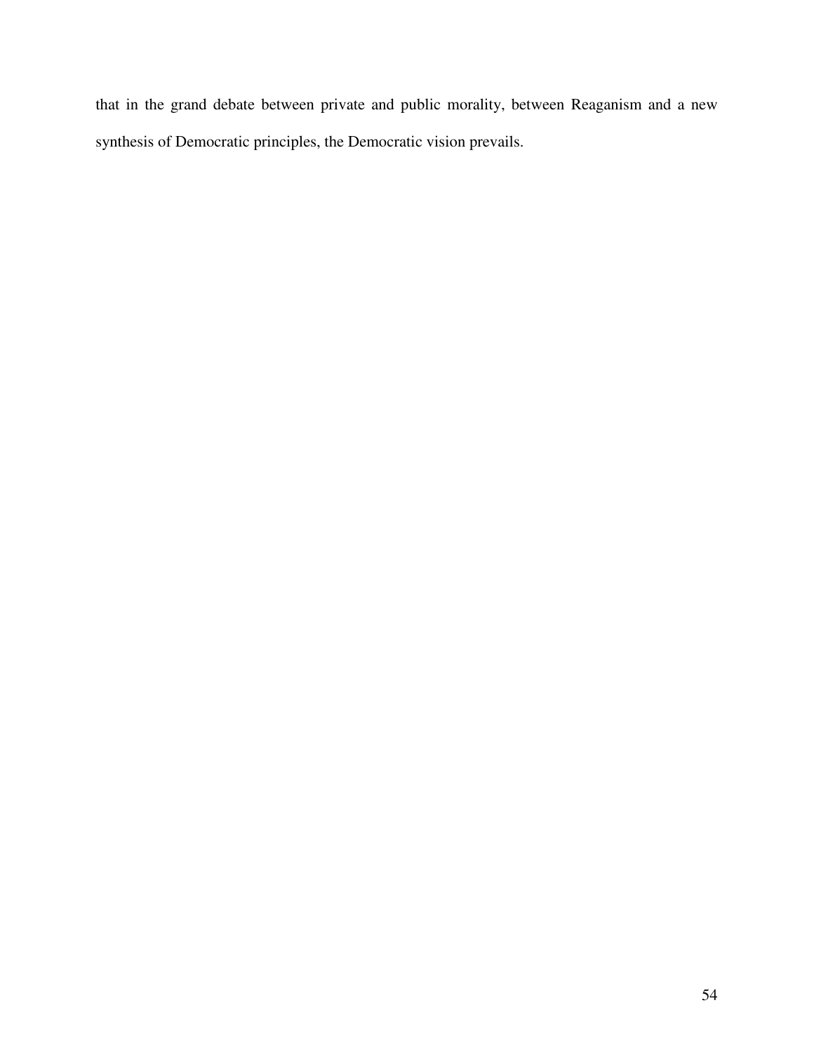that in the grand debate between private and public morality, between Reaganism and a new synthesis of Democratic principles, the Democratic vision prevails.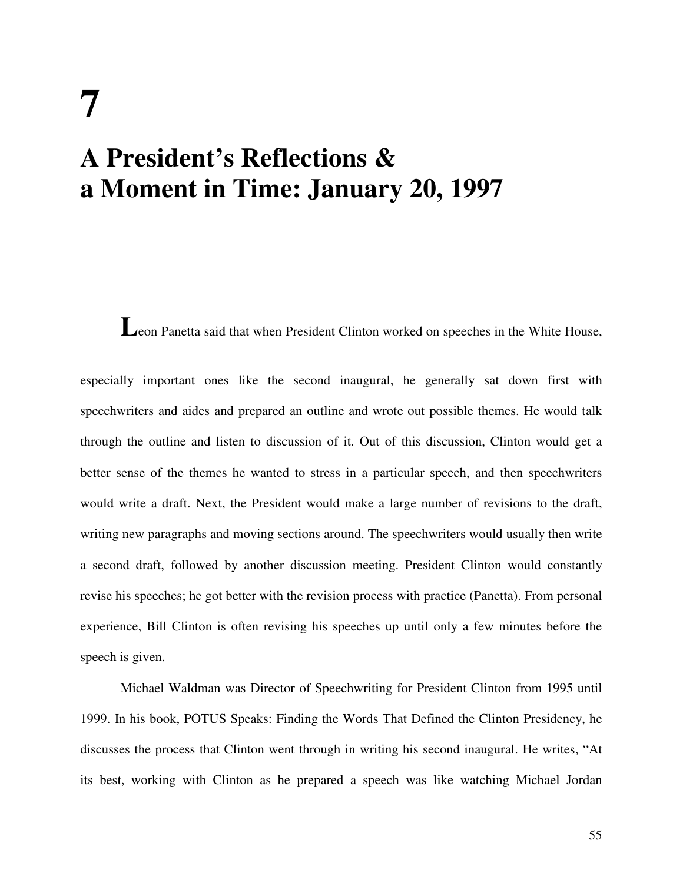# 7

# A President's Reflections & a Moment in Time: January 20, 1997

Leon Panetta said that when President Clinton worked on speeches in the White House, especially important ones like the second inaugural, he generally sat down first with speechwriters and aides and prepared an outline and wrote out possible themes. He would talk through the outline and listen to discussion of it. Out of this discussion, Clinton would get a better sense of the themes he wanted to stress in a particular speech, and then speechwriters would write a draft. Next, the President would make a large number of revisions to the draft, writing new paragraphs and moving sections around. The speechwriters would usually then write a second draft, followed by another discussion meeting. President Clinton would constantly revise his speeches; he got better with the revision process with practice (Panetta). From personal experience, Bill Clinton is often revising his speeches up until only a few minutes before the speech is given.

Michael Waldman was Director of Speechwriting for President Clinton from 1995 until 1999. In his book, POTUS Speaks: Finding the Words That Defined the Clinton Presidency, he discusses the process that Clinton went through in writing his second inaugural. He writes, "At its best, working with Clinton as he prepared a speech was like watching Michael Jordan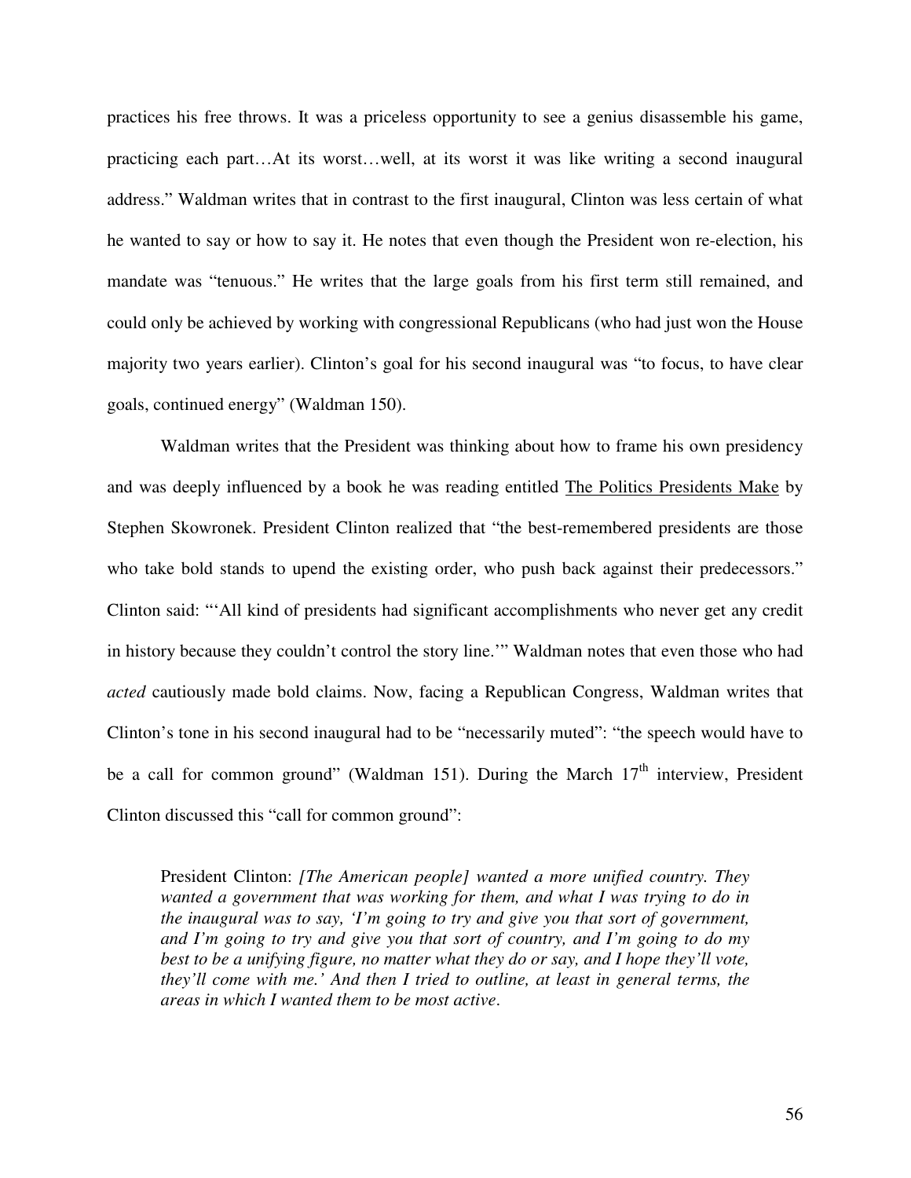practices his free throws. It was a priceless opportunity to see a genius disassemble his game, practicing each part…At its worst…well, at its worst it was like writing a second inaugural address." Waldman writes that in contrast to the first inaugural, Clinton was less certain of what he wanted to say or how to say it. He notes that even though the President won re-election, his mandate was "tenuous." He writes that the large goals from his first term still remained, and could only be achieved by working with congressional Republicans (who had just won the House majority two years earlier). Clinton's goal for his second inaugural was "to focus, to have clear goals, continued energy" (Waldman 150).

Waldman writes that the President was thinking about how to frame his own presidency and was deeply influenced by a book he was reading entitled The Politics Presidents Make by Stephen Skowronek. President Clinton realized that "the best-remembered presidents are those who take bold stands to upend the existing order, who push back against their predecessors." Clinton said: "'All kind of presidents had significant accomplishments who never get any credit in history because they couldn't control the story line.'" Waldman notes that even those who had *acted* cautiously made bold claims. Now, facing a Republican Congress, Waldman writes that Clinton's tone in his second inaugural had to be "necessarily muted": "the speech would have to be a call for common ground" (Waldman 151). During the March 17th interview, President Clinton discussed this "call for common ground":

> President Clinton: *[The American people] wanted a more unified country. They wanted a government that was working for them, and what I was trying to do in the inaugural was to say, 'I'm going to try and give you that sort of government, and I'm going to try and give you that sort of country, and I'm going to do my best to be a unifying figure, no matter what they do or say, and I hope they'll vote, they'll come with me.' And then I tried to outline, at least in general terms, the areas in which I wanted them to be most active.*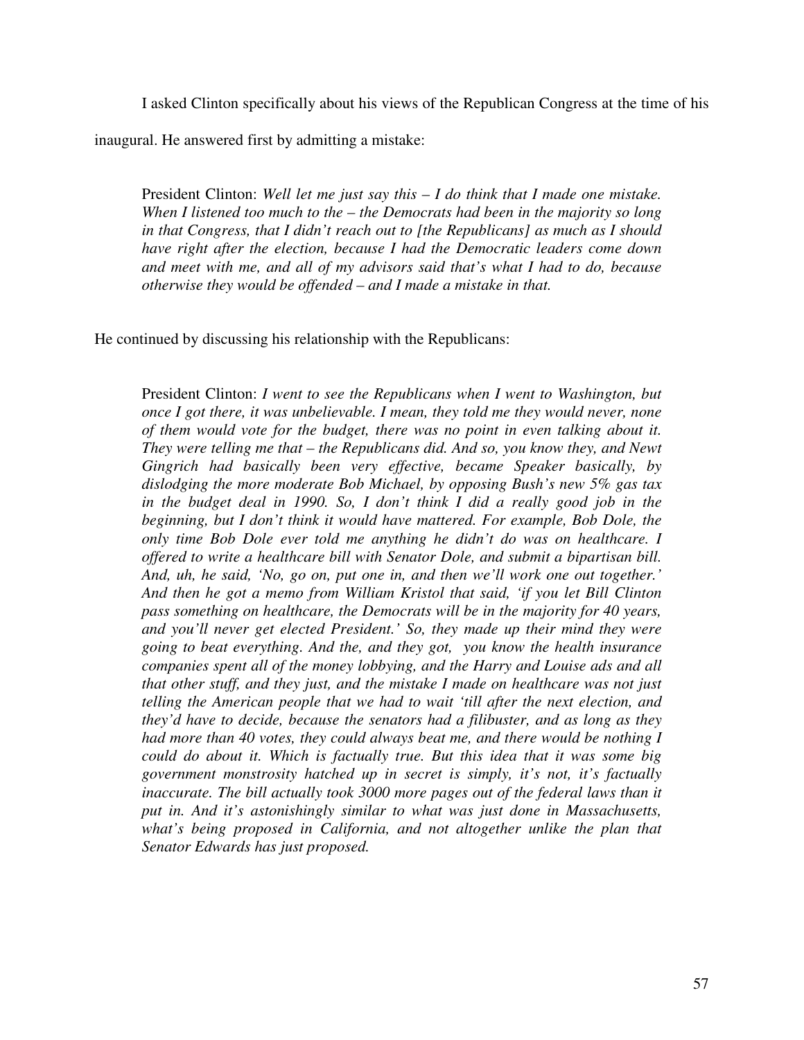I asked Clinton specifically about his views of the Republican Congress at the time of his inaugural. He answered first by admitting a mistake:

> President Clinton: *Well let me just say this – I do think that I made one mistake. When I listened too much to the – the Democrats had been in the majority so long in that Congress, that I didn't reach out to [the Republicans] as much as I should have right after the election, because I had the Democratic leaders come down and meet with me, and all of my advisors said that's what I had to do, because otherwise they would be offended – and I made a mistake in that.*

He continued by discussing his relationship with the Republicans:

> President Clinton: *I went to see the Republicans when I went to Washington, but once I got there, it was unbelievable. I mean, they told me they would never, none of them would vote for the budget, there was no point in even talking about it. They were telling me that – the Republicans did. And so, you know they, and Newt Gingrich had basically been very effective, became Speaker basically, by dislodging the more moderate Bob Michael, by opposing Bush's new 5% gas tax in the budget deal in 1990. So, I don't think I did a really good job in the beginning, but I don't think it would have mattered. For example, Bob Dole, the only time Bob Dole ever told me anything he didn't do was on healthcare. I offered to write a healthcare bill with Senator Dole, and submit a bipartisan bill. And, uh, he said, 'No, go on, put one in, and then we'll work one out together.' And then he got a memo from William Kristol that said, 'if you let Bill Clinton pass something on healthcare, the Democrats will be in the majority for 40 years, and you'll never get elected President.' So, they made up their mind they were going to beat everything. And the, and they got, you know the health insurance companies spent all of the money lobbying, and the Harry and Louise ads and all that other stuff, and they just, and the mistake I made on healthcare was not just telling the American people that we had to wait 'till after the next election, and they'd have to decide, because the senators had a filibuster, and as long as they had more than 40 votes, they could always beat me, and there would be nothing I could do about it. Which is factually true. But this idea that it was some big government monstrosity hatched up in secret is simply, it's not, it's factually inaccurate. The bill actually took 3000 more pages out of the federal laws than it put in. And it's astonishingly similar to what was just done in Massachusetts, what's being proposed in California, and not altogether unlike the plan that Senator Edwards has just proposed.*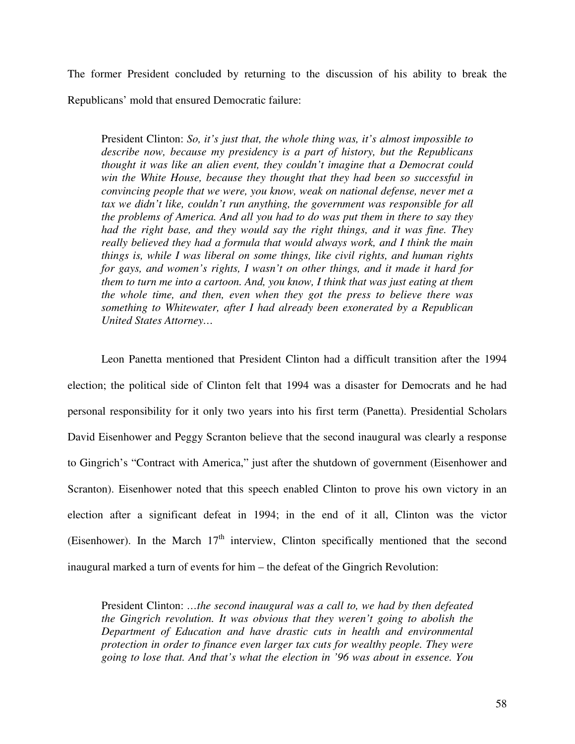The former President concluded by returning to the discussion of his ability to break the Republicans' mold that ensured Democratic failure:

> President Clinton: *So, it's just that, the whole thing was, it's almost impossible to describe now, because my presidency is a part of history, but the Republicans thought it was like an alien event, they couldn't imagine that a Democrat could win the White House, because they thought that they had been so successful in convincing people that we were, you know, weak on national defense, never met a tax we didn't like, couldn't run anything, the government was responsible for all the problems of America. And all you had to do was put them in there to say they had the right base, and they would say the right things, and it was fine. They really believed they had a formula that would always work, and I think the main things is, while I was liberal on some things, like civil rights, and human rights for gays, and women's rights, I wasn't on other things, and it made it hard for them to turn me into a cartoon. And, you know, I think that was just eating at them the whole time, and then, even when they got the press to believe there was something to Whitewater, after I had already been exonerated by a Republican United States Attorney…*

Leon Panetta mentioned that President Clinton had a difficult transition after the 1994 election; the political side of Clinton felt that 1994 was a disaster for Democrats and he had personal responsibility for it only two years into his first term (Panetta). Presidential Scholars David Eisenhower and Peggy Scranton believe that the second inaugural was clearly a response to Gingrich's "Contract with America," just after the shutdown of government (Eisenhower and Scranton). Eisenhower noted that this speech enabled Clinton to prove his own victory in an election after a significant defeat in 1994; in the end of it all, Clinton was the victor (Eisenhower). In the March 17th interview, Clinton specifically mentioned that the second inaugural marked a turn of events for him – the defeat of the Gingrich Revolution:

> President Clinton: *…the second inaugural was a call to, we had by then defeated the Gingrich revolution. It was obvious that they weren't going to abolish the Department of Education and have drastic cuts in health and environmental protection in order to finance even larger tax cuts for wealthy people. They were going to lose that. And that's what the election in '96 was about in essence. You*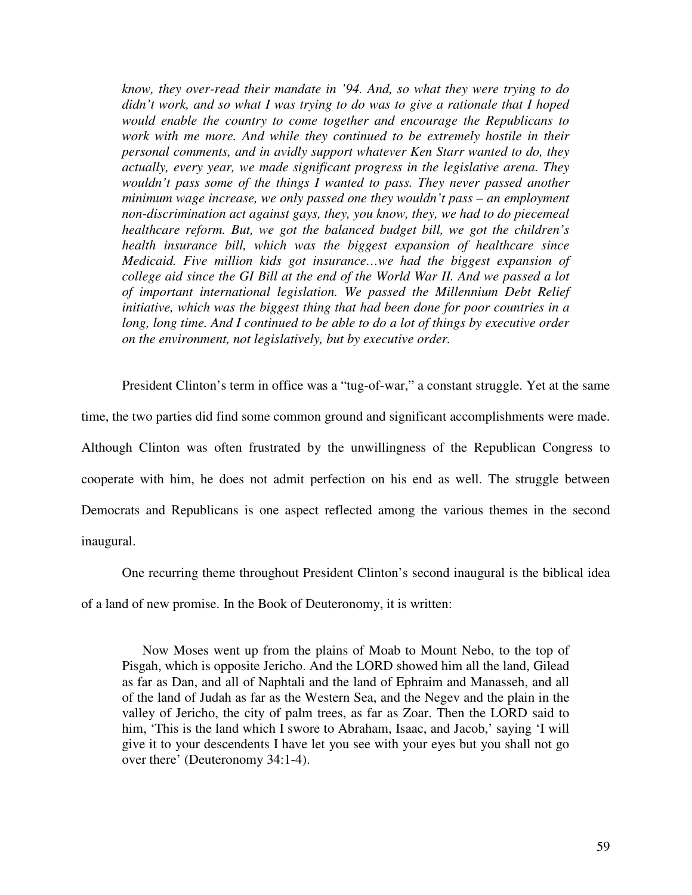*know, they over-read their mandate in '94. And, so what they were trying to do didn't work, and so what I was trying to do was to give a rationale that I hoped would enable the country to come together and encourage the Republicans to work with me more. And while they continued to be extremely hostile in their personal comments, and in avidly support whatever Ken Starr wanted to do, they actually, every year, we made significant progress in the legislative arena. They wouldn't pass some of the things I wanted to pass. They never passed another minimum wage increase, we only passed one they wouldn't pass – an employment non-discrimination act against gays, they, you know, they, we had to do piecemeal healthcare reform. But, we got the balanced budget bill, we got the children's health insurance bill, which was the biggest expansion of healthcare since Medicaid. Five million kids got insurance…we had the biggest expansion of college aid since the GI Bill at the end of the World War II. And we passed a lot of important international legislation. We passed the Millennium Debt Relief initiative, which was the biggest thing that had been done for poor countries in a long, long time. And I continued to be able to do a lot of things by executive order on the environment, not legislatively, but by executive order.*

President Clinton's term in office was a "tug-of-war," a constant struggle. Yet at the same time, the two parties did find some common ground and significant accomplishments were made. Although Clinton was often frustrated by the unwillingness of the Republican Congress to cooperate with him, he does not admit perfection on his end as well. The struggle between Democrats and Republicans is one aspect reflected among the various themes in the second inaugural.

One recurring theme throughout President Clinton's second inaugural is the biblical idea of a land of new promise. In the Book of Deuteronomy, it is written:

> Now Moses went up from the plains of Moab to Mount Nebo, to the top of Pisgah, which is opposite Jericho. And the LORD showed him all the land, Gilead as far as Dan, and all of Naphtali and the land of Ephraim and Manasseh, and all of the land of Judah as far as the Western Sea, and the Negev and the plain in the valley of Jericho, the city of palm trees, as far as Zoar. Then the LORD said to him, 'This is the land which I swore to Abraham, Isaac, and Jacob,' saying 'I will give it to your descendents I have let you see with your eyes but you shall not go over there' (Deuteronomy 34:1-4).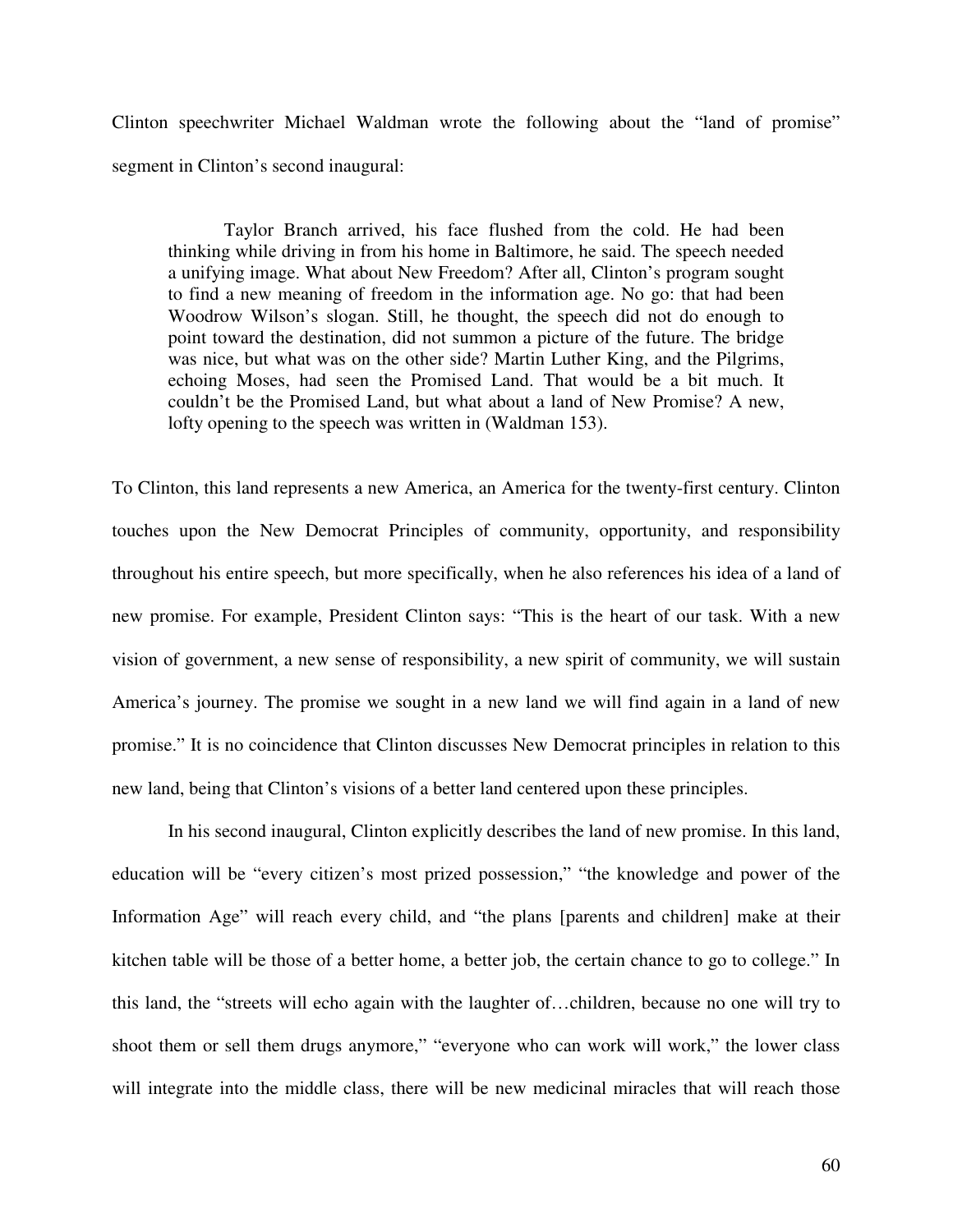Clinton speechwriter Michael Waldman wrote the following about the "land of promise" segment in Clinton's second inaugural:

> Taylor Branch arrived, his face flushed from the cold. He had been thinking while driving in from his home in Baltimore, he said. The speech needed a unifying image. What about New Freedom? After all, Clinton's program sought to find a new meaning of freedom in the information age. No go: that had been Woodrow Wilson's slogan. Still, he thought, the speech did not do enough to point toward the destination, did not summon a picture of the future. The bridge was nice, but what was on the other side? Martin Luther King, and the Pilgrims, echoing Moses, had seen the Promised Land. That would be a bit much. It couldn't be the Promised Land, but what about a land of New Promise? A new, lofty opening to the speech was written in (Waldman 153).

To Clinton, this land represents a new America, an America for the twenty-first century. Clinton touches upon the New Democrat Principles of community, opportunity, and responsibility throughout his entire speech, but more specifically, when he also references his idea of a land of new promise. For example, President Clinton says: "This is the heart of our task. With a new vision of government, a new sense of responsibility, a new spirit of community, we will sustain America's journey. The promise we sought in a new land we will find again in a land of new promise." It is no coincidence that Clinton discusses New Democrat principles in relation to this new land, being that Clinton's visions of a better land centered upon these principles.

In his second inaugural, Clinton explicitly describes the land of new promise. In this land, education will be "every citizen's most prized possession," "the knowledge and power of the Information Age" will reach every child, and "the plans [parents and children] make at their kitchen table will be those of a better home, a better job, the certain chance to go to college." In this land, the "streets will echo again with the laughter of…children, because no one will try to shoot them or sell them drugs anymore," "everyone who can work will work," the lower class will integrate into the middle class, there will be new medicinal miracles that will reach those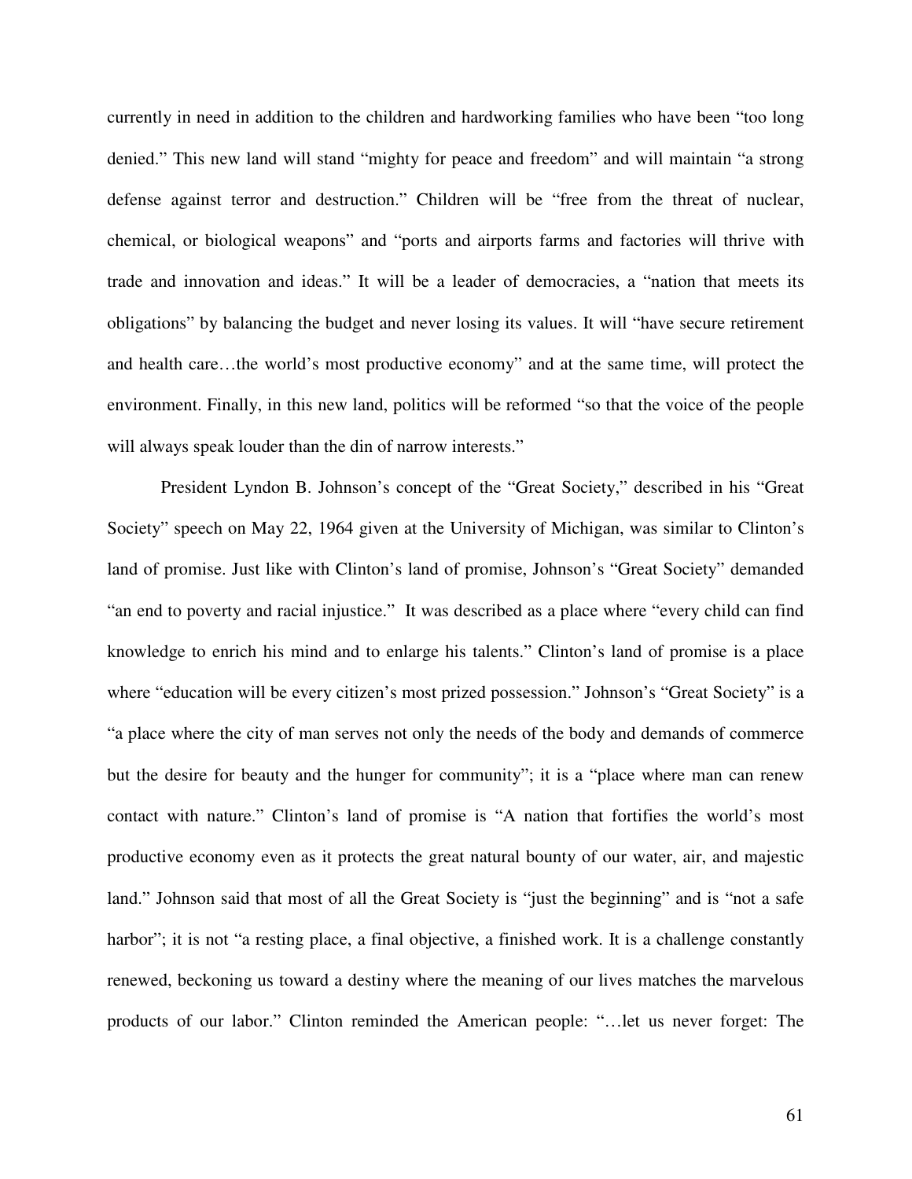currently in need in addition to the children and hardworking families who have been "too long denied." This new land will stand "mighty for peace and freedom" and will maintain "a strong defense against terror and destruction." Children will be "free from the threat of nuclear, chemical, or biological weapons" and "ports and airports farms and factories will thrive with trade and innovation and ideas." It will be a leader of democracies, a "nation that meets its obligations" by balancing the budget and never losing its values. It will "have secure retirement and health care…the world's most productive economy" and at the same time, will protect the environment. Finally, in this new land, politics will be reformed "so that the voice of the people will always speak louder than the din of narrow interests."

President Lyndon B. Johnson's concept of the "Great Society," described in his "Great Society" speech on May 22, 1964 given at the University of Michigan, was similar to Clinton's land of promise. Just like with Clinton's land of promise, Johnson's "Great Society" demanded "an end to poverty and racial injustice." It was described as a place where "every child can find knowledge to enrich his mind and to enlarge his talents." Clinton's land of promise is a place where "education will be every citizen's most prized possession." Johnson's "Great Society" is a "a place where the city of man serves not only the needs of the body and demands of commerce but the desire for beauty and the hunger for community"; it is a "place where man can renew contact with nature." Clinton's land of promise is "A nation that fortifies the world's most productive economy even as it protects the great natural bounty of our water, air, and majestic land." Johnson said that most of all the Great Society is "just the beginning" and is "not a safe harbor"; it is not "a resting place, a final objective, a finished work. It is a challenge constantly renewed, beckoning us toward a destiny where the meaning of our lives matches the marvelous products of our labor." Clinton reminded the American people: "…let us never forget: The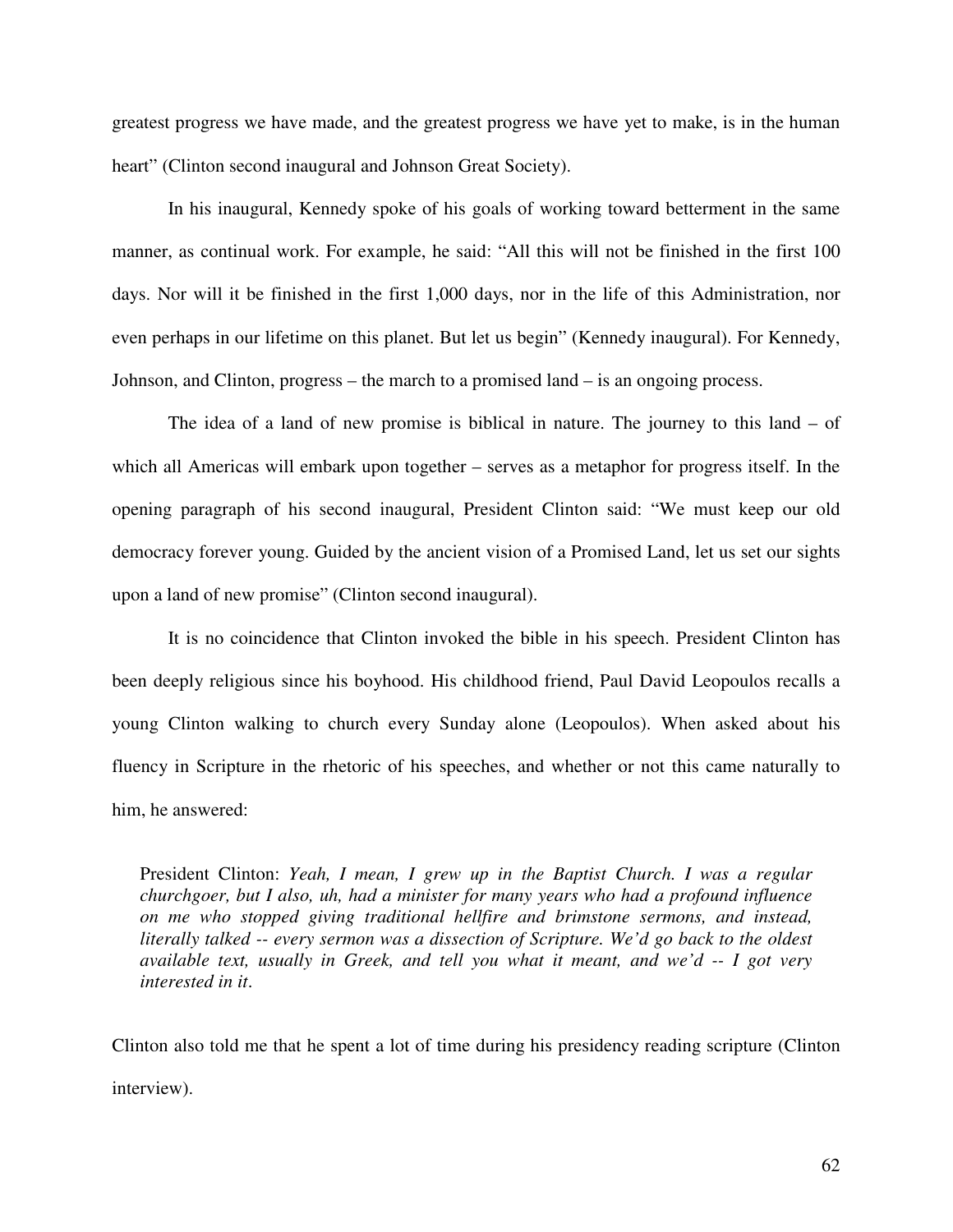greatest progress we have made, and the greatest progress we have yet to make, is in the human heart" (Clinton second inaugural and Johnson Great Society).

In his inaugural, Kennedy spoke of his goals of working toward betterment in the same manner, as continual work. For example, he said: "All this will not be finished in the first 100 days. Nor will it be finished in the first 1,000 days, nor in the life of this Administration, nor even perhaps in our lifetime on this planet. But let us begin" (Kennedy inaugural). For Kennedy, Johnson, and Clinton, progress – the march to a promised land – is an ongoing process.

The idea of a land of new promise is biblical in nature. The journey to this land – of which all Americas will embark upon together – serves as a metaphor for progress itself. In the opening paragraph of his second inaugural, President Clinton said: "We must keep our old democracy forever young. Guided by the ancient vision of a Promised Land, let us set our sights upon a land of new promise" (Clinton second inaugural).

It is no coincidence that Clinton invoked the bible in his speech. President Clinton has been deeply religious since his boyhood. His childhood friend, Paul David Leopoulos recalls a young Clinton walking to church every Sunday alone (Leopoulos). When asked about his fluency in Scripture in the rhetoric of his speeches, and whether or not this came naturally to him, he answered:

> President Clinton: *Yeah, I mean, I grew up in the Baptist Church. I was a regular churchgoer, but I also, uh, had a minister for many years who had a profound influence on me who stopped giving traditional hellfire and brimstone sermons, and instead, literally talked -- every sermon was a dissection of Scripture. We'd go back to the oldest available text, usually in Greek, and tell you what it meant, and we'd -- I got very interested in it*.

Clinton also told me that he spent a lot of time during his presidency reading scripture (Clinton interview).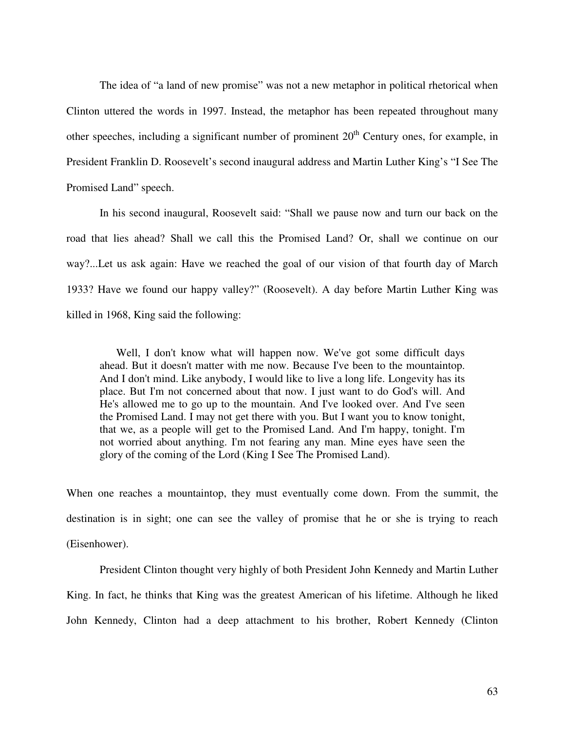The idea of "a land of new promise" was not a new metaphor in political rhetorical when Clinton uttered the words in 1997. Instead, the metaphor has been repeated throughout many other speeches, including a significant number of prominent 20th Century ones, for example, in President Franklin D. Roosevelt's second inaugural address and Martin Luther King's "I See The Promised Land" speech.

In his second inaugural, Roosevelt said: "Shall we pause now and turn our back on the road that lies ahead? Shall we call this the Promised Land? Or, shall we continue on our way?...Let us ask again: Have we reached the goal of our vision of that fourth day of March 1933? Have we found our happy valley?" (Roosevelt). A day before Martin Luther King was killed in 1968, King said the following:

> Well, I don't know what will happen now. We've got some difficult days ahead. But it doesn't matter with me now. Because I've been to the mountaintop. And I don't mind. Like anybody, I would like to live a long life. Longevity has its place. But I'm not concerned about that now. I just want to do God's will. And He's allowed me to go up to the mountain. And I've looked over. And I've seen the Promised Land. I may not get there with you. But I want you to know tonight, that we, as a people will get to the Promised Land. And I'm happy, tonight. I'm not worried about anything. I'm not fearing any man. Mine eyes have seen the glory of the coming of the Lord (King I See The Promised Land).

When one reaches a mountaintop, they must eventually come down. From the summit, the destination is in sight; one can see the valley of promise that he or she is trying to reach (Eisenhower).

President Clinton thought very highly of both President John Kennedy and Martin Luther King. In fact, he thinks that King was the greatest American of his lifetime. Although he liked John Kennedy, Clinton had a deep attachment to his brother, Robert Kennedy (Clinton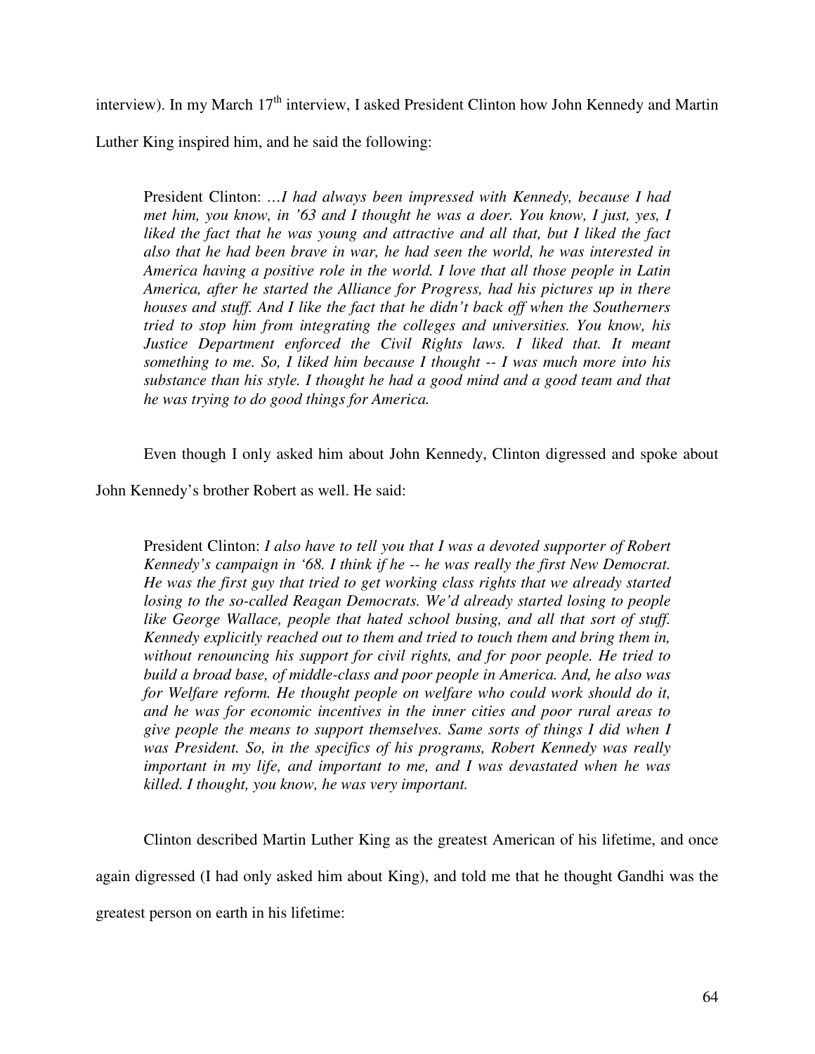interview). In my March 17th interview, I asked President Clinton how John Kennedy and Martin Luther King inspired him, and he said the following:

> President Clinton: *…I had always been impressed with Kennedy, because I had met him, you know, in '63 and I thought he was a doer. You know, I just, yes, I liked the fact that he was young and attractive and all that, but I liked the fact also that he had been brave in war, he had seen the world, he was interested in America having a positive role in the world. I love that all those people in Latin America, after he started the Alliance for Progress, had his pictures up in there houses and stuff. And I like the fact that he didn't back off when the Southerners tried to stop him from integrating the colleges and universities. You know, his Justice Department enforced the Civil Rights laws. I liked that. It meant something to me. So, I liked him because I thought -- I was much more into his substance than his style. I thought he had a good mind and a good team and that he was trying to do good things for America.*

Even though I only asked him about John Kennedy, Clinton digressed and spoke about John Kennedy's brother Robert as well. He said:

> President Clinton: *I also have to tell you that I was a devoted supporter of Robert Kennedy's campaign in '68. I think if he -- he was really the first New Democrat. He was the first guy that tried to get working class rights that we already started losing to the so-called Reagan Democrats. We'd already started losing to people like George Wallace, people that hated school busing, and all that sort of stuff. Kennedy explicitly reached out to them and tried to touch them and bring them in, without renouncing his support for civil rights, and for poor people. He tried to build a broad base, of middle-class and poor people in America. And, he also was for Welfare reform. He thought people on welfare who could work should do it, and he was for economic incentives in the inner cities and poor rural areas to give people the means to support themselves. Same sorts of things I did when I was President. So, in the specifics of his programs, Robert Kennedy was really important in my life, and important to me, and I was devastated when he was killed. I thought, you know, he was very important.*

Clinton described Martin Luther King as the greatest American of his lifetime, and once again digressed (I had only asked him about King), and told me that he thought Gandhi was the greatest person on earth in his lifetime: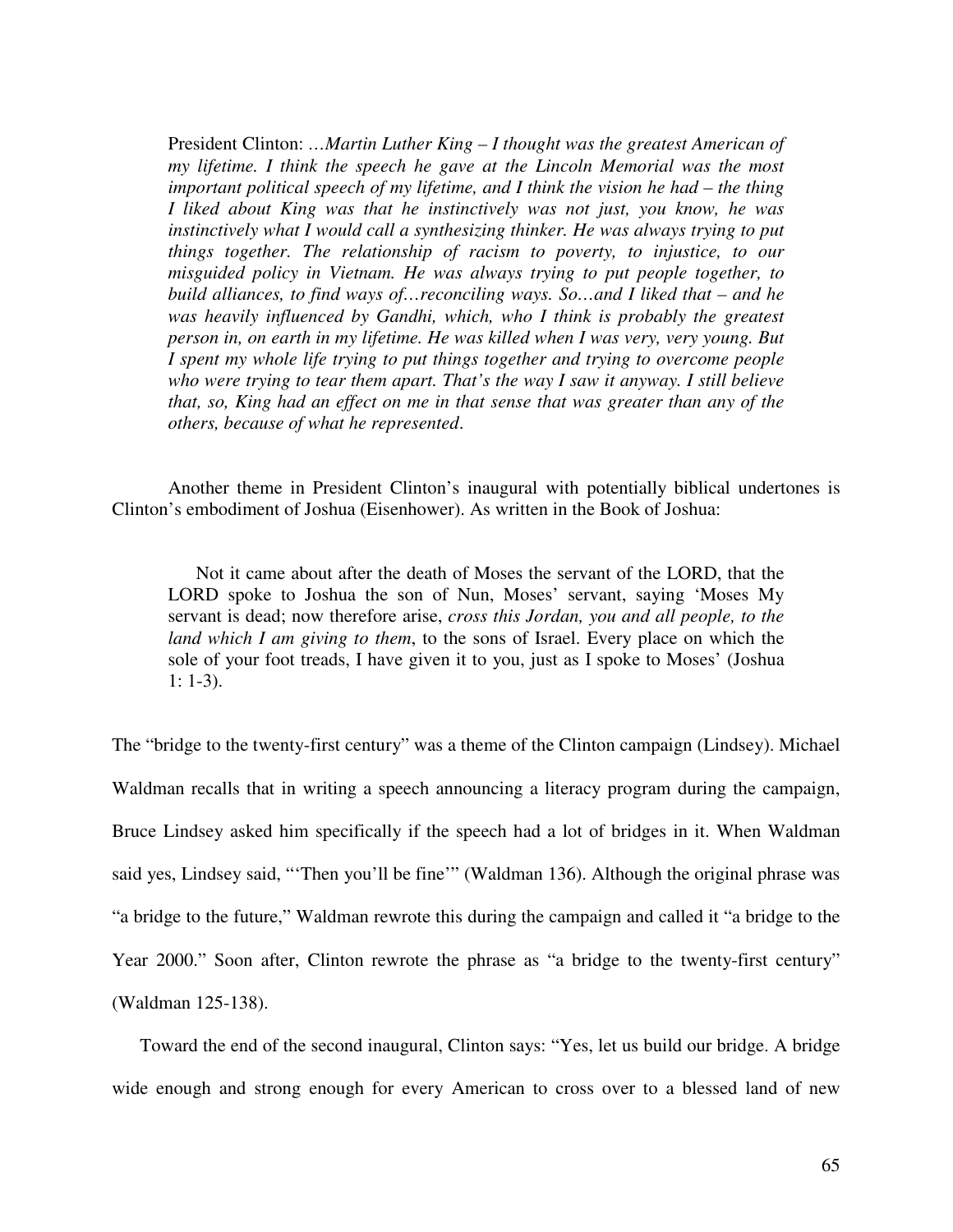President Clinton: …*Martin Luther King – I thought was the greatest American of my lifetime. I think the speech he gave at the Lincoln Memorial was the most important political speech of my lifetime, and I think the vision he had – the thing I liked about King was that he instinctively was not just, you know, he was instinctively what I would call a synthesizing thinker. He was always trying to put things together. The relationship of racism to poverty, to injustice, to our misguided policy in Vietnam. He was always trying to put people together, to build alliances, to find ways of…reconciling ways. So…and I liked that – and he was heavily influenced by Gandhi, which, who I think is probably the greatest person in, on earth in my lifetime. He was killed when I was very, very young. But I spent my whole life trying to put things together and trying to overcome people who were trying to tear them apart. That's the way I saw it anyway. I still believe that, so, King had an effect on me in that sense that was greater than any of the others, because of what he represented*.

Another theme in President Clinton's inaugural with potentially biblical undertones is Clinton's embodiment of Joshua (Eisenhower). As written in the Book of Joshua:

> Not it came about after the death of Moses the servant of the LORD, that the LORD spoke to Joshua the son of Nun, Moses' servant, saying 'Moses My servant is dead; now therefore arise, *cross this Jordan, you and all people, to the land which I am giving to them*, to the sons of Israel. Every place on which the sole of your foot treads, I have given it to you, just as I spoke to Moses' (Joshua 1: 1-3).

The "bridge to the twenty-first century" was a theme of the Clinton campaign (Lindsey). Michael Waldman recalls that in writing a speech announcing a literacy program during the campaign, Bruce Lindsey asked him specifically if the speech had a lot of bridges in it. When Waldman said yes, Lindsey said, "'Then you'll be fine'" (Waldman 136). Although the original phrase was "a bridge to the future," Waldman rewrote this during the campaign and called it "a bridge to the Year 2000." Soon after, Clinton rewrote the phrase as "a bridge to the twenty-first century" (Waldman 125-138).

Toward the end of the second inaugural, Clinton says: "Yes, let us build our bridge. A bridge wide enough and strong enough for every American to cross over to a blessed land of new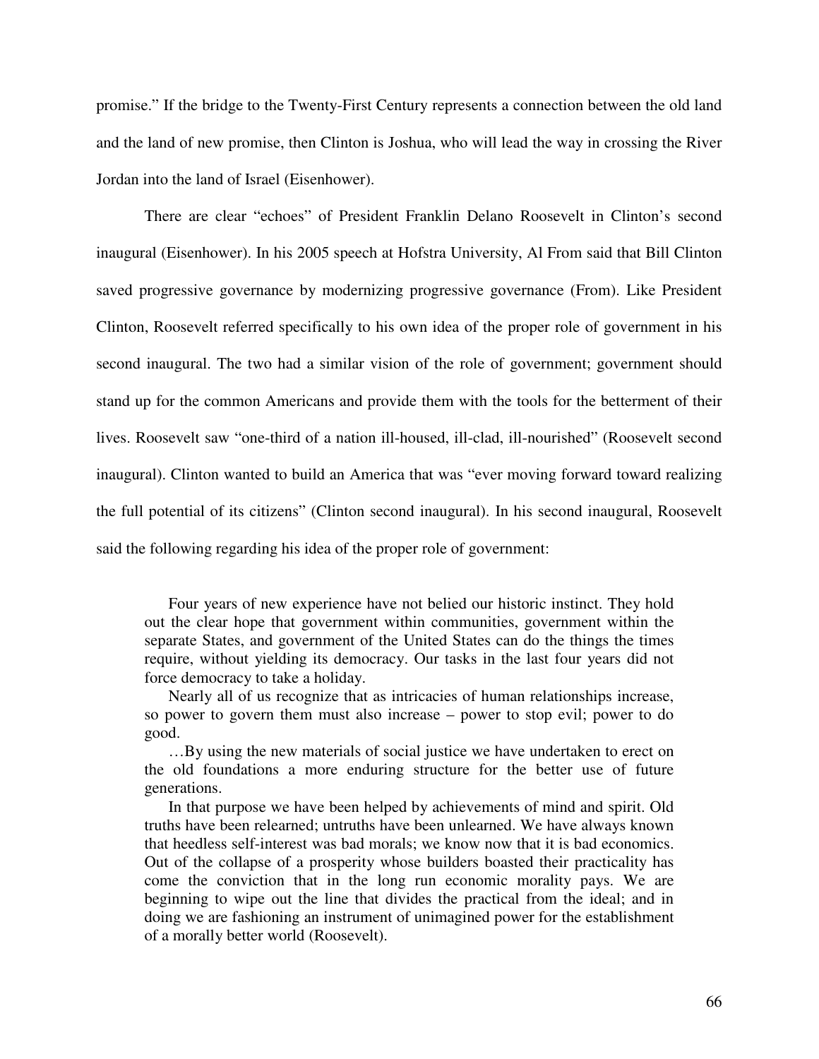promise." If the bridge to the Twenty-First Century represents a connection between the old land and the land of new promise, then Clinton is Joshua, who will lead the way in crossing the River Jordan into the land of Israel (Eisenhower).

There are clear "echoes" of President Franklin Delano Roosevelt in Clinton's second inaugural (Eisenhower). In his 2005 speech at Hofstra University, Al From said that Bill Clinton saved progressive governance by modernizing progressive governance (From). Like President Clinton, Roosevelt referred specifically to his own idea of the proper role of government in his second inaugural. The two had a similar vision of the role of government; government should stand up for the common Americans and provide them with the tools for the betterment of their lives. Roosevelt saw "one-third of a nation ill-housed, ill-clad, ill-nourished" (Roosevelt second inaugural). Clinton wanted to build an America that was "ever moving forward toward realizing the full potential of its citizens" (Clinton second inaugural). In his second inaugural, Roosevelt said the following regarding his idea of the proper role of government:

> Four years of new experience have not belied our historic instinct. They hold out the clear hope that government within communities, government within the separate States, and government of the United States can do the things the times require, without yielding its democracy. Our tasks in the last four years did not force democracy to take a holiday.
>
> Nearly all of us recognize that as intricacies of human relationships increase, so power to govern them must also increase – power to stop evil; power to do good.
>
> …By using the new materials of social justice we have undertaken to erect on the old foundations a more enduring structure for the better use of future generations.
>
> In that purpose we have been helped by achievements of mind and spirit. Old truths have been relearned; untruths have been unlearned. We have always known that heedless self-interest was bad morals; we know now that it is bad economics. Out of the collapse of a prosperity whose builders boasted their practicality has come the conviction that in the long run economic morality pays. We are beginning to wipe out the line that divides the practical from the ideal; and in doing we are fashioning an instrument of unimagined power for the establishment of a morally better world (Roosevelt).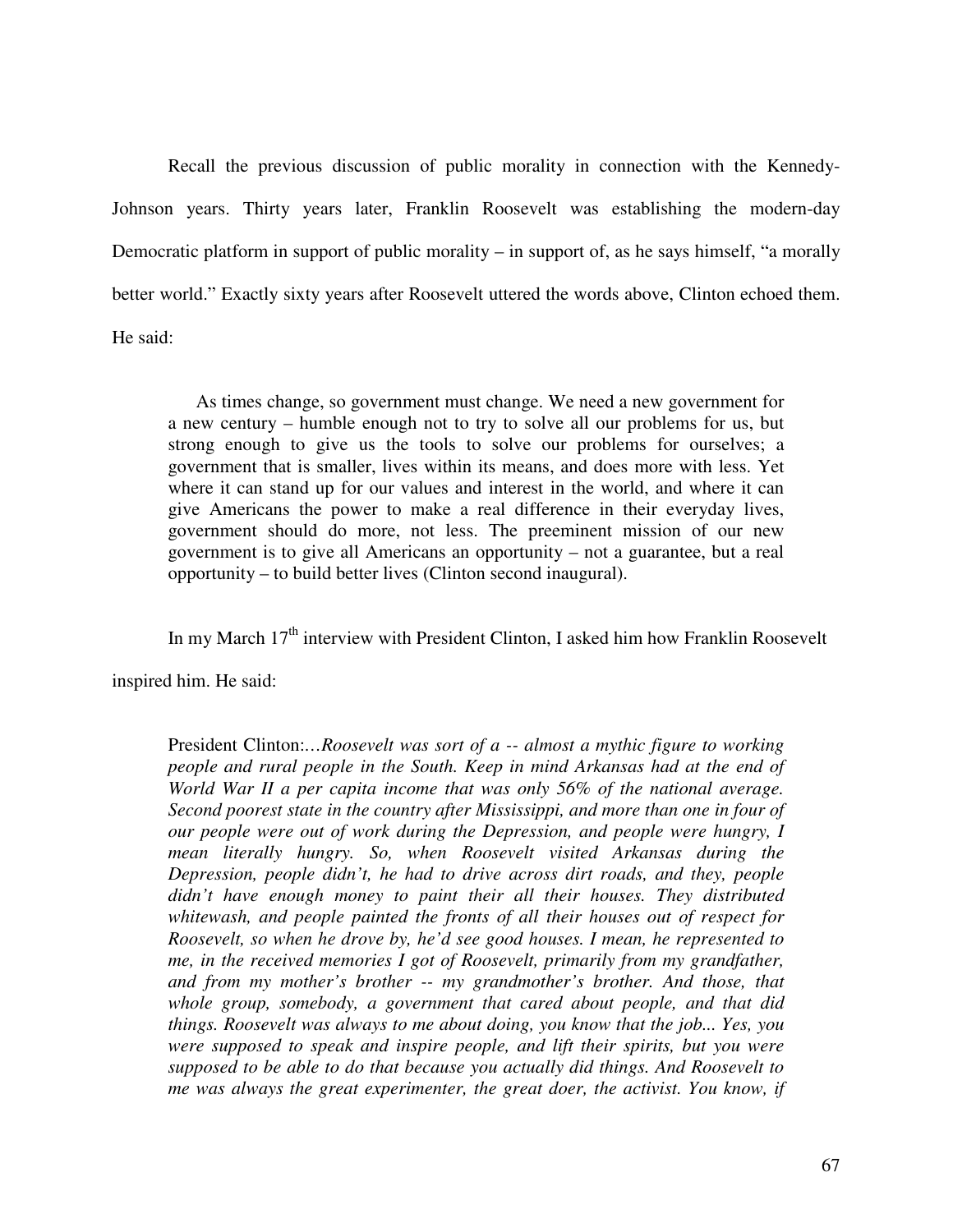Recall the previous discussion of public morality in connection with the Kennedy-Johnson years. Thirty years later, Franklin Roosevelt was establishing the modern-day Democratic platform in support of public morality – in support of, as he says himself, "a morally better world." Exactly sixty years after Roosevelt uttered the words above, Clinton echoed them. He said:

> As times change, so government must change. We need a new government for a new century – humble enough not to try to solve all our problems for us, but strong enough to give us the tools to solve our problems for ourselves; a government that is smaller, lives within its means, and does more with less. Yet where it can stand up for our values and interest in the world, and where it can give Americans the power to make a real difference in their everyday lives, government should do more, not less. The preeminent mission of our new government is to give all Americans an opportunity – not a guarantee, but a real opportunity – to build better lives (Clinton second inaugural).

In my March 17th interview with President Clinton, I asked him how Franklin Roosevelt inspired him. He said:

> President Clinton:…*Roosevelt was sort of a -- almost a mythic figure to working people and rural people in the South. Keep in mind Arkansas had at the end of World War II a per capita income that was only 56% of the national average. Second poorest state in the country after Mississippi, and more than one in four of our people were out of work during the Depression, and people were hungry, I mean literally hungry. So, when Roosevelt visited Arkansas during the Depression, people didn't, he had to drive across dirt roads, and they, people didn't have enough money to paint their all their houses. They distributed whitewash, and people painted the fronts of all their houses out of respect for Roosevelt, so when he drove by, he'd see good houses. I mean, he represented to me, in the received memories I got of Roosevelt, primarily from my grandfather, and from my mother's brother -- my grandmother's brother. And those, that whole group, somebody, a government that cared about people, and that did things. Roosevelt was always to me about doing, you know that the job... Yes, you were supposed to speak and inspire people, and lift their spirits, but you were supposed to be able to do that because you actually did things. And Roosevelt to me was always the great experimenter, the great doer, the activist. You know, if*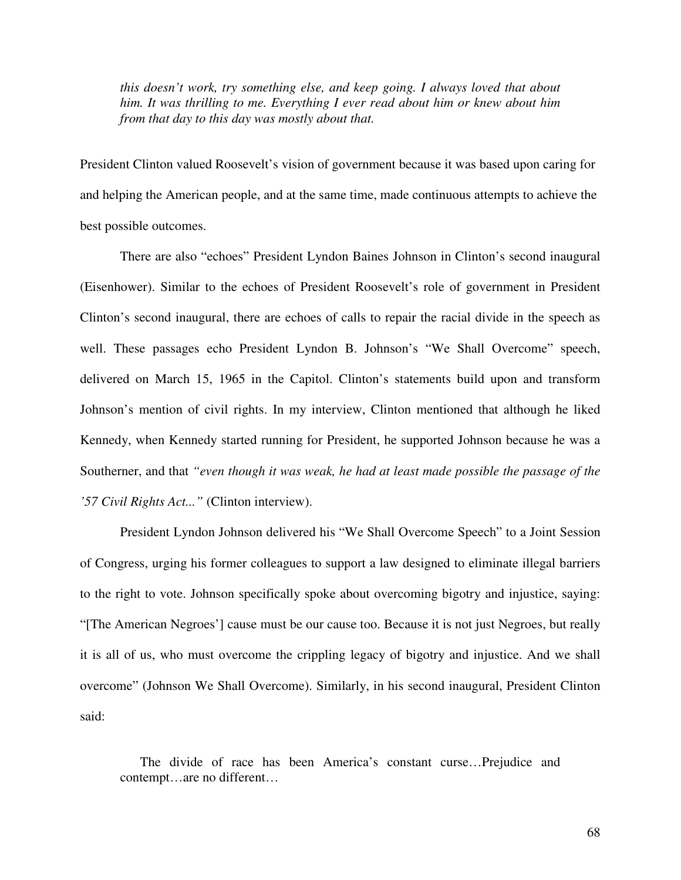> *this doesn't work, try something else, and keep going. I always loved that about him. It was thrilling to me. Everything I ever read about him or knew about him from that day to this day was mostly about that.*

President Clinton valued Roosevelt's vision of government because it was based upon caring for and helping the American people, and at the same time, made continuous attempts to achieve the best possible outcomes.

There are also "echoes" President Lyndon Baines Johnson in Clinton's second inaugural (Eisenhower). Similar to the echoes of President Roosevelt's role of government in President Clinton's second inaugural, there are echoes of calls to repair the racial divide in the speech as well. These passages echo President Lyndon B. Johnson's "We Shall Overcome" speech, delivered on March 15, 1965 in the Capitol. Clinton's statements build upon and transform Johnson's mention of civil rights. In my interview, Clinton mentioned that although he liked Kennedy, when Kennedy started running for President, he supported Johnson because he was a Southerner, and that *"even though it was weak, he had at least made possible the passage of the '57 Civil Rights Act..."* (Clinton interview).

President Lyndon Johnson delivered his "We Shall Overcome Speech" to a Joint Session of Congress, urging his former colleagues to support a law designed to eliminate illegal barriers to the right to vote. Johnson specifically spoke about overcoming bigotry and injustice, saying: "[The American Negroes'] cause must be our cause too. Because it is not just Negroes, but really it is all of us, who must overcome the crippling legacy of bigotry and injustice. And we shall overcome" (Johnson We Shall Overcome). Similarly, in his second inaugural, President Clinton said:

> The divide of race has been America's constant curse…Prejudice and contempt…are no different…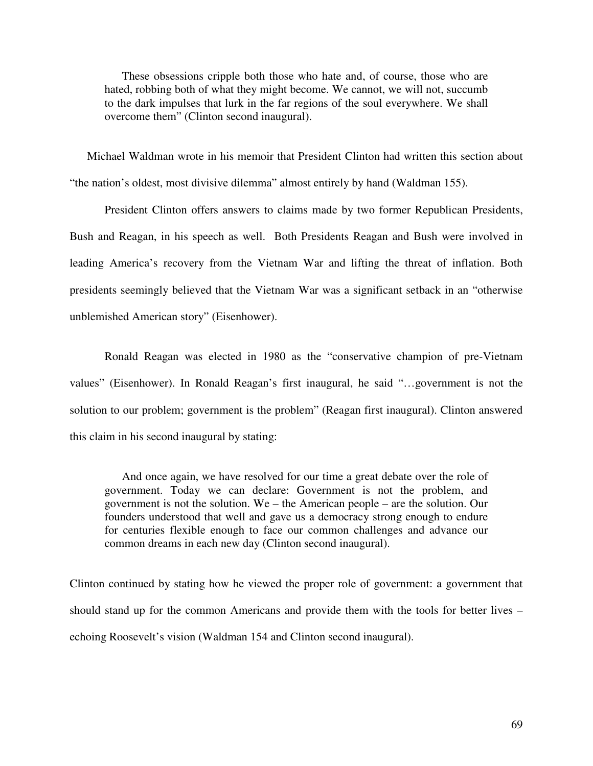> These obsessions cripple both those who hate and, of course, those who are hated, robbing both of what they might become. We cannot, we will not, succumb to the dark impulses that lurk in the far regions of the soul everywhere. We shall overcome them" (Clinton second inaugural).

Michael Waldman wrote in his memoir that President Clinton had written this section about "the nation's oldest, most divisive dilemma" almost entirely by hand (Waldman 155).

President Clinton offers answers to claims made by two former Republican Presidents, Bush and Reagan, in his speech as well. Both Presidents Reagan and Bush were involved in leading America's recovery from the Vietnam War and lifting the threat of inflation. Both presidents seemingly believed that the Vietnam War was a significant setback in an "otherwise unblemished American story" (Eisenhower).

Ronald Reagan was elected in 1980 as the "conservative champion of pre-Vietnam values" (Eisenhower). In Ronald Reagan's first inaugural, he said "…government is not the solution to our problem; government is the problem" (Reagan first inaugural). Clinton answered this claim in his second inaugural by stating:

> And once again, we have resolved for our time a great debate over the role of government. Today we can declare: Government is not the problem, and government is not the solution. We – the American people – are the solution. Our founders understood that well and gave us a democracy strong enough to endure for centuries flexible enough to face our common challenges and advance our common dreams in each new day (Clinton second inaugural).

Clinton continued by stating how he viewed the proper role of government: a government that should stand up for the common Americans and provide them with the tools for better lives – echoing Roosevelt's vision (Waldman 154 and Clinton second inaugural).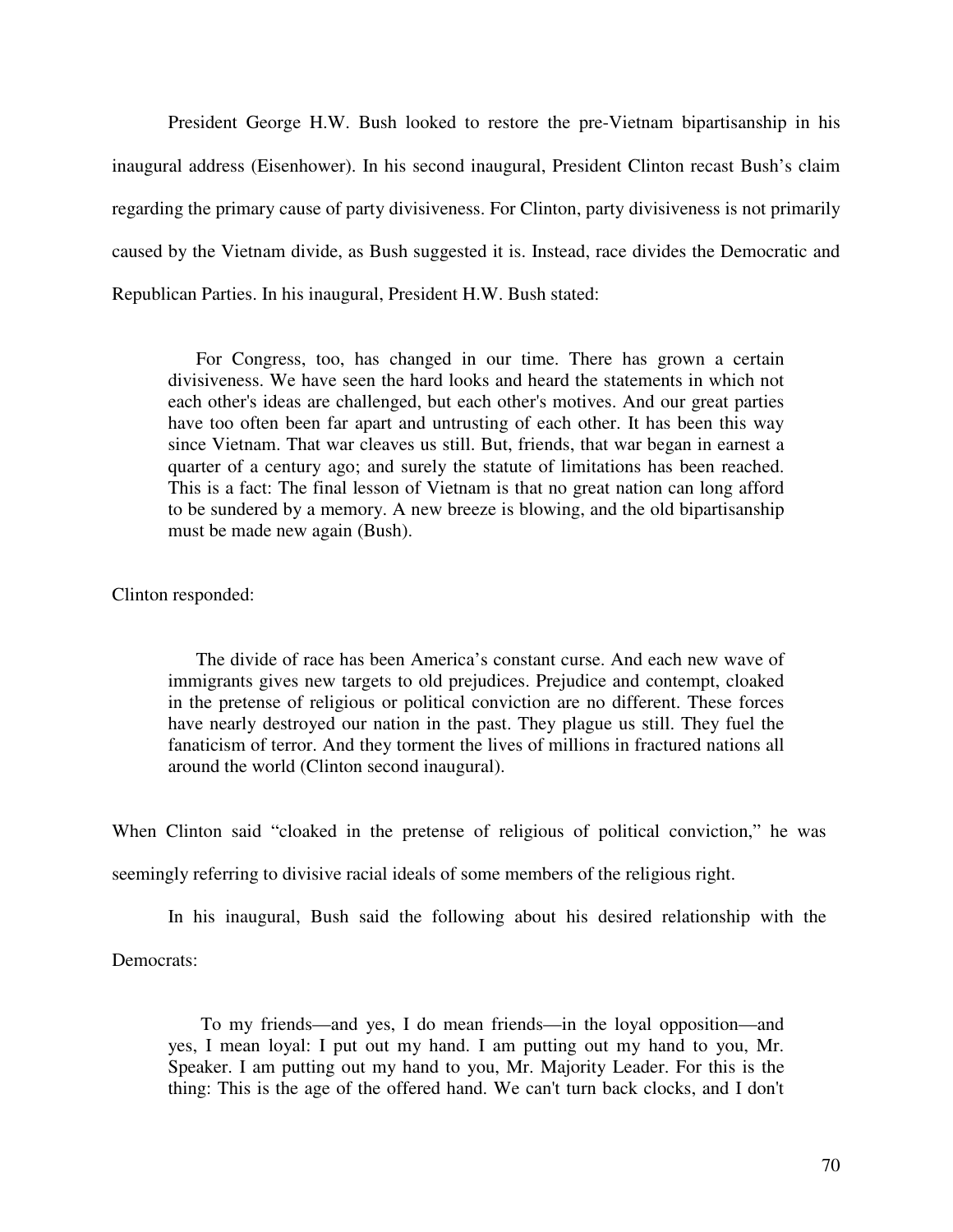President George H.W. Bush looked to restore the pre-Vietnam bipartisanship in his inaugural address (Eisenhower). In his second inaugural, President Clinton recast Bush's claim regarding the primary cause of party divisiveness. For Clinton, party divisiveness is not primarily caused by the Vietnam divide, as Bush suggested it is. Instead, race divides the Democratic and Republican Parties. In his inaugural, President H.W. Bush stated:

> For Congress, too, has changed in our time. There has grown a certain divisiveness. We have seen the hard looks and heard the statements in which not each other's ideas are challenged, but each other's motives. And our great parties have too often been far apart and untrusting of each other. It has been this way since Vietnam. That war cleaves us still. But, friends, that war began in earnest a quarter of a century ago; and surely the statute of limitations has been reached. This is a fact: The final lesson of Vietnam is that no great nation can long afford to be sundered by a memory. A new breeze is blowing, and the old bipartisanship must be made new again (Bush).

Clinton responded:

> The divide of race has been America's constant curse. And each new wave of immigrants gives new targets to old prejudices. Prejudice and contempt, cloaked in the pretense of religious or political conviction are no different. These forces have nearly destroyed our nation in the past. They plague us still. They fuel the fanaticism of terror. And they torment the lives of millions in fractured nations all around the world (Clinton second inaugural).

When Clinton said "cloaked in the pretense of religious of political conviction," he was seemingly referring to divisive racial ideals of some members of the religious right.

In his inaugural, Bush said the following about his desired relationship with the Democrats:

> To my friends—and yes, I do mean friends—in the loyal opposition—and yes, I mean loyal: I put out my hand. I am putting out my hand to you, Mr. Speaker. I am putting out my hand to you, Mr. Majority Leader. For this is the thing: This is the age of the offered hand. We can't turn back clocks, and I don't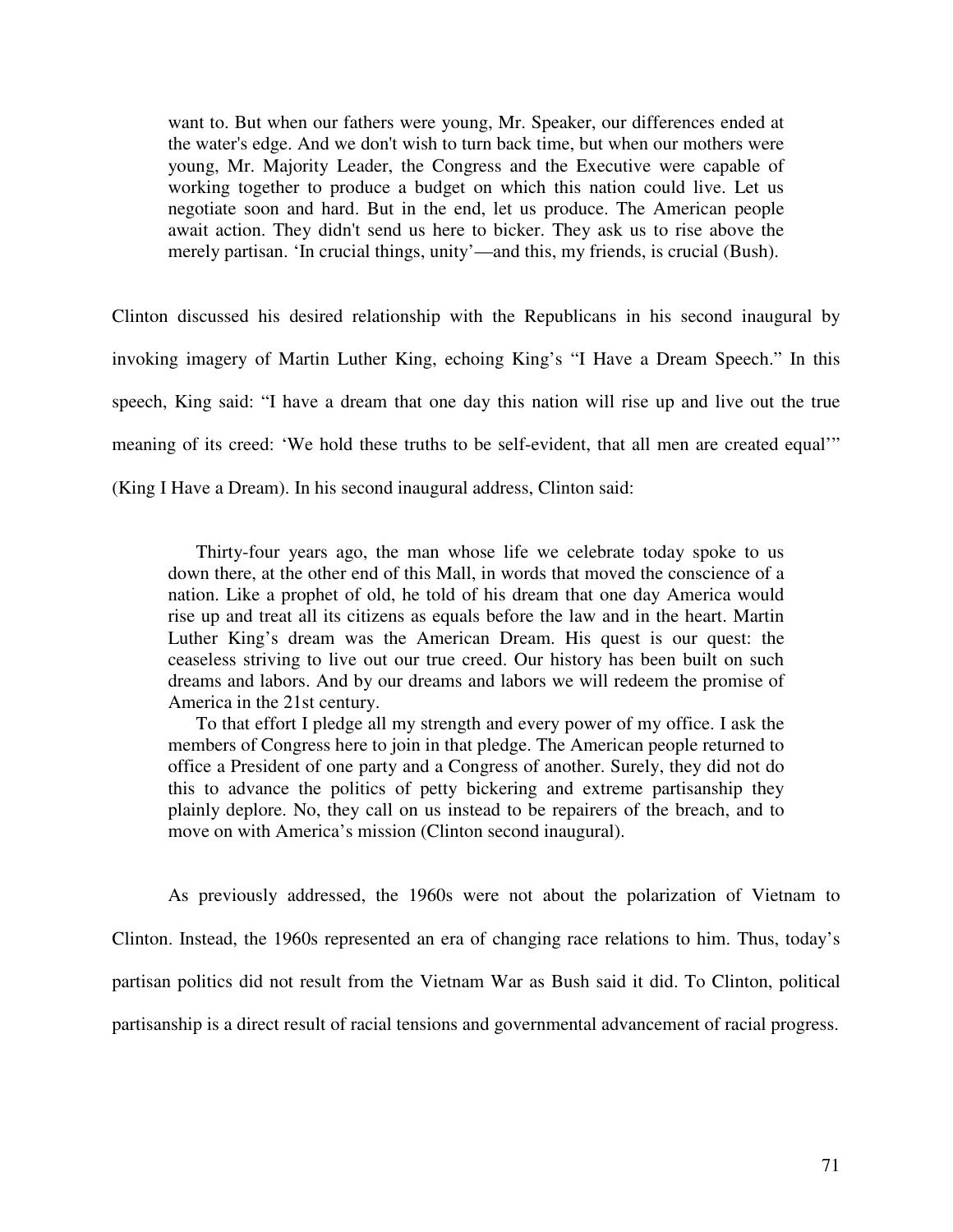> want to. But when our fathers were young, Mr. Speaker, our differences ended at the water's edge. And we don't wish to turn back time, but when our mothers were young, Mr. Majority Leader, the Congress and the Executive were capable of working together to produce a budget on which this nation could live. Let us negotiate soon and hard. But in the end, let us produce. The American people await action. They didn't send us here to bicker. They ask us to rise above the merely partisan. 'In crucial things, unity'—and this, my friends, is crucial (Bush).

Clinton discussed his desired relationship with the Republicans in his second inaugural by invoking imagery of Martin Luther King, echoing King's "I Have a Dream Speech." In this speech, King said: "I have a dream that one day this nation will rise up and live out the true meaning of its creed: 'We hold these truths to be self-evident, that all men are created equal'" (King I Have a Dream). In his second inaugural address, Clinton said:

> Thirty-four years ago, the man whose life we celebrate today spoke to us down there, at the other end of this Mall, in words that moved the conscience of a nation. Like a prophet of old, he told of his dream that one day America would rise up and treat all its citizens as equals before the law and in the heart. Martin Luther King's dream was the American Dream. His quest is our quest: the ceaseless striving to live out our true creed. Our history has been built on such dreams and labors. And by our dreams and labors we will redeem the promise of America in the 21st century.
>
> To that effort I pledge all my strength and every power of my office. I ask the members of Congress here to join in that pledge. The American people returned to office a President of one party and a Congress of another. Surely, they did not do this to advance the politics of petty bickering and extreme partisanship they plainly deplore. No, they call on us instead to be repairers of the breach, and to move on with America's mission (Clinton second inaugural).

As previously addressed, the 1960s were not about the polarization of Vietnam to Clinton. Instead, the 1960s represented an era of changing race relations to him. Thus, today's partisan politics did not result from the Vietnam War as Bush said it did. To Clinton, political partisanship is a direct result of racial tensions and governmental advancement of racial progress.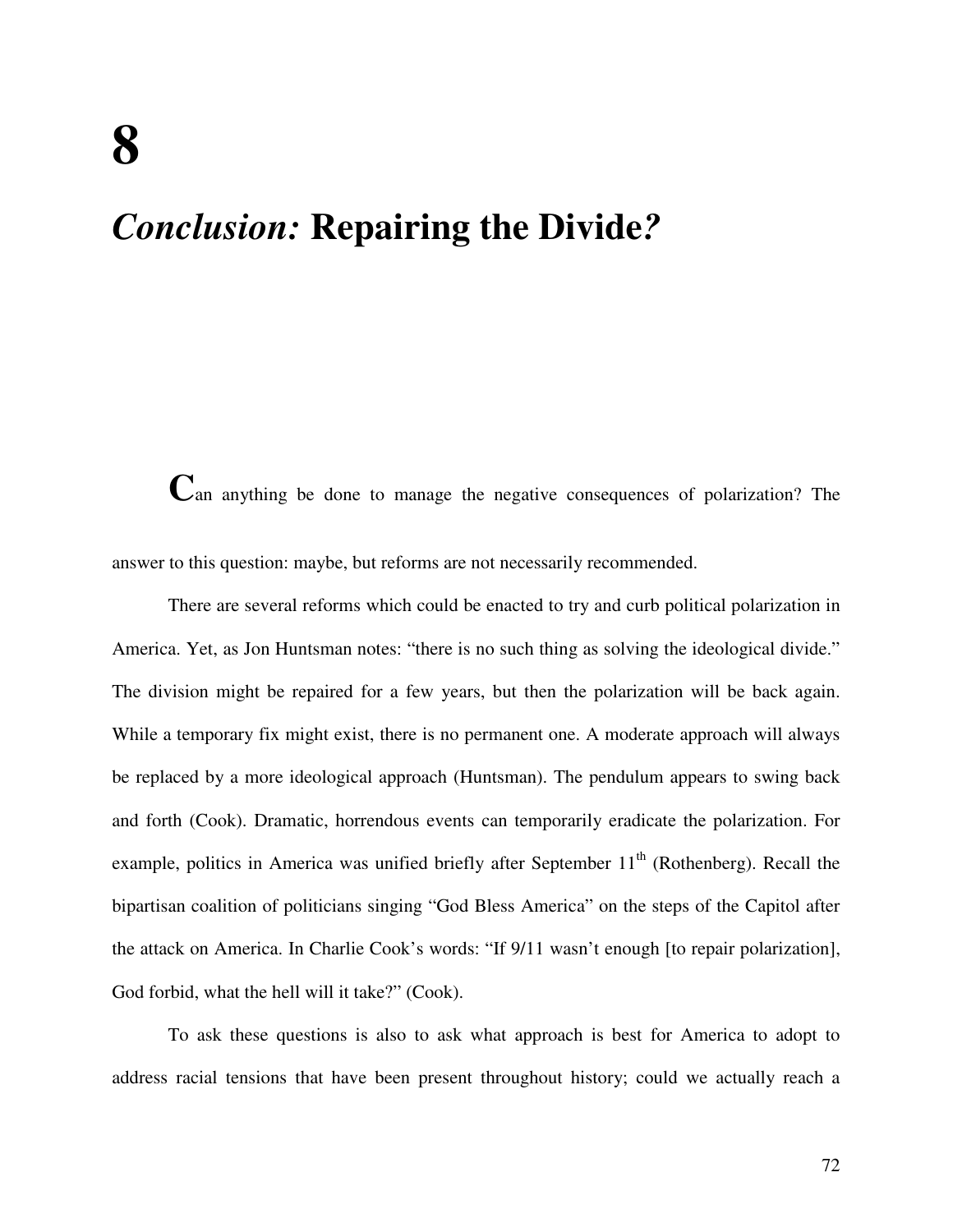# 8

# *Conclusion:* Repairing the Divide*?*

Can anything be done to manage the negative consequences of polarization? The answer to this question: maybe, but reforms are not necessarily recommended.

There are several reforms which could be enacted to try and curb political polarization in America. Yet, as Jon Huntsman notes: "there is no such thing as solving the ideological divide." The division might be repaired for a few years, but then the polarization will be back again. While a temporary fix might exist, there is no permanent one. A moderate approach will always be replaced by a more ideological approach (Huntsman). The pendulum appears to swing back and forth (Cook). Dramatic, horrendous events can temporarily eradicate the polarization. For example, politics in America was unified briefly after September 11th (Rothenberg). Recall the bipartisan coalition of politicians singing "God Bless America" on the steps of the Capitol after the attack on America. In Charlie Cook's words: "If 9/11 wasn't enough [to repair polarization], God forbid, what the hell will it take?" (Cook).

To ask these questions is also to ask what approach is best for America to adopt to address racial tensions that have been present throughout history; could we actually reach a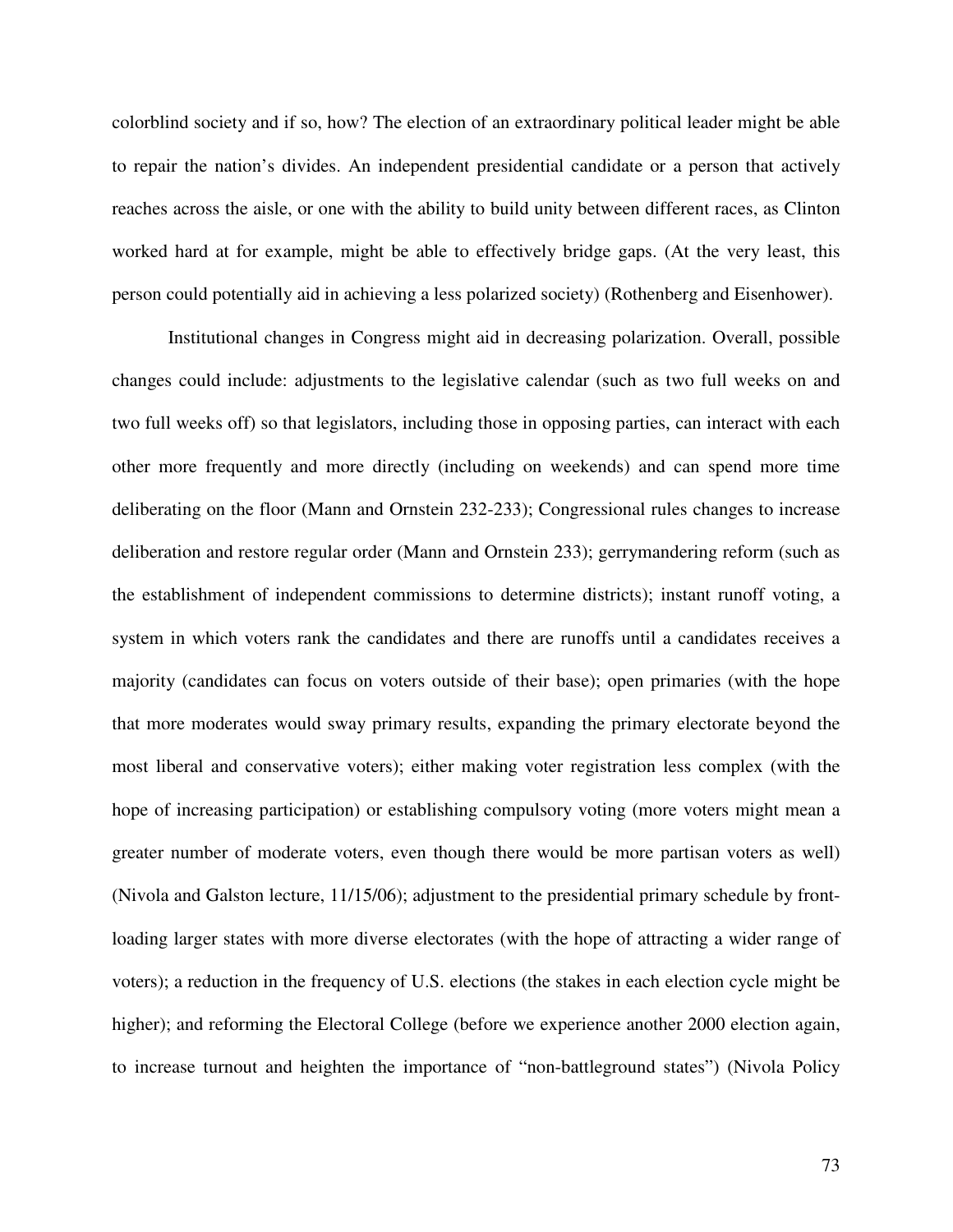colorblind society and if so, how? The election of an extraordinary political leader might be able to repair the nation's divides. An independent presidential candidate or a person that actively reaches across the aisle, or one with the ability to build unity between different races, as Clinton worked hard at for example, might be able to effectively bridge gaps. (At the very least, this person could potentially aid in achieving a less polarized society) (Rothenberg and Eisenhower).

Institutional changes in Congress might aid in decreasing polarization. Overall, possible changes could include: adjustments to the legislative calendar (such as two full weeks on and two full weeks off) so that legislators, including those in opposing parties, can interact with each other more frequently and more directly (including on weekends) and can spend more time deliberating on the floor (Mann and Ornstein 232-233); Congressional rules changes to increase deliberation and restore regular order (Mann and Ornstein 233); gerrymandering reform (such as the establishment of independent commissions to determine districts); instant runoff voting, a system in which voters rank the candidates and there are runoffs until a candidates receives a majority (candidates can focus on voters outside of their base); open primaries (with the hope that more moderates would sway primary results, expanding the primary electorate beyond the most liberal and conservative voters); either making voter registration less complex (with the hope of increasing participation) or establishing compulsory voting (more voters might mean a greater number of moderate voters, even though there would be more partisan voters as well) (Nivola and Galston lecture, 11/15/06); adjustment to the presidential primary schedule by front-loading larger states with more diverse electorates (with the hope of attracting a wider range of voters); a reduction in the frequency of U.S. elections (the stakes in each election cycle might be higher); and reforming the Electoral College (before we experience another 2000 election again, to increase turnout and heighten the importance of "non-battleground states") (Nivola Policy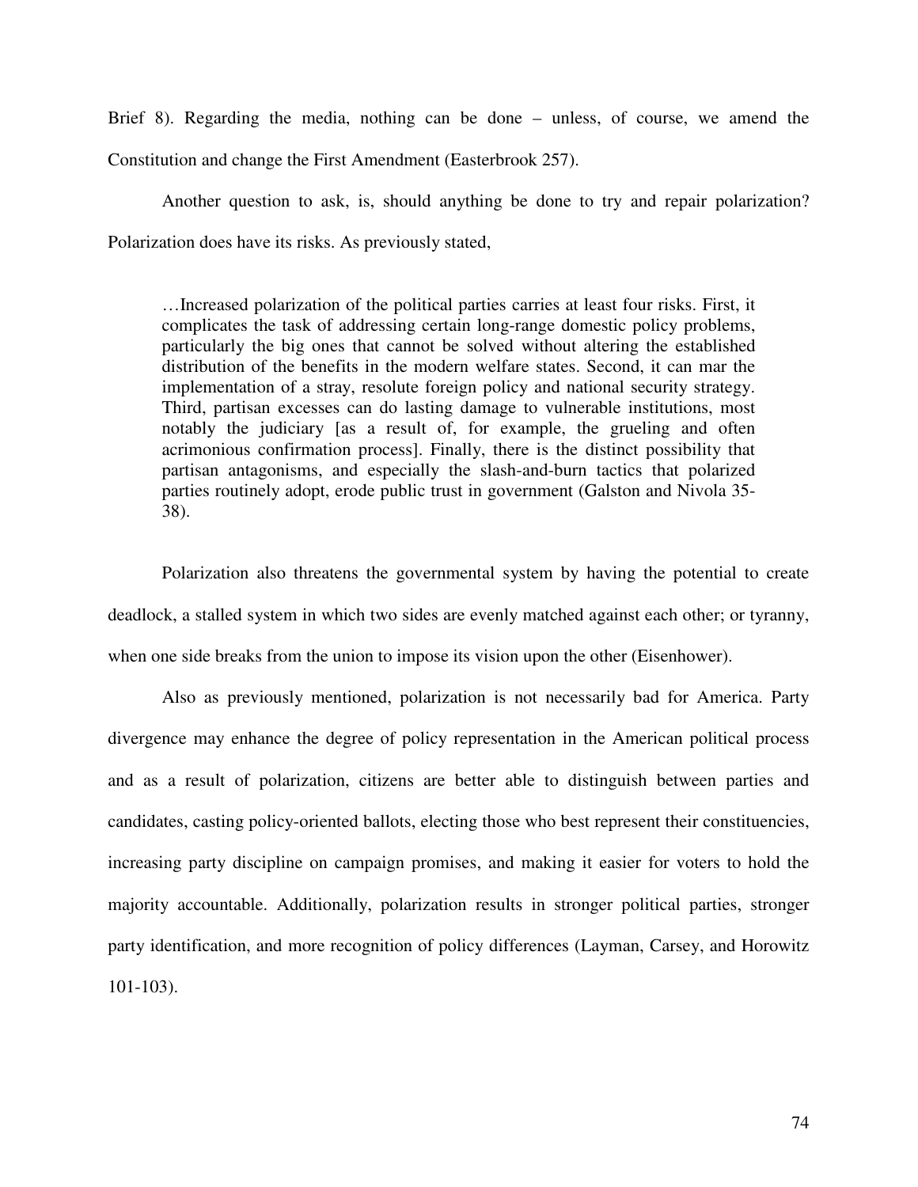Brief 8). Regarding the media, nothing can be done – unless, of course, we amend the Constitution and change the First Amendment (Easterbrook 257).

Another question to ask, is, should anything be done to try and repair polarization? Polarization does have its risks. As previously stated,

> …Increased polarization of the political parties carries at least four risks. First, it complicates the task of addressing certain long-range domestic policy problems, particularly the big ones that cannot be solved without altering the established distribution of the benefits in the modern welfare states. Second, it can mar the implementation of a stray, resolute foreign policy and national security strategy. Third, partisan excesses can do lasting damage to vulnerable institutions, most notably the judiciary [as a result of, for example, the grueling and often acrimonious confirmation process]. Finally, there is the distinct possibility that partisan antagonisms, and especially the slash-and-burn tactics that polarized parties routinely adopt, erode public trust in government (Galston and Nivola 35-38).

Polarization also threatens the governmental system by having the potential to create deadlock, a stalled system in which two sides are evenly matched against each other; or tyranny, when one side breaks from the union to impose its vision upon the other (Eisenhower).

Also as previously mentioned, polarization is not necessarily bad for America. Party divergence may enhance the degree of policy representation in the American political process and as a result of polarization, citizens are better able to distinguish between parties and candidates, casting policy-oriented ballots, electing those who best represent their constituencies, increasing party discipline on campaign promises, and making it easier for voters to hold the majority accountable. Additionally, polarization results in stronger political parties, stronger party identification, and more recognition of policy differences (Layman, Carsey, and Horowitz 101-103).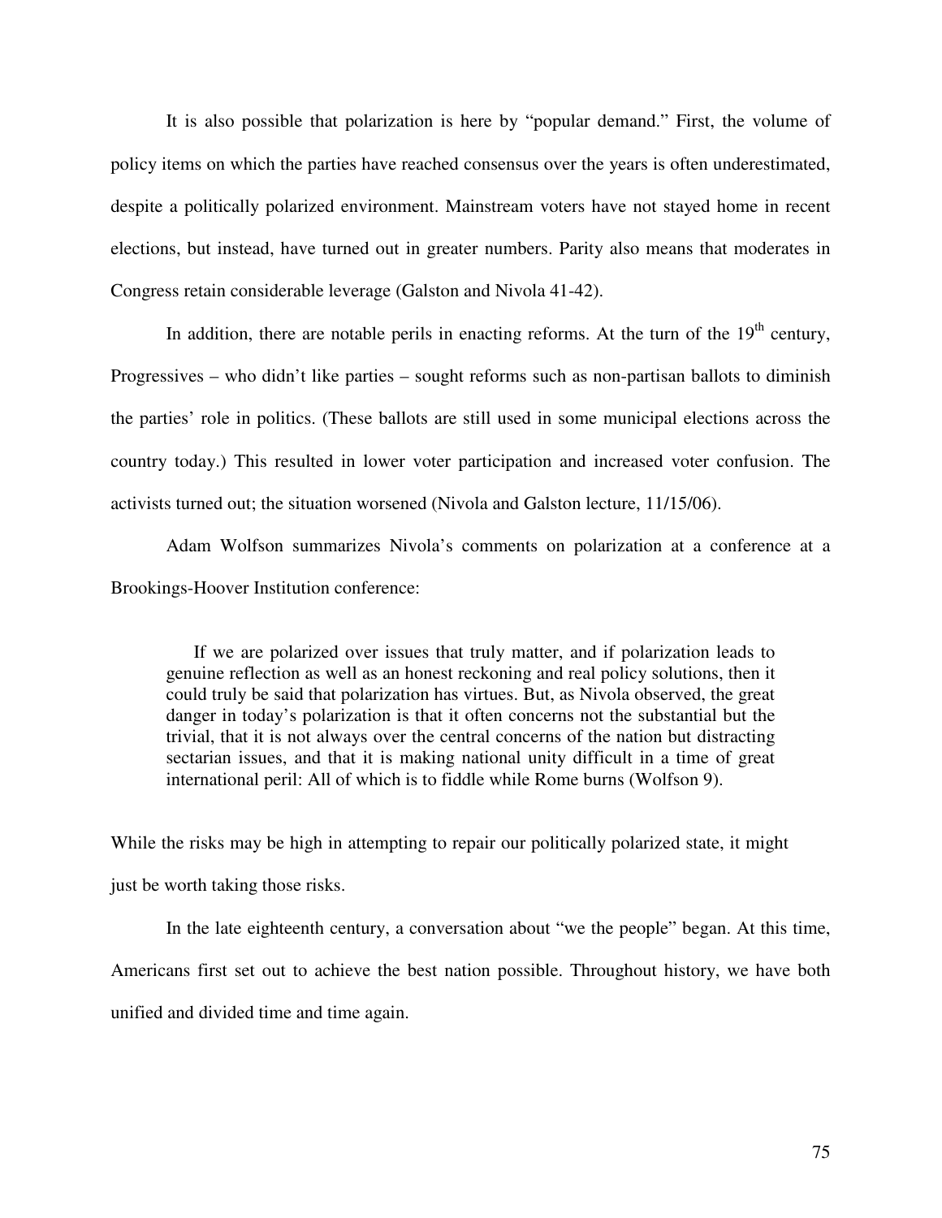It is also possible that polarization is here by "popular demand." First, the volume of policy items on which the parties have reached consensus over the years is often underestimated, despite a politically polarized environment. Mainstream voters have not stayed home in recent elections, but instead, have turned out in greater numbers. Parity also means that moderates in Congress retain considerable leverage (Galston and Nivola 41-42).

In addition, there are notable perils in enacting reforms. At the turn of the 19th century, Progressives – who didn't like parties – sought reforms such as non-partisan ballots to diminish the parties' role in politics. (These ballots are still used in some municipal elections across the country today.) This resulted in lower voter participation and increased voter confusion. The activists turned out; the situation worsened (Nivola and Galston lecture, 11/15/06).

Adam Wolfson summarizes Nivola's comments on polarization at a conference at a Brookings-Hoover Institution conference:

> If we are polarized over issues that truly matter, and if polarization leads to genuine reflection as well as an honest reckoning and real policy solutions, then it could truly be said that polarization has virtues. But, as Nivola observed, the great danger in today's polarization is that it often concerns not the substantial but the trivial, that it is not always over the central concerns of the nation but distracting sectarian issues, and that it is making national unity difficult in a time of great international peril: All of which is to fiddle while Rome burns (Wolfson 9).

While the risks may be high in attempting to repair our politically polarized state, it might just be worth taking those risks.

In the late eighteenth century, a conversation about "we the people" began. At this time, Americans first set out to achieve the best nation possible. Throughout history, we have both unified and divided time and time again.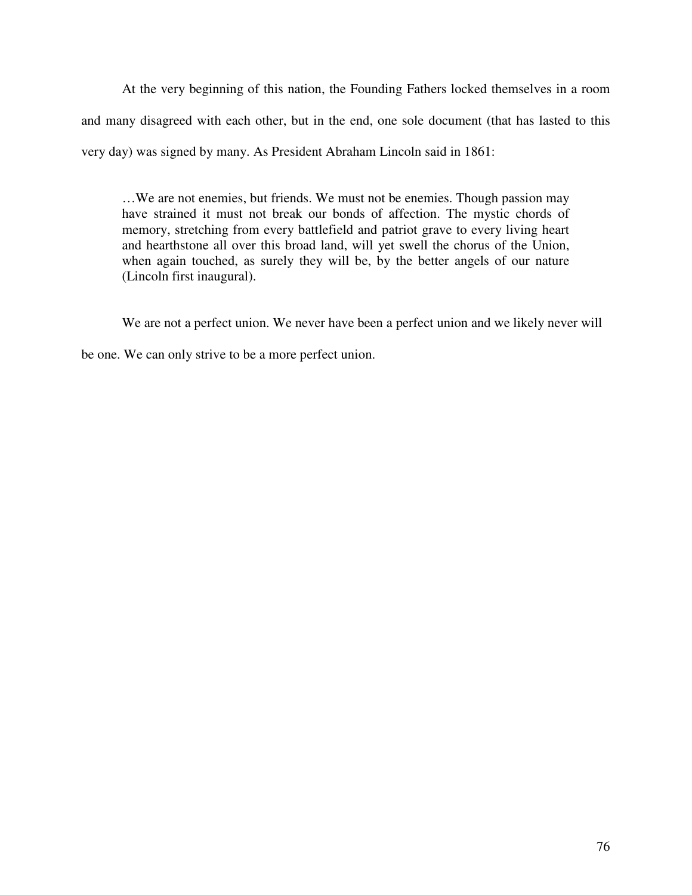At the very beginning of this nation, the Founding Fathers locked themselves in a room and many disagreed with each other, but in the end, one sole document (that has lasted to this very day) was signed by many. As President Abraham Lincoln said in 1861:

> …We are not enemies, but friends. We must not be enemies. Though passion may have strained it must not break our bonds of affection. The mystic chords of memory, stretching from every battlefield and patriot grave to every living heart and hearthstone all over this broad land, will yet swell the chorus of the Union, when again touched, as surely they will be, by the better angels of our nature (Lincoln first inaugural).

We are not a perfect union. We never have been a perfect union and we likely never will be one. We can only strive to be a more perfect union.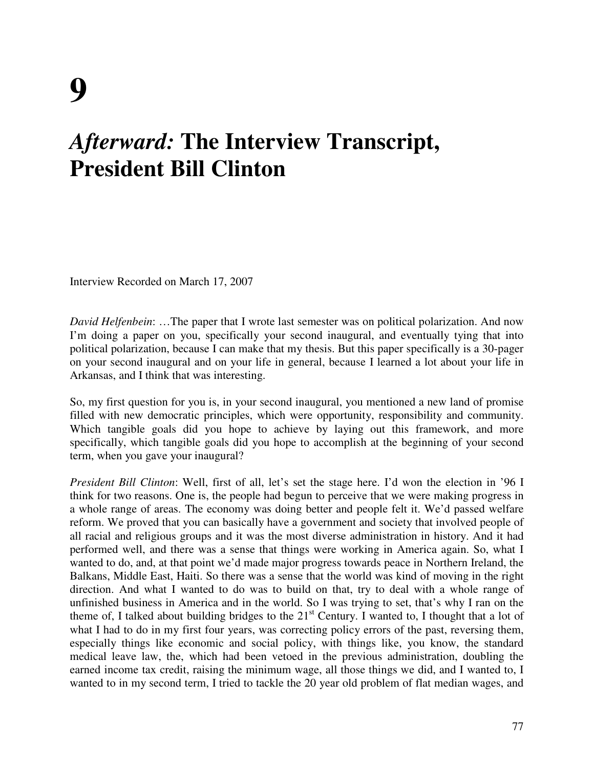# 9

# *Afterward:* The Interview Transcript, President Bill Clinton

Interview Recorded on March 17, 2007

*David Helfenbein*: …The paper that I wrote last semester was on political polarization. And now I'm doing a paper on you, specifically your second inaugural, and eventually tying that into political polarization, because I can make that my thesis. But this paper specifically is a 30-pager on your second inaugural and on your life in general, because I learned a lot about your life in Arkansas, and I think that was interesting.

So, my first question for you is, in your second inaugural, you mentioned a new land of promise filled with new democratic principles, which were opportunity, responsibility and community. Which tangible goals did you hope to achieve by laying out this framework, and more specifically, which tangible goals did you hope to accomplish at the beginning of your second term, when you gave your inaugural?

*President Bill Clinton*: Well, first of all, let's set the stage here. I'd won the election in '96 I think for two reasons. One is, the people had begun to perceive that we were making progress in a whole range of areas. The economy was doing better and people felt it. We'd passed welfare reform. We proved that you can basically have a government and society that involved people of all racial and religious groups and it was the most diverse administration in history. And it had performed well, and there was a sense that things were working in America again. So, what I wanted to do, and, at that point we'd made major progress towards peace in Northern Ireland, the Balkans, Middle East, Haiti. So there was a sense that the world was kind of moving in the right direction. And what I wanted to do was to build on that, try to deal with a whole range of unfinished business in America and in the world. So I was trying to set, that's why I ran on the theme of, I talked about building bridges to the 21st Century. I wanted to, I thought that a lot of what I had to do in my first four years, was correcting policy errors of the past, reversing them, especially things like economic and social policy, with things like, you know, the standard medical leave law, the, which had been vetoed in the previous administration, doubling the earned income tax credit, raising the minimum wage, all those things we did, and I wanted to, I wanted to in my second term, I tried to tackle the 20 year old problem of flat median wages, and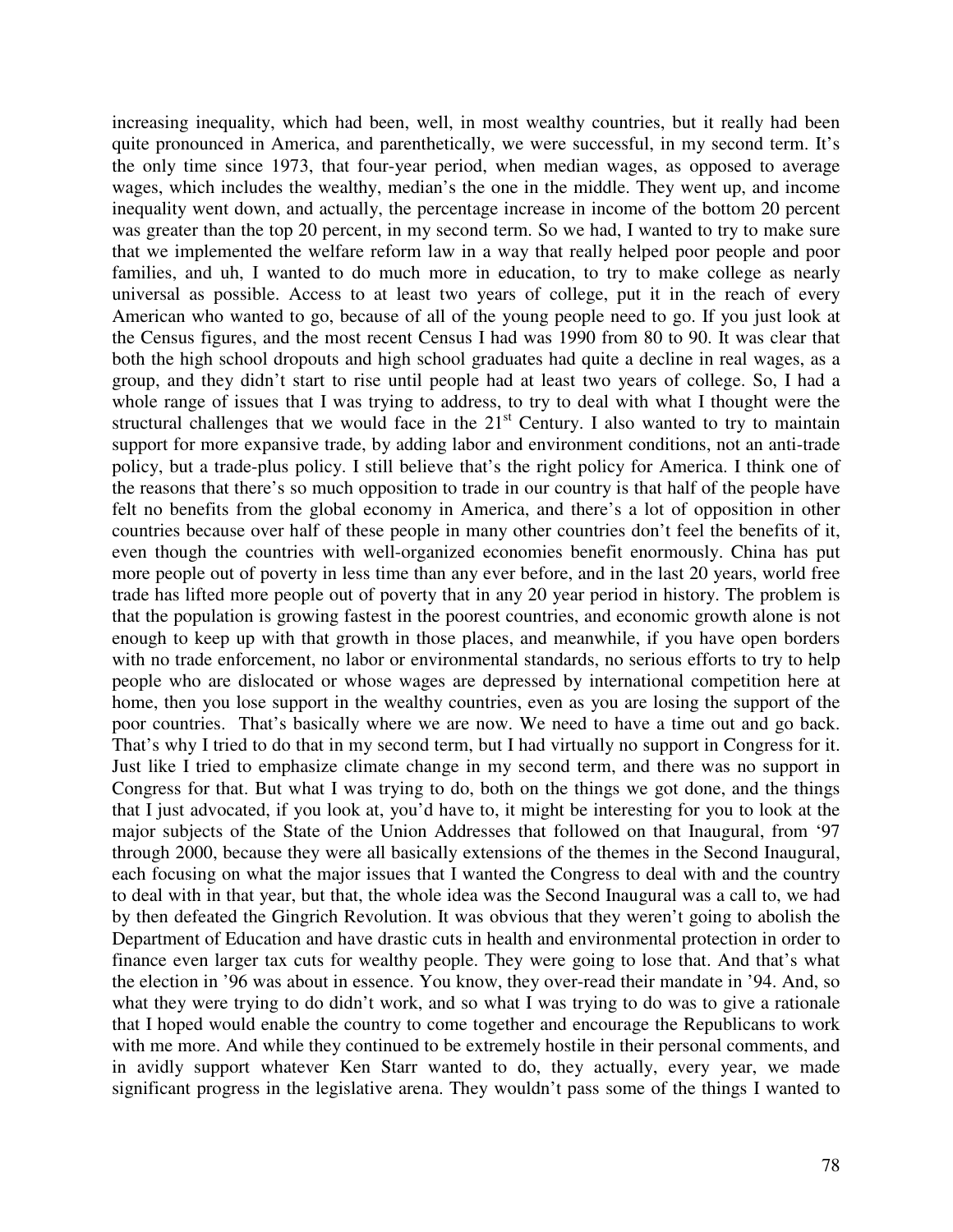increasing inequality, which had been, well, in most wealthy countries, but it really had been quite pronounced in America, and parenthetically, we were successful, in my second term. It's the only time since 1973, that four-year period, when median wages, as opposed to average wages, which includes the wealthy, median's the one in the middle. They went up, and income inequality went down, and actually, the percentage increase in income of the bottom 20 percent was greater than the top 20 percent, in my second term. So we had, I wanted to try to make sure that we implemented the welfare reform law in a way that really helped poor people and poor families, and uh, I wanted to do much more in education, to try to make college as nearly universal as possible. Access to at least two years of college, put it in the reach of every American who wanted to go, because of all of the young people need to go. If you just look at the Census figures, and the most recent Census I had was 1990 from 80 to 90. It was clear that both the high school dropouts and high school graduates had quite a decline in real wages, as a group, and they didn't start to rise until people had at least two years of college. So, I had a whole range of issues that I was trying to address, to try to deal with what I thought were the structural challenges that we would face in the 21st Century. I also wanted to try to maintain support for more expansive trade, by adding labor and environment conditions, not an anti-trade policy, but a trade-plus policy. I still believe that's the right policy for America. I think one of the reasons that there's so much opposition to trade in our country is that half of the people have felt no benefits from the global economy in America, and there's a lot of opposition in other countries because over half of these people in many other countries don't feel the benefits of it, even though the countries with well-organized economies benefit enormously. China has put more people out of poverty in less time than any ever before, and in the last 20 years, world free trade has lifted more people out of poverty that in any 20 year period in history. The problem is that the population is growing fastest in the poorest countries, and economic growth alone is not enough to keep up with that growth in those places, and meanwhile, if you have open borders with no trade enforcement, no labor or environmental standards, no serious efforts to try to help people who are dislocated or whose wages are depressed by international competition here at home, then you lose support in the wealthy countries, even as you are losing the support of the poor countries. That's basically where we are now. We need to have a time out and go back. That's why I tried to do that in my second term, but I had virtually no support in Congress for it. Just like I tried to emphasize climate change in my second term, and there was no support in Congress for that. But what I was trying to do, both on the things we got done, and the things that I just advocated, if you look at, you'd have to, it might be interesting for you to look at the major subjects of the State of the Union Addresses that followed on that Inaugural, from '97 through 2000, because they were all basically extensions of the themes in the Second Inaugural, each focusing on what the major issues that I wanted the Congress to deal with and the country to deal with in that year, but that, the whole idea was the Second Inaugural was a call to, we had by then defeated the Gingrich Revolution. It was obvious that they weren't going to abolish the Department of Education and have drastic cuts in health and environmental protection in order to finance even larger tax cuts for wealthy people. They were going to lose that. And that's what the election in '96 was about in essence. You know, they over-read their mandate in '94. And, so what they were trying to do didn't work, and so what I was trying to do was to give a rationale that I hoped would enable the country to come together and encourage the Republicans to work with me more. And while they continued to be extremely hostile in their personal comments, and in avidly support whatever Ken Starr wanted to do, they actually, every year, we made significant progress in the legislative arena. They wouldn't pass some of the things I wanted to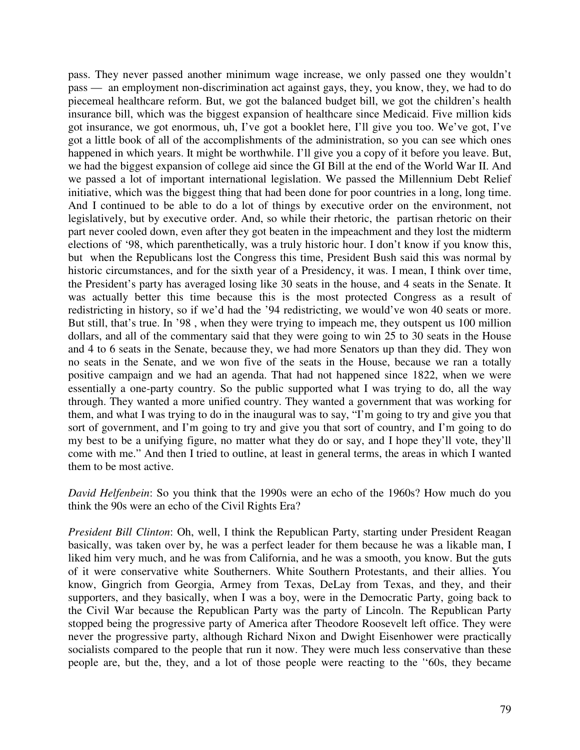pass. They never passed another minimum wage increase, we only passed one they wouldn't pass — an employment non-discrimination act against gays, they, you know, they, we had to do piecemeal healthcare reform. But, we got the balanced budget bill, we got the children's health insurance bill, which was the biggest expansion of healthcare since Medicaid. Five million kids got insurance, we got enormous, uh, I've got a booklet here, I'll give you too. We've got, I've got a little book of all of the accomplishments of the administration, so you can see which ones happened in which years. It might be worthwhile. I'll give you a copy of it before you leave. But, we had the biggest expansion of college aid since the GI Bill at the end of the World War II. And we passed a lot of important international legislation. We passed the Millennium Debt Relief initiative, which was the biggest thing that had been done for poor countries in a long, long time. And I continued to be able to do a lot of things by executive order on the environment, not legislatively, but by executive order. And, so while their rhetoric, the partisan rhetoric on their part never cooled down, even after they got beaten in the impeachment and they lost the midterm elections of '98, which parenthetically, was a truly historic hour. I don't know if you know this, but when the Republicans lost the Congress this time, President Bush said this was normal by historic circumstances, and for the sixth year of a Presidency, it was. I mean, I think over time, the President's party has averaged losing like 30 seats in the house, and 4 seats in the Senate. It was actually better this time because this is the most protected Congress as a result of redistricting in history, so if we'd had the '94 redistricting, we would've won 40 seats or more. But still, that's true. In '98 , when they were trying to impeach me, they outspent us 100 million dollars, and all of the commentary said that they were going to win 25 to 30 seats in the House and 4 to 6 seats in the Senate, because they, we had more Senators up than they did. They won no seats in the Senate, and we won five of the seats in the House, because we ran a totally positive campaign and we had an agenda. That had not happened since 1822, when we were essentially a one-party country. So the public supported what I was trying to do, all the way through. They wanted a more unified country. They wanted a government that was working for them, and what I was trying to do in the inaugural was to say, "I'm going to try and give you that sort of government, and I'm going to try and give you that sort of country, and I'm going to do my best to be a unifying figure, no matter what they do or say, and I hope they'll vote, they'll come with me." And then I tried to outline, at least in general terms, the areas in which I wanted them to be most active.

*David Helfenbein*: So you think that the 1990s were an echo of the 1960s? How much do you think the 90s were an echo of the Civil Rights Era?

*President Bill Clinton*: Oh, well, I think the Republican Party, starting under President Reagan basically, was taken over by, he was a perfect leader for them because he was a likable man, I liked him very much, and he was from California, and he was a smooth, you know. But the guts of it were conservative white Southerners. White Southern Protestants, and their allies. You know, Gingrich from Georgia, Armey from Texas, DeLay from Texas, and they, and their supporters, and they basically, when I was a boy, were in the Democratic Party, going back to the Civil War because the Republican Party was the party of Lincoln. The Republican Party stopped being the progressive party of America after Theodore Roosevelt left office. They were never the progressive party, although Richard Nixon and Dwight Eisenhower were practically socialists compared to the people that run it now. They were much less conservative than these people are, but the, they, and a lot of those people were reacting to the '‘60s, they became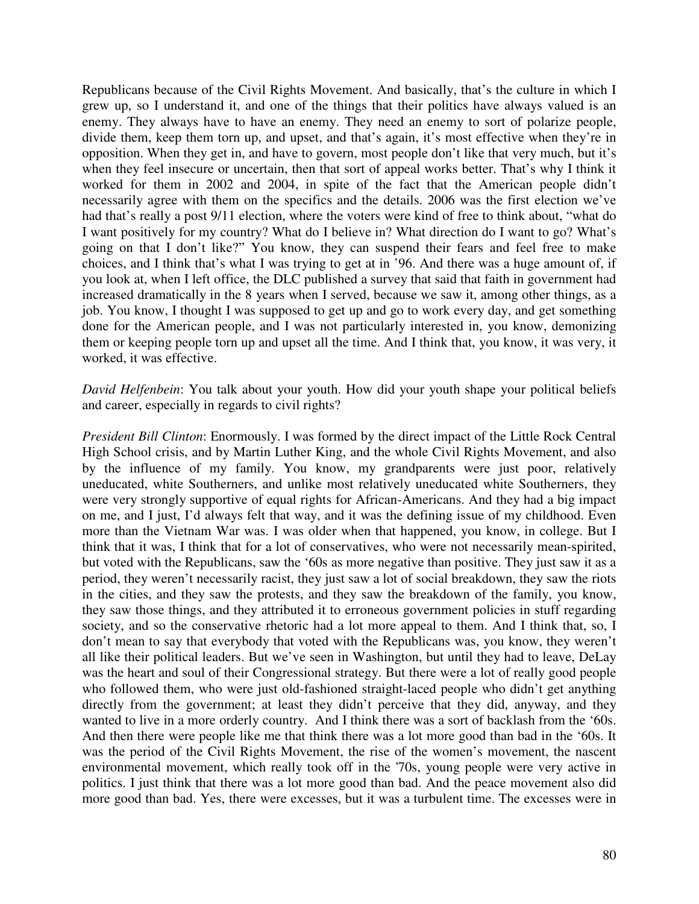Republicans because of the Civil Rights Movement. And basically, that's the culture in which I grew up, so I understand it, and one of the things that their politics have always valued is an enemy. They always have to have an enemy. They need an enemy to sort of polarize people, divide them, keep them torn up, and upset, and that's again, it's most effective when they're in opposition. When they get in, and have to govern, most people don't like that very much, but it's when they feel insecure or uncertain, then that sort of appeal works better. That's why I think it worked for them in 2002 and 2004, in spite of the fact that the American people didn't necessarily agree with them on the specifics and the details. 2006 was the first election we've had that's really a post 9/11 election, where the voters were kind of free to think about, "what do I want positively for my country? What do I believe in? What direction do I want to go? What's going on that I don't like?" You know, they can suspend their fears and feel free to make choices, and I think that's what I was trying to get at in '96. And there was a huge amount of, if you look at, when I left office, the DLC published a survey that said that faith in government had increased dramatically in the 8 years when I served, because we saw it, among other things, as a job. You know, I thought I was supposed to get up and go to work every day, and get something done for the American people, and I was not particularly interested in, you know, demonizing them or keeping people torn up and upset all the time. And I think that, you know, it was very, it worked, it was effective.

*David Helfenbein*: You talk about your youth. How did your youth shape your political beliefs and career, especially in regards to civil rights?

*President Bill Clinton*: Enormously. I was formed by the direct impact of the Little Rock Central High School crisis, and by Martin Luther King, and the whole Civil Rights Movement, and also by the influence of my family. You know, my grandparents were just poor, relatively uneducated, white Southerners, and unlike most relatively uneducated white Southerners, they were very strongly supportive of equal rights for African-Americans. And they had a big impact on me, and I just, I'd always felt that way, and it was the defining issue of my childhood. Even more than the Vietnam War was. I was older when that happened, you know, in college. But I think that it was, I think that for a lot of conservatives, who were not necessarily mean-spirited, but voted with the Republicans, saw the '60s as more negative than positive. They just saw it as a period, they weren't necessarily racist, they just saw a lot of social breakdown, they saw the riots in the cities, and they saw the protests, and they saw the breakdown of the family, you know, they saw those things, and they attributed it to erroneous government policies in stuff regarding society, and so the conservative rhetoric had a lot more appeal to them. And I think that, so, I don't mean to say that everybody that voted with the Republicans was, you know, they weren't all like their political leaders. But we've seen in Washington, but until they had to leave, DeLay was the heart and soul of their Congressional strategy. But there were a lot of really good people who followed them, who were just old-fashioned straight-laced people who didn't get anything directly from the government; at least they didn't perceive that they did, anyway, and they wanted to live in a more orderly country. And I think there was a sort of backlash from the '60s. And then there were people like me that think there was a lot more good than bad in the '60s. It was the period of the Civil Rights Movement, the rise of the women's movement, the nascent environmental movement, which really took off in the '70s, young people were very active in politics. I just think that there was a lot more good than bad. And the peace movement also did more good than bad. Yes, there were excesses, but it was a turbulent time. The excesses were in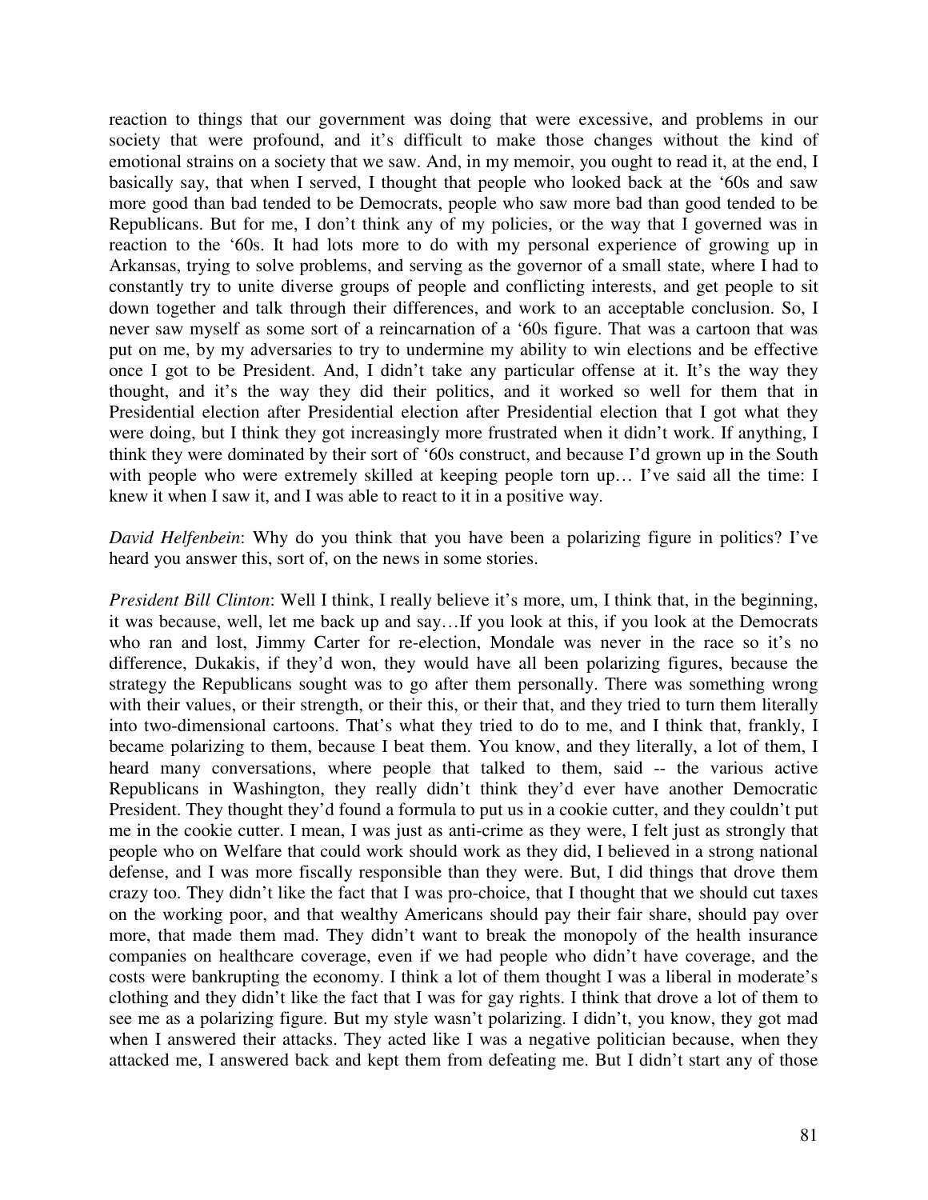reaction to things that our government was doing that were excessive, and problems in our society that were profound, and it's difficult to make those changes without the kind of emotional strains on a society that we saw. And, in my memoir, you ought to read it, at the end, I basically say, that when I served, I thought that people who looked back at the '60s and saw more good than bad tended to be Democrats, people who saw more bad than good tended to be Republicans. But for me, I don't think any of my policies, or the way that I governed was in reaction to the '60s. It had lots more to do with my personal experience of growing up in Arkansas, trying to solve problems, and serving as the governor of a small state, where I had to constantly try to unite diverse groups of people and conflicting interests, and get people to sit down together and talk through their differences, and work to an acceptable conclusion. So, I never saw myself as some sort of a reincarnation of a '60s figure. That was a cartoon that was put on me, by my adversaries to try to undermine my ability to win elections and be effective once I got to be President. And, I didn't take any particular offense at it. It's the way they thought, and it's the way they did their politics, and it worked so well for them that in Presidential election after Presidential election after Presidential election that I got what they were doing, but I think they got increasingly more frustrated when it didn't work. If anything, I think they were dominated by their sort of '60s construct, and because I'd grown up in the South with people who were extremely skilled at keeping people torn up… I've said all the time: I knew it when I saw it, and I was able to react to it in a positive way.

*David Helfenbein*: Why do you think that you have been a polarizing figure in politics? I've heard you answer this, sort of, on the news in some stories.

*President Bill Clinton*: Well I think, I really believe it's more, um, I think that, in the beginning, it was because, well, let me back up and say…If you look at this, if you look at the Democrats who ran and lost, Jimmy Carter for re-election, Mondale was never in the race so it's no difference, Dukakis, if they'd won, they would have all been polarizing figures, because the strategy the Republicans sought was to go after them personally. There was something wrong with their values, or their strength, or their this, or their that, and they tried to turn them literally into two-dimensional cartoons. That's what they tried to do to me, and I think that, frankly, I became polarizing to them, because I beat them. You know, and they literally, a lot of them, I heard many conversations, where people that talked to them, said -- the various active Republicans in Washington, they really didn't think they'd ever have another Democratic President. They thought they'd found a formula to put us in a cookie cutter, and they couldn't put me in the cookie cutter. I mean, I was just as anti-crime as they were, I felt just as strongly that people who on Welfare that could work should work as they did, I believed in a strong national defense, and I was more fiscally responsible than they were. But, I did things that drove them crazy too. They didn't like the fact that I was pro-choice, that I thought that we should cut taxes on the working poor, and that wealthy Americans should pay their fair share, should pay over more, that made them mad. They didn't want to break the monopoly of the health insurance companies on healthcare coverage, even if we had people who didn't have coverage, and the costs were bankrupting the economy. I think a lot of them thought I was a liberal in moderate's clothing and they didn't like the fact that I was for gay rights. I think that drove a lot of them to see me as a polarizing figure. But my style wasn't polarizing. I didn't, you know, they got mad when I answered their attacks. They acted like I was a negative politician because, when they attacked me, I answered back and kept them from defeating me. But I didn't start any of those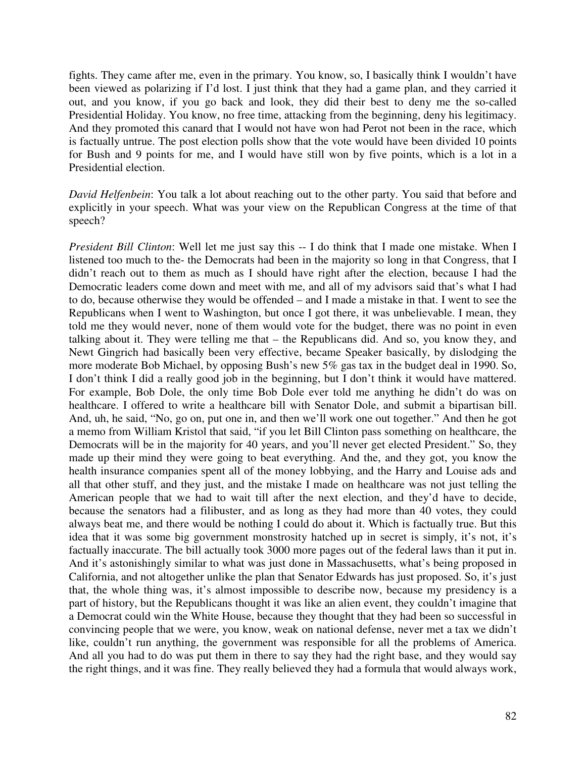fights. They came after me, even in the primary. You know, so, I basically think I wouldn't have been viewed as polarizing if I'd lost. I just think that they had a game plan, and they carried it out, and you know, if you go back and look, they did their best to deny me the so-called Presidential Holiday. You know, no free time, attacking from the beginning, deny his legitimacy. And they promoted this canard that I would not have won had Perot not been in the race, which is factually untrue. The post election polls show that the vote would have been divided 10 points for Bush and 9 points for me, and I would have still won by five points, which is a lot in a Presidential election.

*David Helfenbein*: You talk a lot about reaching out to the other party. You said that before and explicitly in your speech. What was your view on the Republican Congress at the time of that speech?

*President Bill Clinton*: Well let me just say this -- I do think that I made one mistake. When I listened too much to the- the Democrats had been in the majority so long in that Congress, that I didn't reach out to them as much as I should have right after the election, because I had the Democratic leaders come down and meet with me, and all of my advisors said that's what I had to do, because otherwise they would be offended – and I made a mistake in that. I went to see the Republicans when I went to Washington, but once I got there, it was unbelievable. I mean, they told me they would never, none of them would vote for the budget, there was no point in even talking about it. They were telling me that – the Republicans did. And so, you know they, and Newt Gingrich had basically been very effective, became Speaker basically, by dislodging the more moderate Bob Michael, by opposing Bush's new 5% gas tax in the budget deal in 1990. So, I don't think I did a really good job in the beginning, but I don't think it would have mattered. For example, Bob Dole, the only time Bob Dole ever told me anything he didn't do was on healthcare. I offered to write a healthcare bill with Senator Dole, and submit a bipartisan bill. And, uh, he said, "No, go on, put one in, and then we'll work one out together." And then he got a memo from William Kristol that said, "if you let Bill Clinton pass something on healthcare, the Democrats will be in the majority for 40 years, and you'll never get elected President." So, they made up their mind they were going to beat everything. And the, and they got, you know the health insurance companies spent all of the money lobbying, and the Harry and Louise ads and all that other stuff, and they just, and the mistake I made on healthcare was not just telling the American people that we had to wait till after the next election, and they'd have to decide, because the senators had a filibuster, and as long as they had more than 40 votes, they could always beat me, and there would be nothing I could do about it. Which is factually true. But this idea that it was some big government monstrosity hatched up in secret is simply, it's not, it's factually inaccurate. The bill actually took 3000 more pages out of the federal laws than it put in. And it's astonishingly similar to what was just done in Massachusetts, what's being proposed in California, and not altogether unlike the plan that Senator Edwards has just proposed. So, it's just that, the whole thing was, it's almost impossible to describe now, because my presidency is a part of history, but the Republicans thought it was like an alien event, they couldn't imagine that a Democrat could win the White House, because they thought that they had been so successful in convincing people that we were, you know, weak on national defense, never met a tax we didn't like, couldn't run anything, the government was responsible for all the problems of America. And all you had to do was put them in there to say they had the right base, and they would say the right things, and it was fine. They really believed they had a formula that would always work,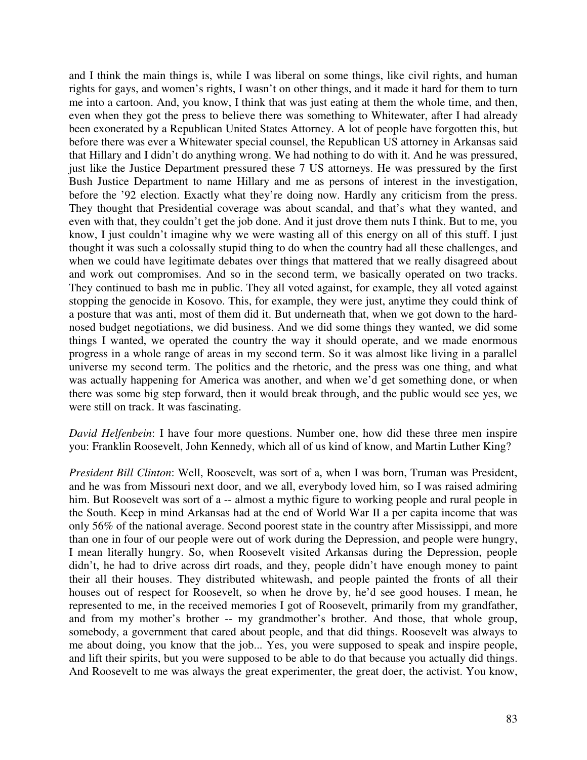and I think the main things is, while I was liberal on some things, like civil rights, and human rights for gays, and women's rights, I wasn't on other things, and it made it hard for them to turn me into a cartoon. And, you know, I think that was just eating at them the whole time, and then, even when they got the press to believe there was something to Whitewater, after I had already been exonerated by a Republican United States Attorney. A lot of people have forgotten this, but before there was ever a Whitewater special counsel, the Republican US attorney in Arkansas said that Hillary and I didn't do anything wrong. We had nothing to do with it. And he was pressured, just like the Justice Department pressured these 7 US attorneys. He was pressured by the first Bush Justice Department to name Hillary and me as persons of interest in the investigation, before the '92 election. Exactly what they're doing now. Hardly any criticism from the press. They thought that Presidential coverage was about scandal, and that's what they wanted, and even with that, they couldn't get the job done. And it just drove them nuts I think. But to me, you know, I just couldn't imagine why we were wasting all of this energy on all of this stuff. I just thought it was such a colossally stupid thing to do when the country had all these challenges, and when we could have legitimate debates over things that mattered that we really disagreed about and work out compromises. And so in the second term, we basically operated on two tracks. They continued to bash me in public. They all voted against, for example, they all voted against stopping the genocide in Kosovo. This, for example, they were just, anytime they could think of a posture that was anti, most of them did it. But underneath that, when we got down to the hard-nosed budget negotiations, we did business. And we did some things they wanted, we did some things I wanted, we operated the country the way it should operate, and we made enormous progress in a whole range of areas in my second term. So it was almost like living in a parallel universe my second term. The politics and the rhetoric, and the press was one thing, and what was actually happening for America was another, and when we'd get something done, or when there was some big step forward, then it would break through, and the public would see yes, we were still on track. It was fascinating.

*David Helfenbein*: I have four more questions. Number one, how did these three men inspire you: Franklin Roosevelt, John Kennedy, which all of us kind of know, and Martin Luther King?

*President Bill Clinton*: Well, Roosevelt, was sort of a, when I was born, Truman was President, and he was from Missouri next door, and we all, everybody loved him, so I was raised admiring him. But Roosevelt was sort of a -- almost a mythic figure to working people and rural people in the South. Keep in mind Arkansas had at the end of World War II a per capita income that was only 56% of the national average. Second poorest state in the country after Mississippi, and more than one in four of our people were out of work during the Depression, and people were hungry, I mean literally hungry. So, when Roosevelt visited Arkansas during the Depression, people didn't, he had to drive across dirt roads, and they, people didn't have enough money to paint their all their houses. They distributed whitewash, and people painted the fronts of all their houses out of respect for Roosevelt, so when he drove by, he'd see good houses. I mean, he represented to me, in the received memories I got of Roosevelt, primarily from my grandfather, and from my mother's brother -- my grandmother's brother. And those, that whole group, somebody, a government that cared about people, and that did things. Roosevelt was always to me about doing, you know that the job... Yes, you were supposed to speak and inspire people, and lift their spirits, but you were supposed to be able to do that because you actually did things. And Roosevelt to me was always the great experimenter, the great doer, the activist. You know,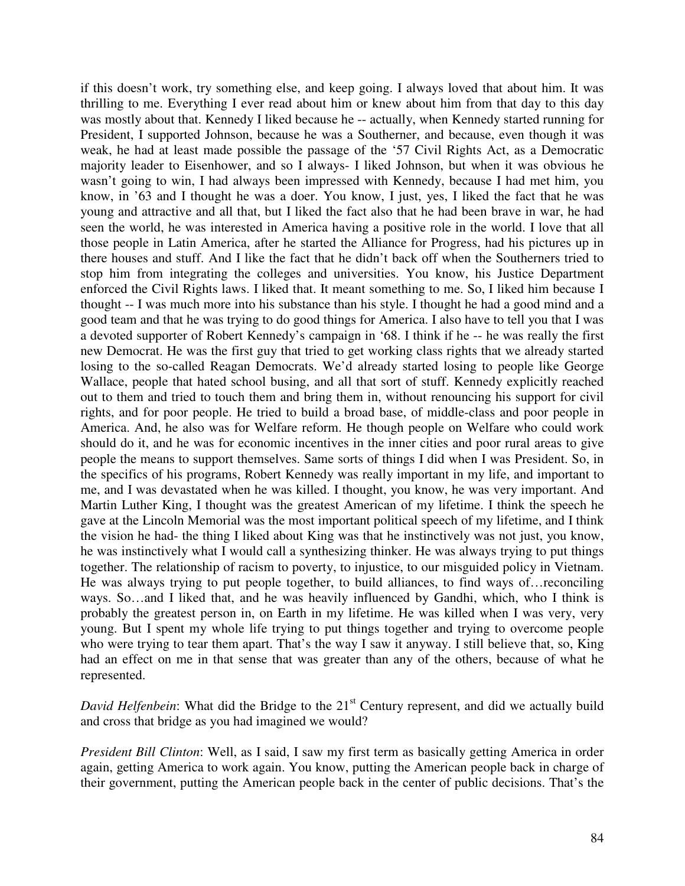if this doesn't work, try something else, and keep going. I always loved that about him. It was thrilling to me. Everything I ever read about him or knew about him from that day to this day was mostly about that. Kennedy I liked because he -- actually, when Kennedy started running for President, I supported Johnson, because he was a Southerner, and because, even though it was weak, he had at least made possible the passage of the '57 Civil Rights Act, as a Democratic majority leader to Eisenhower, and so I always- I liked Johnson, but when it was obvious he wasn't going to win, I had always been impressed with Kennedy, because I had met him, you know, in '63 and I thought he was a doer. You know, I just, yes, I liked the fact that he was young and attractive and all that, but I liked the fact also that he had been brave in war, he had seen the world, he was interested in America having a positive role in the world. I love that all those people in Latin America, after he started the Alliance for Progress, had his pictures up in there houses and stuff. And I like the fact that he didn't back off when the Southerners tried to stop him from integrating the colleges and universities. You know, his Justice Department enforced the Civil Rights laws. I liked that. It meant something to me. So, I liked him because I thought -- I was much more into his substance than his style. I thought he had a good mind and a good team and that he was trying to do good things for America. I also have to tell you that I was a devoted supporter of Robert Kennedy's campaign in '68. I think if he -- he was really the first new Democrat. He was the first guy that tried to get working class rights that we already started losing to the so-called Reagan Democrats. We'd already started losing to people like George Wallace, people that hated school busing, and all that sort of stuff. Kennedy explicitly reached out to them and tried to touch them and bring them in, without renouncing his support for civil rights, and for poor people. He tried to build a broad base, of middle-class and poor people in America. And, he also was for Welfare reform. He though people on Welfare who could work should do it, and he was for economic incentives in the inner cities and poor rural areas to give people the means to support themselves. Same sorts of things I did when I was President. So, in the specifics of his programs, Robert Kennedy was really important in my life, and important to me, and I was devastated when he was killed. I thought, you know, he was very important. And Martin Luther King, I thought was the greatest American of my lifetime. I think the speech he gave at the Lincoln Memorial was the most important political speech of my lifetime, and I think the vision he had- the thing I liked about King was that he instinctively was not just, you know, he was instinctively what I would call a synthesizing thinker. He was always trying to put things together. The relationship of racism to poverty, to injustice, to our misguided policy in Vietnam. He was always trying to put people together, to build alliances, to find ways of…reconciling ways. So…and I liked that, and he was heavily influenced by Gandhi, which, who I think is probably the greatest person in, on Earth in my lifetime. He was killed when I was very, very young. But I spent my whole life trying to put things together and trying to overcome people who were trying to tear them apart. That's the way I saw it anyway. I still believe that, so, King had an effect on me in that sense that was greater than any of the others, because of what he represented.

*David Helfenbein*: What did the Bridge to the 21st Century represent, and did we actually build and cross that bridge as you had imagined we would?

*President Bill Clinton*: Well, as I said, I saw my first term as basically getting America in order again, getting America to work again. You know, putting the American people back in charge of their government, putting the American people back in the center of public decisions. That's the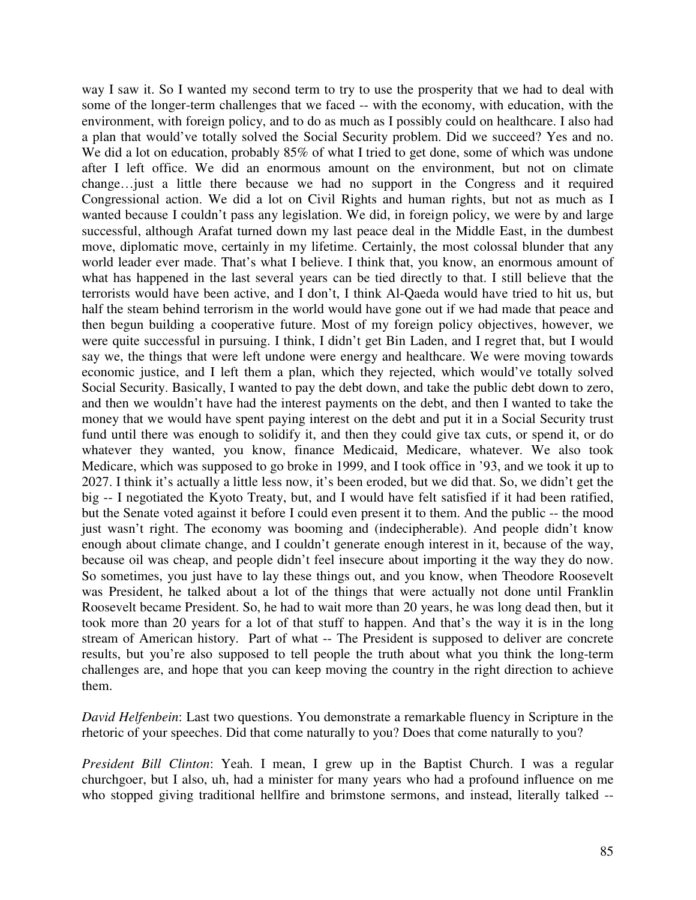way I saw it. So I wanted my second term to try to use the prosperity that we had to deal with some of the longer-term challenges that we faced -- with the economy, with education, with the environment, with foreign policy, and to do as much as I possibly could on healthcare. I also had a plan that would've totally solved the Social Security problem. Did we succeed? Yes and no. We did a lot on education, probably 85% of what I tried to get done, some of which was undone after I left office. We did an enormous amount on the environment, but not on climate change…just a little there because we had no support in the Congress and it required Congressional action. We did a lot on Civil Rights and human rights, but not as much as I wanted because I couldn't pass any legislation. We did, in foreign policy, we were by and large successful, although Arafat turned down my last peace deal in the Middle East, in the dumbest move, diplomatic move, certainly in my lifetime. Certainly, the most colossal blunder that any world leader ever made. That's what I believe. I think that, you know, an enormous amount of what has happened in the last several years can be tied directly to that. I still believe that the terrorists would have been active, and I don't, I think Al-Qaeda would have tried to hit us, but half the steam behind terrorism in the world would have gone out if we had made that peace and then begun building a cooperative future. Most of my foreign policy objectives, however, we were quite successful in pursuing. I think, I didn't get Bin Laden, and I regret that, but I would say we, the things that were left undone were energy and healthcare. We were moving towards economic justice, and I left them a plan, which they rejected, which would've totally solved Social Security. Basically, I wanted to pay the debt down, and take the public debt down to zero, and then we wouldn't have had the interest payments on the debt, and then I wanted to take the money that we would have spent paying interest on the debt and put it in a Social Security trust fund until there was enough to solidify it, and then they could give tax cuts, or spend it, or do whatever they wanted, you know, finance Medicaid, Medicare, whatever. We also took Medicare, which was supposed to go broke in 1999, and I took office in '93, and we took it up to 2027. I think it's actually a little less now, it's been eroded, but we did that. So, we didn't get the big -- I negotiated the Kyoto Treaty, but, and I would have felt satisfied if it had been ratified, but the Senate voted against it before I could even present it to them. And the public -- the mood just wasn't right. The economy was booming and (indecipherable). And people didn't know enough about climate change, and I couldn't generate enough interest in it, because of the way, because oil was cheap, and people didn't feel insecure about importing it the way they do now. So sometimes, you just have to lay these things out, and you know, when Theodore Roosevelt was President, he talked about a lot of the things that were actually not done until Franklin Roosevelt became President. So, he had to wait more than 20 years, he was long dead then, but it took more than 20 years for a lot of that stuff to happen. And that's the way it is in the long stream of American history. Part of what -- The President is supposed to deliver are concrete results, but you're also supposed to tell people the truth about what you think the long-term challenges are, and hope that you can keep moving the country in the right direction to achieve them.

*David Helfenbein*: Last two questions. You demonstrate a remarkable fluency in Scripture in the rhetoric of your speeches. Did that come naturally to you? Does that come naturally to you?

*President Bill Clinton*: Yeah. I mean, I grew up in the Baptist Church. I was a regular churchgoer, but I also, uh, had a minister for many years who had a profound influence on me who stopped giving traditional hellfire and brimstone sermons, and instead, literally talked --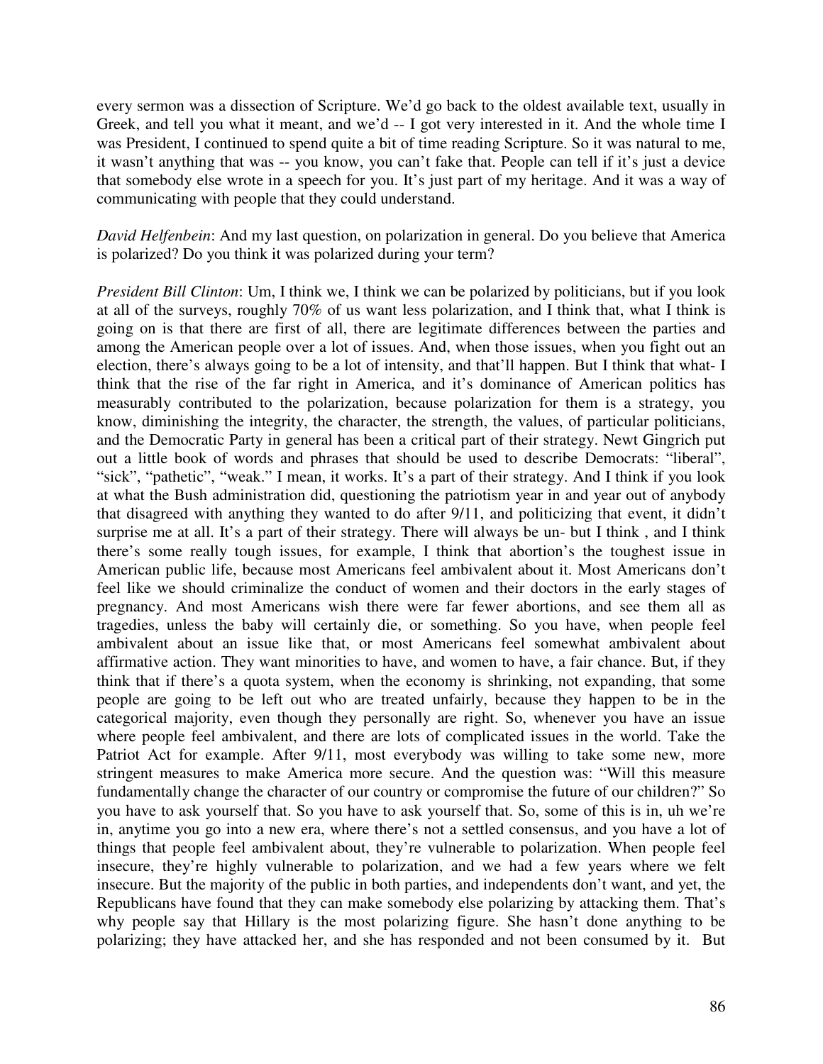every sermon was a dissection of Scripture. We'd go back to the oldest available text, usually in Greek, and tell you what it meant, and we'd -- I got very interested in it. And the whole time I was President, I continued to spend quite a bit of time reading Scripture. So it was natural to me, it wasn't anything that was -- you know, you can't fake that. People can tell if it's just a device that somebody else wrote in a speech for you. It's just part of my heritage. And it was a way of communicating with people that they could understand.

*David Helfenbein*: And my last question, on polarization in general. Do you believe that America is polarized? Do you think it was polarized during your term?

*President Bill Clinton*: Um, I think we, I think we can be polarized by politicians, but if you look at all of the surveys, roughly 70% of us want less polarization, and I think that, what I think is going on is that there are first of all, there are legitimate differences between the parties and among the American people over a lot of issues. And, when those issues, when you fight out an election, there's always going to be a lot of intensity, and that'll happen. But I think that what- I think that the rise of the far right in America, and it's dominance of American politics has measurably contributed to the polarization, because polarization for them is a strategy, you know, diminishing the integrity, the character, the strength, the values, of particular politicians, and the Democratic Party in general has been a critical part of their strategy. Newt Gingrich put out a little book of words and phrases that should be used to describe Democrats: "liberal", "sick", "pathetic", "weak." I mean, it works. It's a part of their strategy. And I think if you look at what the Bush administration did, questioning the patriotism year in and year out of anybody that disagreed with anything they wanted to do after 9/11, and politicizing that event, it didn't surprise me at all. It's a part of their strategy. There will always be un- but I think , and I think there's some really tough issues, for example, I think that abortion's the toughest issue in American public life, because most Americans feel ambivalent about it. Most Americans don't feel like we should criminalize the conduct of women and their doctors in the early stages of pregnancy. And most Americans wish there were far fewer abortions, and see them all as tragedies, unless the baby will certainly die, or something. So you have, when people feel ambivalent about an issue like that, or most Americans feel somewhat ambivalent about affirmative action. They want minorities to have, and women to have, a fair chance. But, if they think that if there's a quota system, when the economy is shrinking, not expanding, that some people are going to be left out who are treated unfairly, because they happen to be in the categorical majority, even though they personally are right. So, whenever you have an issue where people feel ambivalent, and there are lots of complicated issues in the world. Take the Patriot Act for example. After 9/11, most everybody was willing to take some new, more stringent measures to make America more secure. And the question was: "Will this measure fundamentally change the character of our country or compromise the future of our children?" So you have to ask yourself that. So you have to ask yourself that. So, some of this is in, uh we're in, anytime you go into a new era, where there's not a settled consensus, and you have a lot of things that people feel ambivalent about, they're vulnerable to polarization. When people feel insecure, they're highly vulnerable to polarization, and we had a few years where we felt insecure. But the majority of the public in both parties, and independents don't want, and yet, the Republicans have found that they can make somebody else polarizing by attacking them. That's why people say that Hillary is the most polarizing figure. She hasn't done anything to be polarizing; they have attacked her, and she has responded and not been consumed by it. But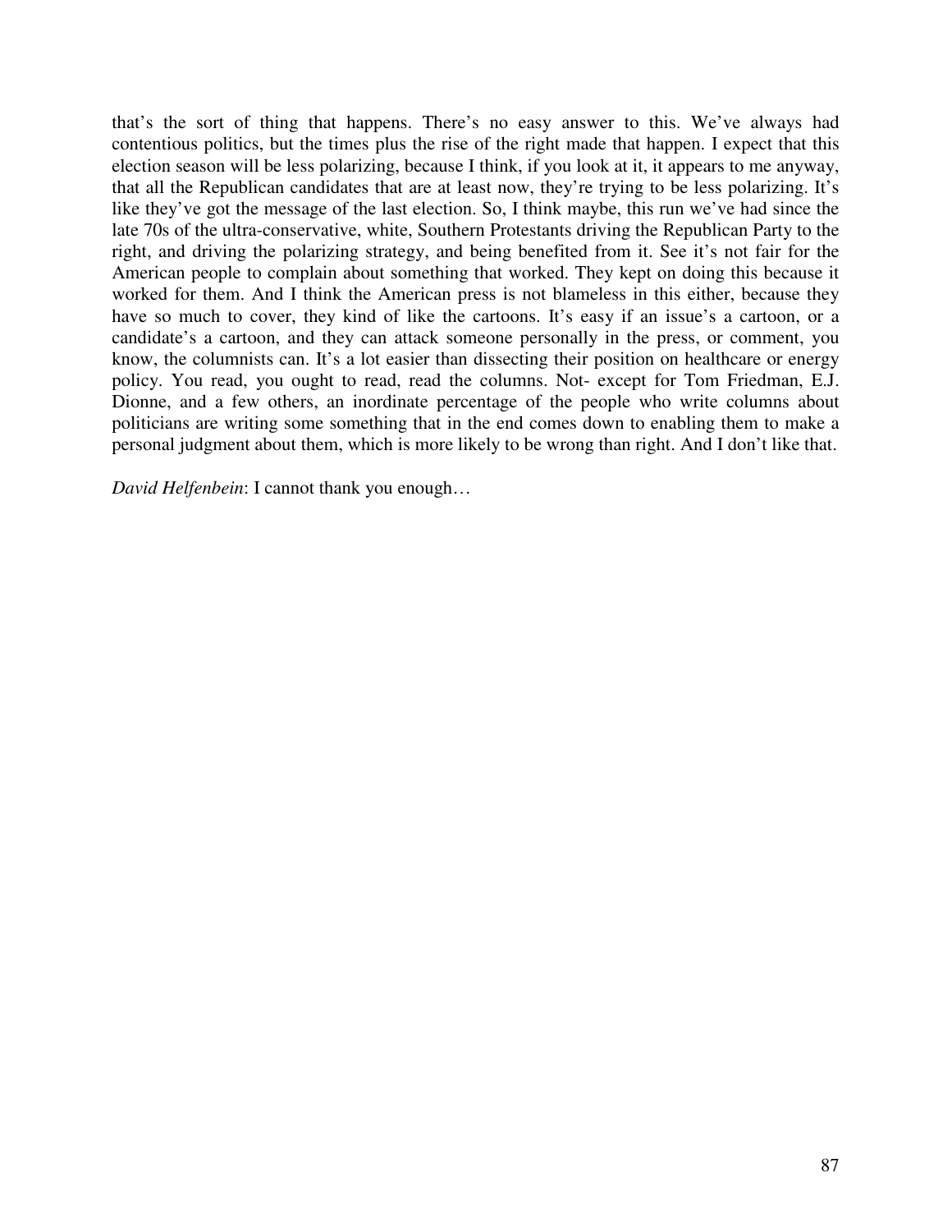that's the sort of thing that happens. There's no easy answer to this. We've always had contentious politics, but the times plus the rise of the right made that happen. I expect that this election season will be less polarizing, because I think, if you look at it, it appears to me anyway, that all the Republican candidates that are at least now, they're trying to be less polarizing. It's like they've got the message of the last election. So, I think maybe, this run we've had since the late 70s of the ultra-conservative, white, Southern Protestants driving the Republican Party to the right, and driving the polarizing strategy, and being benefited from it. See it's not fair for the American people to complain about something that worked. They kept on doing this because it worked for them. And I think the American press is not blameless in this either, because they have so much to cover, they kind of like the cartoons. It's easy if an issue's a cartoon, or a candidate's a cartoon, and they can attack someone personally in the press, or comment, you know, the columnists can. It's a lot easier than dissecting their position on healthcare or energy policy. You read, you ought to read, read the columns. Not- except for Tom Friedman, E.J. Dionne, and a few others, an inordinate percentage of the people who write columns about politicians are writing some something that in the end comes down to enabling them to make a personal judgment about them, which is more likely to be wrong than right. And I don't like that.

*David Helfenbein*: I cannot thank you enough…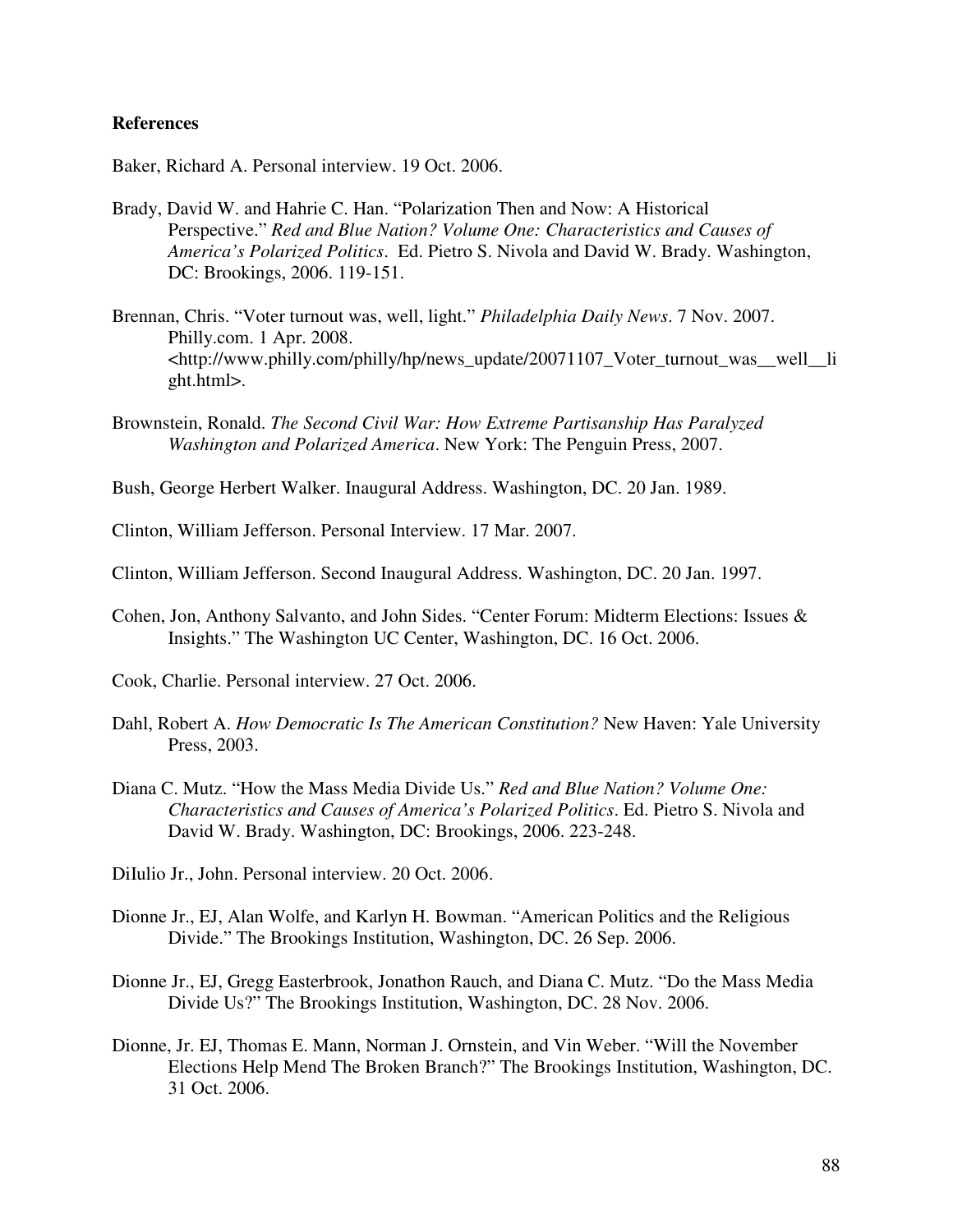**References**

Baker, Richard A. Personal interview. 19 Oct. 2006.

Brady, David W. and Hahrie C. Han. "Polarization Then and Now: A Historical Perspective." *Red and Blue Nation? Volume One: Characteristics and Causes of America's Polarized Politics*. Ed. Pietro S. Nivola and David W. Brady. Washington, DC: Brookings, 2006. 119-151.

Brennan, Chris. "Voter turnout was, well, light." *Philadelphia Daily News*. 7 Nov. 2007. Philly.com. 1 Apr. 2008. <http://www.philly.com/philly/hp/news_update/20071107_Voter_turnout_was__well__light.html>.

Brownstein, Ronald. *The Second Civil War: How Extreme Partisanship Has Paralyzed Washington and Polarized America*. New York: The Penguin Press, 2007.

Bush, George Herbert Walker. Inaugural Address. Washington, DC. 20 Jan. 1989.

Clinton, William Jefferson. Personal Interview. 17 Mar. 2007.

Clinton, William Jefferson. Second Inaugural Address. Washington, DC. 20 Jan. 1997.

Cohen, Jon, Anthony Salvanto, and John Sides. "Center Forum: Midterm Elections: Issues & Insights." The Washington UC Center, Washington, DC. 16 Oct. 2006.

Cook, Charlie. Personal interview. 27 Oct. 2006.

Dahl, Robert A. *How Democratic Is The American Constitution?* New Haven: Yale University Press, 2003.

Diana C. Mutz. "How the Mass Media Divide Us." *Red and Blue Nation? Volume One: Characteristics and Causes of America's Polarized Politics*. Ed. Pietro S. Nivola and David W. Brady. Washington, DC: Brookings, 2006. 223-248.

DiIulio Jr., John. Personal interview. 20 Oct. 2006.

Dionne Jr., EJ, Alan Wolfe, and Karlyn H. Bowman. "American Politics and the Religious Divide." The Brookings Institution, Washington, DC. 26 Sep. 2006.

Dionne Jr., EJ, Gregg Easterbrook, Jonathon Rauch, and Diana C. Mutz. "Do the Mass Media Divide Us?" The Brookings Institution, Washington, DC. 28 Nov. 2006.

Dionne, Jr. EJ, Thomas E. Mann, Norman J. Ornstein, and Vin Weber. "Will the November Elections Help Mend The Broken Branch?" The Brookings Institution, Washington, DC. 31 Oct. 2006.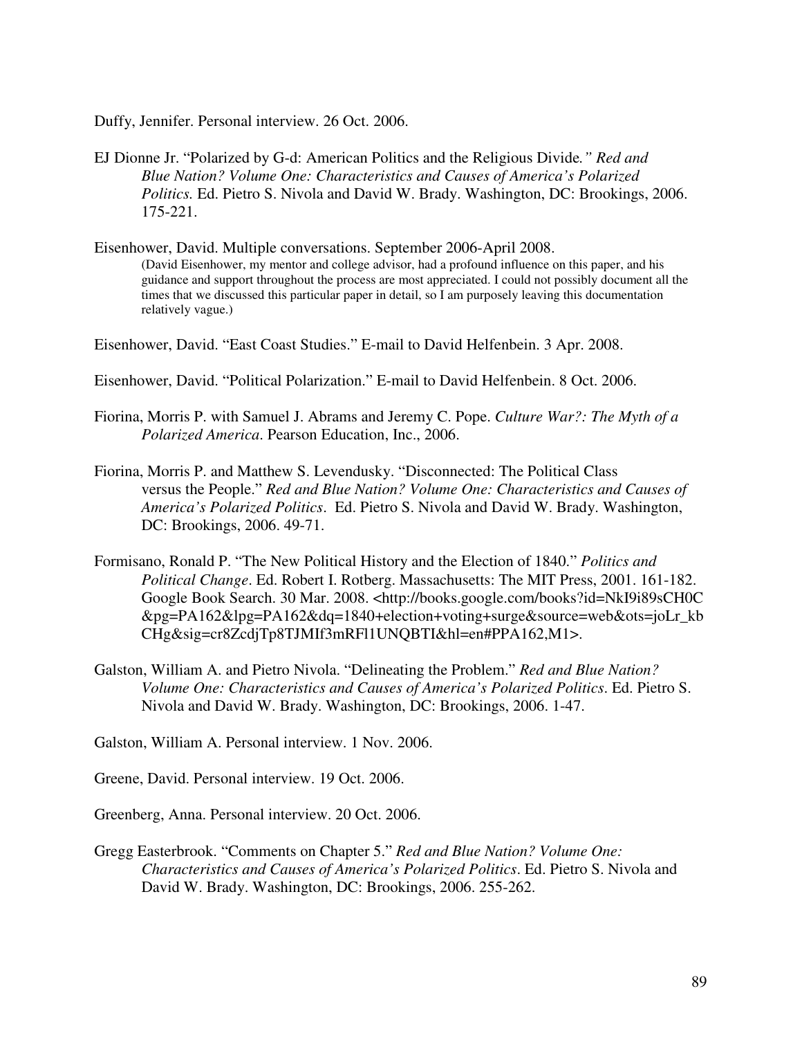Duffy, Jennifer. Personal interview. 26 Oct. 2006.

EJ Dionne Jr. "Polarized by G-d: American Politics and the Religious Divide*." Red and Blue Nation? Volume One: Characteristics and Causes of America's Polarized Politics.* Ed. Pietro S. Nivola and David W. Brady. Washington, DC: Brookings, 2006. 175-221.

Eisenhower, David. Multiple conversations. September 2006-April 2008.
(David Eisenhower, my mentor and college advisor, had a profound influence on this paper, and his guidance and support throughout the process are most appreciated. I could not possibly document all the times that we discussed this particular paper in detail, so I am purposely leaving this documentation relatively vague.)

Eisenhower, David. "East Coast Studies." E-mail to David Helfenbein. 3 Apr. 2008.

Eisenhower, David. "Political Polarization." E-mail to David Helfenbein. 8 Oct. 2006.

Fiorina, Morris P. with Samuel J. Abrams and Jeremy C. Pope. *Culture War?: The Myth of a Polarized America*. Pearson Education, Inc., 2006.

Fiorina, Morris P. and Matthew S. Levendusky. "Disconnected: The Political Class versus the People." *Red and Blue Nation? Volume One: Characteristics and Causes of America's Polarized Politics*. Ed. Pietro S. Nivola and David W. Brady. Washington, DC: Brookings, 2006. 49-71.

Formisano, Ronald P. "The New Political History and the Election of 1840." *Politics and Political Change*. Ed. Robert I. Rotberg. Massachusetts: The MIT Press, 2001. 161-182. Google Book Search. 30 Mar. 2008. <http://books.google.com/books?id=NkI9i89sCH0C&pg=PA162&lpg=PA162&dq=1840+election+voting+surge&source=web&ots=joLr_kbCHg&sig=cr8ZcdjTp8TJMIf3mRFl1UNQBTI&hl=en#PPA162,M1>.

Galston, William A. and Pietro Nivola. "Delineating the Problem." *Red and Blue Nation? Volume One: Characteristics and Causes of America's Polarized Politics*. Ed. Pietro S. Nivola and David W. Brady. Washington, DC: Brookings, 2006. 1-47.

Galston, William A. Personal interview. 1 Nov. 2006.

Greene, David. Personal interview. 19 Oct. 2006.

Greenberg, Anna. Personal interview. 20 Oct. 2006.

Gregg Easterbrook. "Comments on Chapter 5." *Red and Blue Nation? Volume One: Characteristics and Causes of America's Polarized Politics*. Ed. Pietro S. Nivola and David W. Brady. Washington, DC: Brookings, 2006. 255-262.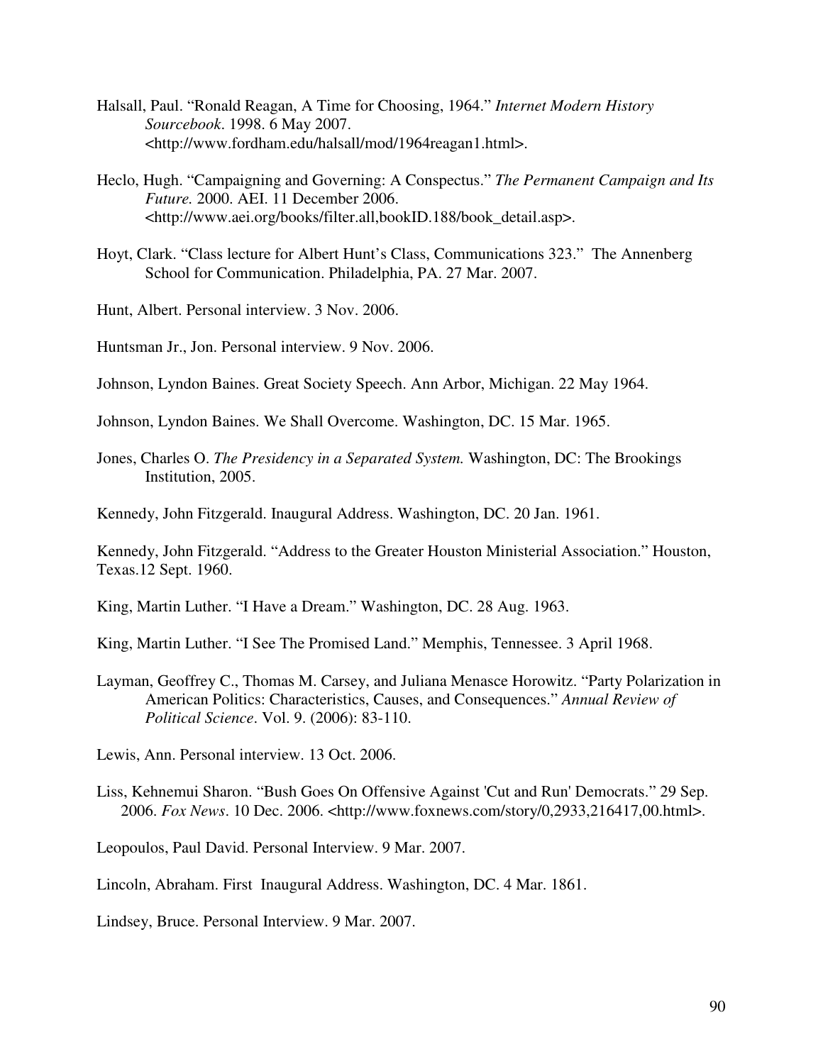Halsall, Paul. "Ronald Reagan, A Time for Choosing, 1964." *Internet Modern History Sourcebook*. 1998. 6 May 2007. <http://www.fordham.edu/halsall/mod/1964reagan1.html>.

Heclo, Hugh. "Campaigning and Governing: A Conspectus." *The Permanent Campaign and Its Future.* 2000. AEI. 11 December 2006. <http://www.aei.org/books/filter.all,bookID.188/book_detail.asp>.

Hoyt, Clark. "Class lecture for Albert Hunt's Class, Communications 323." The Annenberg School for Communication. Philadelphia, PA. 27 Mar. 2007.

Hunt, Albert. Personal interview. 3 Nov. 2006.

Huntsman Jr., Jon. Personal interview. 9 Nov. 2006.

Johnson, Lyndon Baines. Great Society Speech. Ann Arbor, Michigan. 22 May 1964.

Johnson, Lyndon Baines. We Shall Overcome. Washington, DC. 15 Mar. 1965.

Jones, Charles O. *The Presidency in a Separated System.* Washington, DC: The Brookings Institution, 2005.

Kennedy, John Fitzgerald. Inaugural Address. Washington, DC. 20 Jan. 1961.

Kennedy, John Fitzgerald. "Address to the Greater Houston Ministerial Association." Houston, Texas.12 Sept. 1960.

King, Martin Luther. "I Have a Dream." Washington, DC. 28 Aug. 1963.

King, Martin Luther. "I See The Promised Land." Memphis, Tennessee. 3 April 1968.

Layman, Geoffrey C., Thomas M. Carsey, and Juliana Menasce Horowitz. "Party Polarization in American Politics: Characteristics, Causes, and Consequences." *Annual Review of Political Science*. Vol. 9. (2006): 83-110.

Lewis, Ann. Personal interview. 13 Oct. 2006.

Liss, Kehnemui Sharon. "Bush Goes On Offensive Against 'Cut and Run' Democrats." 29 Sep. 2006. *Fox News*. 10 Dec. 2006. <http://www.foxnews.com/story/0,2933,216417,00.html>.

Leopoulos, Paul David. Personal Interview. 9 Mar. 2007.

Lincoln, Abraham. First Inaugural Address. Washington, DC. 4 Mar. 1861.

Lindsey, Bruce. Personal Interview. 9 Mar. 2007.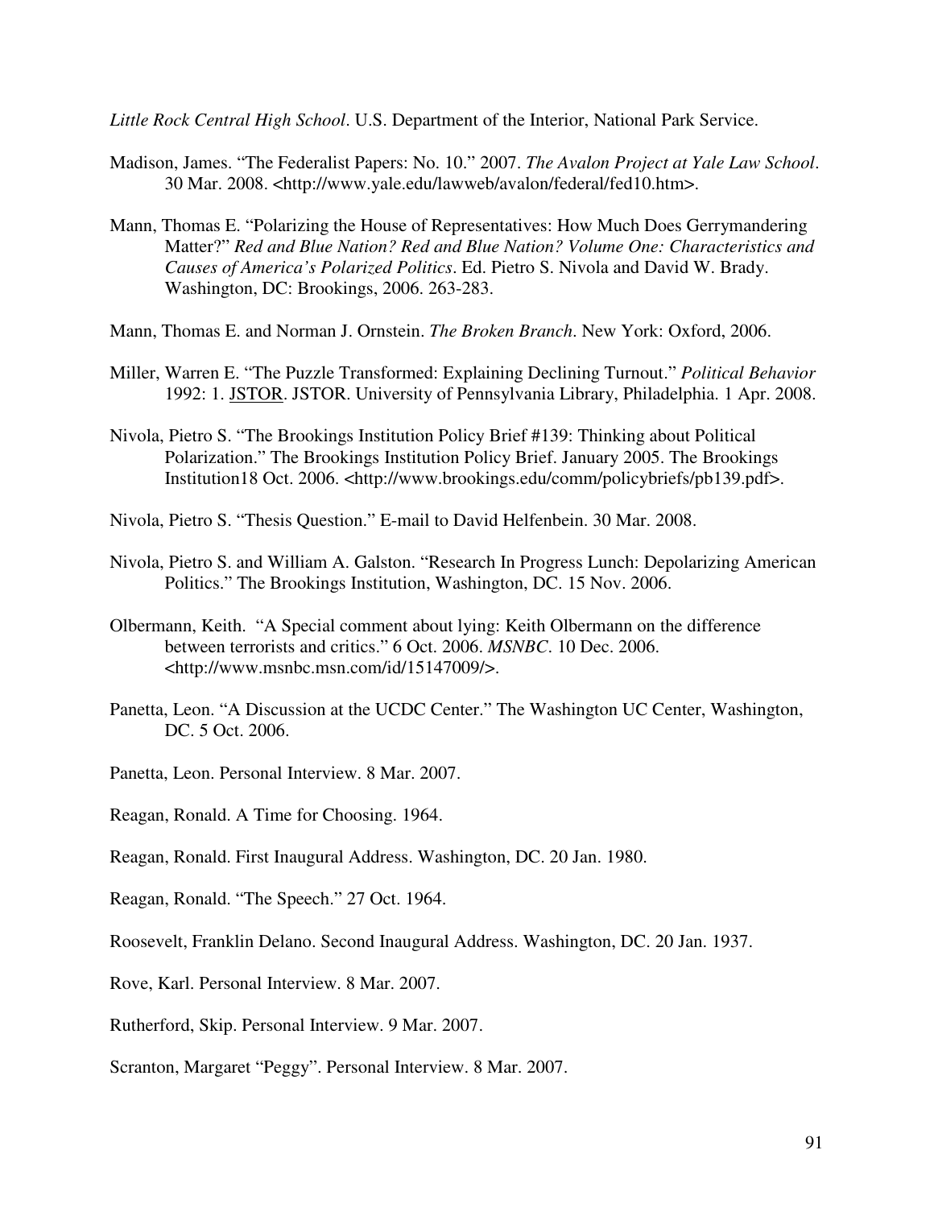*Little Rock Central High School*. U.S. Department of the Interior, National Park Service.

Madison, James. "The Federalist Papers: No. 10." 2007. *The Avalon Project at Yale Law School*. 30 Mar. 2008. <http://www.yale.edu/lawweb/avalon/federal/fed10.htm>.

Mann, Thomas E. "Polarizing the House of Representatives: How Much Does Gerrymandering Matter?" *Red and Blue Nation? Red and Blue Nation? Volume One: Characteristics and Causes of America's Polarized Politics*. Ed. Pietro S. Nivola and David W. Brady. Washington, DC: Brookings, 2006. 263-283.

Mann, Thomas E. and Norman J. Ornstein. *The Broken Branch*. New York: Oxford, 2006.

Miller, Warren E. "The Puzzle Transformed: Explaining Declining Turnout." *Political Behavior* 1992: 1. JSTOR. JSTOR. University of Pennsylvania Library, Philadelphia. 1 Apr. 2008.

Nivola, Pietro S. "The Brookings Institution Policy Brief #139: Thinking about Political Polarization." The Brookings Institution Policy Brief. January 2005. The Brookings Institution18 Oct. 2006. <http://www.brookings.edu/comm/policybriefs/pb139.pdf>.

Nivola, Pietro S. "Thesis Question." E-mail to David Helfenbein. 30 Mar. 2008.

Nivola, Pietro S. and William A. Galston. "Research In Progress Lunch: Depolarizing American Politics." The Brookings Institution, Washington, DC. 15 Nov. 2006.

Olbermann, Keith. "A Special comment about lying: Keith Olbermann on the difference between terrorists and critics." 6 Oct. 2006. *MSNBC*. 10 Dec. 2006. <http://www.msnbc.msn.com/id/15147009/>.

Panetta, Leon. "A Discussion at the UCDC Center." The Washington UC Center, Washington, DC. 5 Oct. 2006.

Panetta, Leon. Personal Interview. 8 Mar. 2007.

Reagan, Ronald. A Time for Choosing. 1964.

Reagan, Ronald. First Inaugural Address. Washington, DC. 20 Jan. 1980.

Reagan, Ronald. "The Speech." 27 Oct. 1964.

Roosevelt, Franklin Delano. Second Inaugural Address. Washington, DC. 20 Jan. 1937.

Rove, Karl. Personal Interview. 8 Mar. 2007.

Rutherford, Skip. Personal Interview. 9 Mar. 2007.

Scranton, Margaret "Peggy". Personal Interview. 8 Mar. 2007.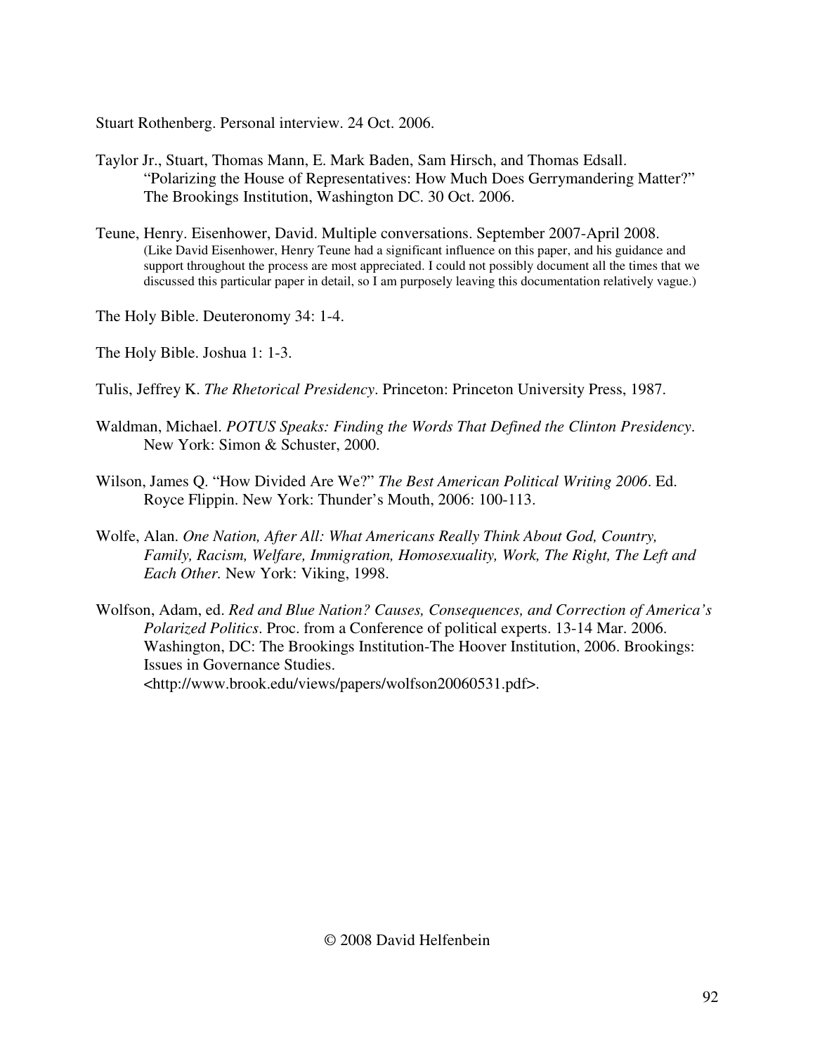Stuart Rothenberg. Personal interview. 24 Oct. 2006.

Taylor Jr., Stuart, Thomas Mann, E. Mark Baden, Sam Hirsch, and Thomas Edsall. "Polarizing the House of Representatives: How Much Does Gerrymandering Matter?" The Brookings Institution, Washington DC. 30 Oct. 2006.

Teune, Henry. Eisenhower, David. Multiple conversations. September 2007-April 2008. (Like David Eisenhower, Henry Teune had a significant influence on this paper, and his guidance and support throughout the process are most appreciated. I could not possibly document all the times that we discussed this particular paper in detail, so I am purposely leaving this documentation relatively vague.)

The Holy Bible. Deuteronomy 34: 1-4.

The Holy Bible. Joshua 1: 1-3.

Tulis, Jeffrey K. *The Rhetorical Presidency*. Princeton: Princeton University Press, 1987.

Waldman, Michael. *POTUS Speaks: Finding the Words That Defined the Clinton Presidency*. New York: Simon & Schuster, 2000.

Wilson, James Q. "How Divided Are We?" *The Best American Political Writing 2006*. Ed. Royce Flippin. New York: Thunder's Mouth, 2006: 100-113.

Wolfe, Alan. *One Nation, After All: What Americans Really Think About God, Country, Family, Racism, Welfare, Immigration, Homosexuality, Work, The Right, The Left and Each Other.* New York: Viking, 1998.

Wolfson, Adam, ed. *Red and Blue Nation? Causes, Consequences, and Correction of America's Polarized Politics*. Proc. from a Conference of political experts. 13-14 Mar. 2006. Washington, DC: The Brookings Institution-The Hoover Institution, 2006. Brookings: Issues in Governance Studies. <http://www.brook.edu/views/papers/wolfson20060531.pdf>.

© 2008 David Helfenbein